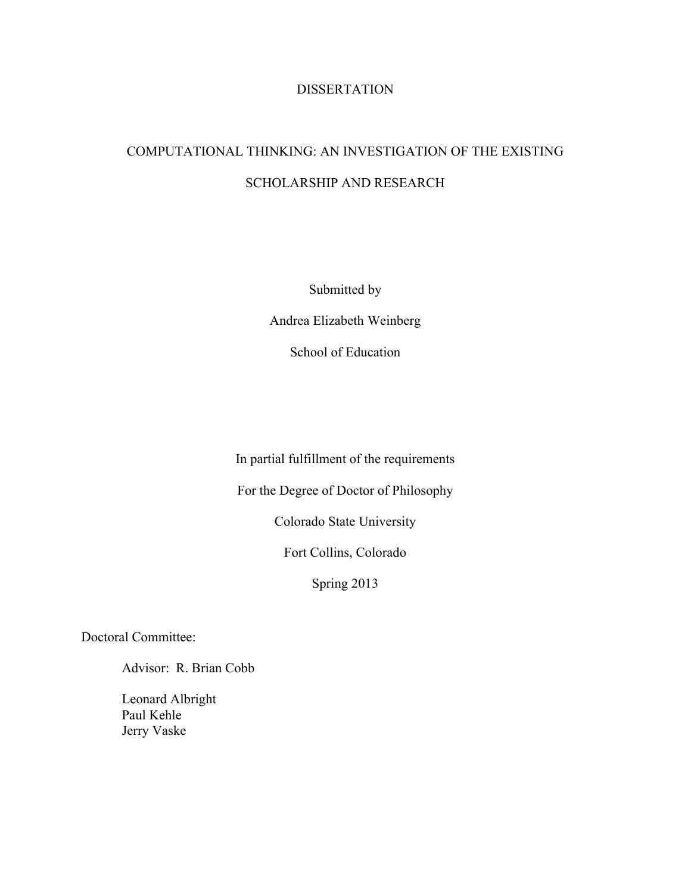DISSERTATION

# COMPUTATIONAL THINKING: AN INVESTIGATION OF THE EXISTING SCHOLARSHIP AND RESEARCH

Submitted by

Andrea Elizabeth Weinberg

School of Education

In partial fulfillment of the requirements

For the Degree of Doctor of Philosophy

Colorado State University

Fort Collins, Colorado

Spring 2013

Doctoral Committee:

Advisor: R. Brian Cobb

Leonard Albright
Paul Kehle
Jerry Vaske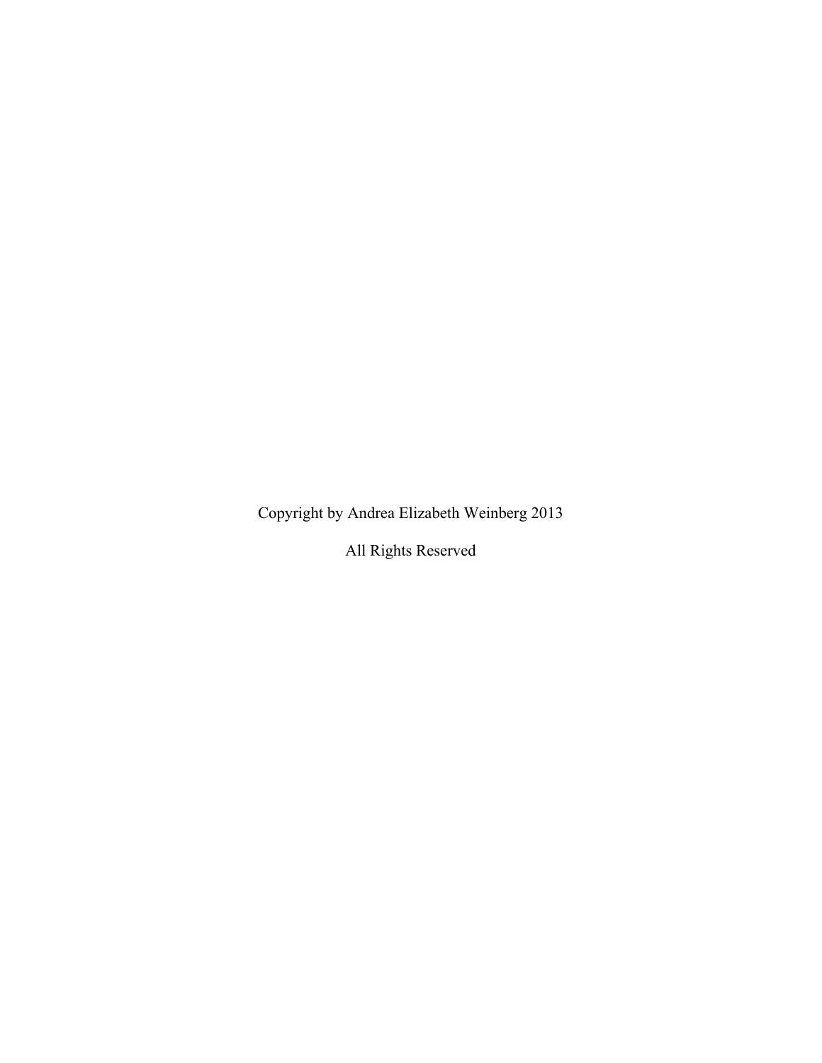Copyright by Andrea Elizabeth Weinberg 2013

All Rights Reserved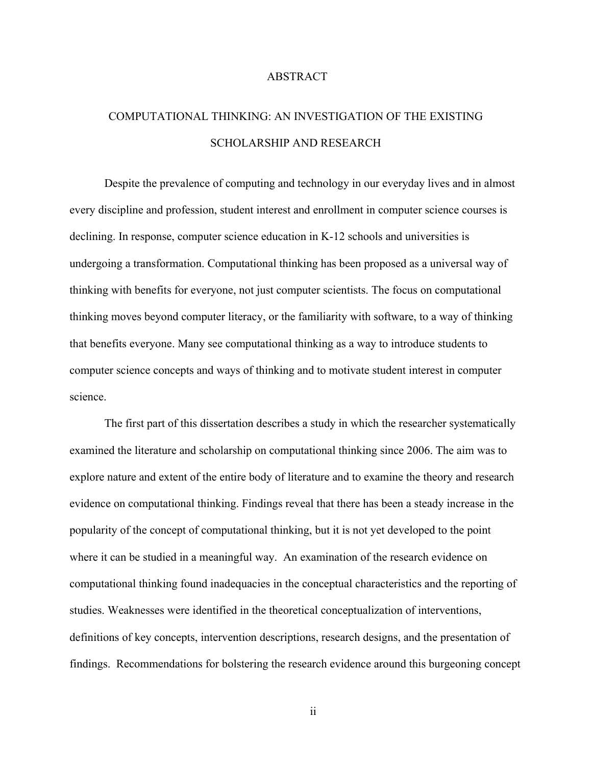# ABSTRACT

## COMPUTATIONAL THINKING: AN INVESTIGATION OF THE EXISTING SCHOLARSHIP AND RESEARCH

Despite the prevalence of computing and technology in our everyday lives and in almost every discipline and profession, student interest and enrollment in computer science courses is declining. In response, computer science education in K-12 schools and universities is undergoing a transformation. Computational thinking has been proposed as a universal way of thinking with benefits for everyone, not just computer scientists. The focus on computational thinking moves beyond computer literacy, or the familiarity with software, to a way of thinking that benefits everyone. Many see computational thinking as a way to introduce students to computer science concepts and ways of thinking and to motivate student interest in computer science.

The first part of this dissertation describes a study in which the researcher systematically examined the literature and scholarship on computational thinking since 2006. The aim was to explore nature and extent of the entire body of literature and to examine the theory and research evidence on computational thinking. Findings reveal that there has been a steady increase in the popularity of the concept of computational thinking, but it is not yet developed to the point where it can be studied in a meaningful way. An examination of the research evidence on computational thinking found inadequacies in the conceptual characteristics and the reporting of studies. Weaknesses were identified in the theoretical conceptualization of interventions, definitions of key concepts, intervention descriptions, research designs, and the presentation of findings. Recommendations for bolstering the research evidence around this burgeoning concept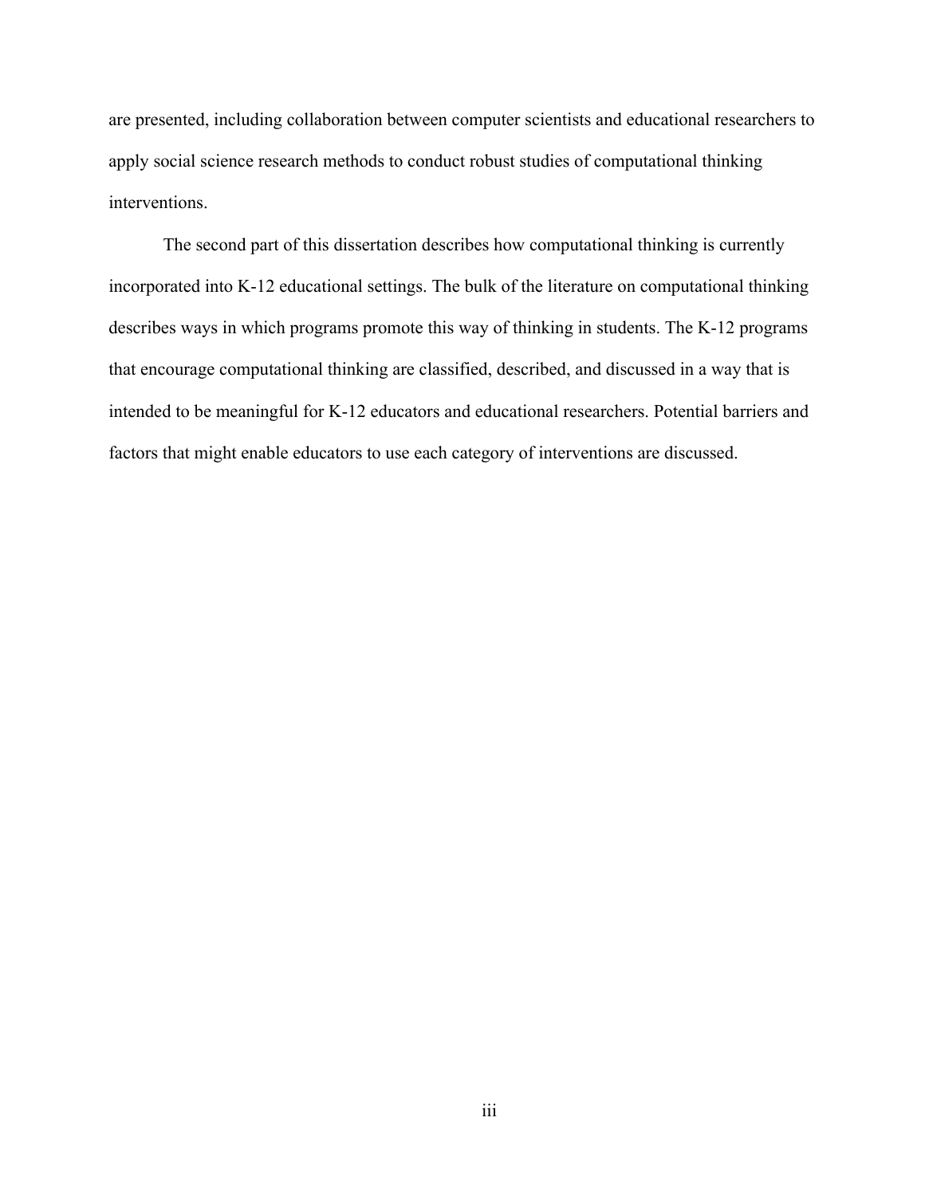are presented, including collaboration between computer scientists and educational researchers to apply social science research methods to conduct robust studies of computational thinking interventions.

The second part of this dissertation describes how computational thinking is currently incorporated into K-12 educational settings. The bulk of the literature on computational thinking describes ways in which programs promote this way of thinking in students. The K-12 programs that encourage computational thinking are classified, described, and discussed in a way that is intended to be meaningful for K-12 educators and educational researchers. Potential barriers and factors that might enable educators to use each category of interventions are discussed.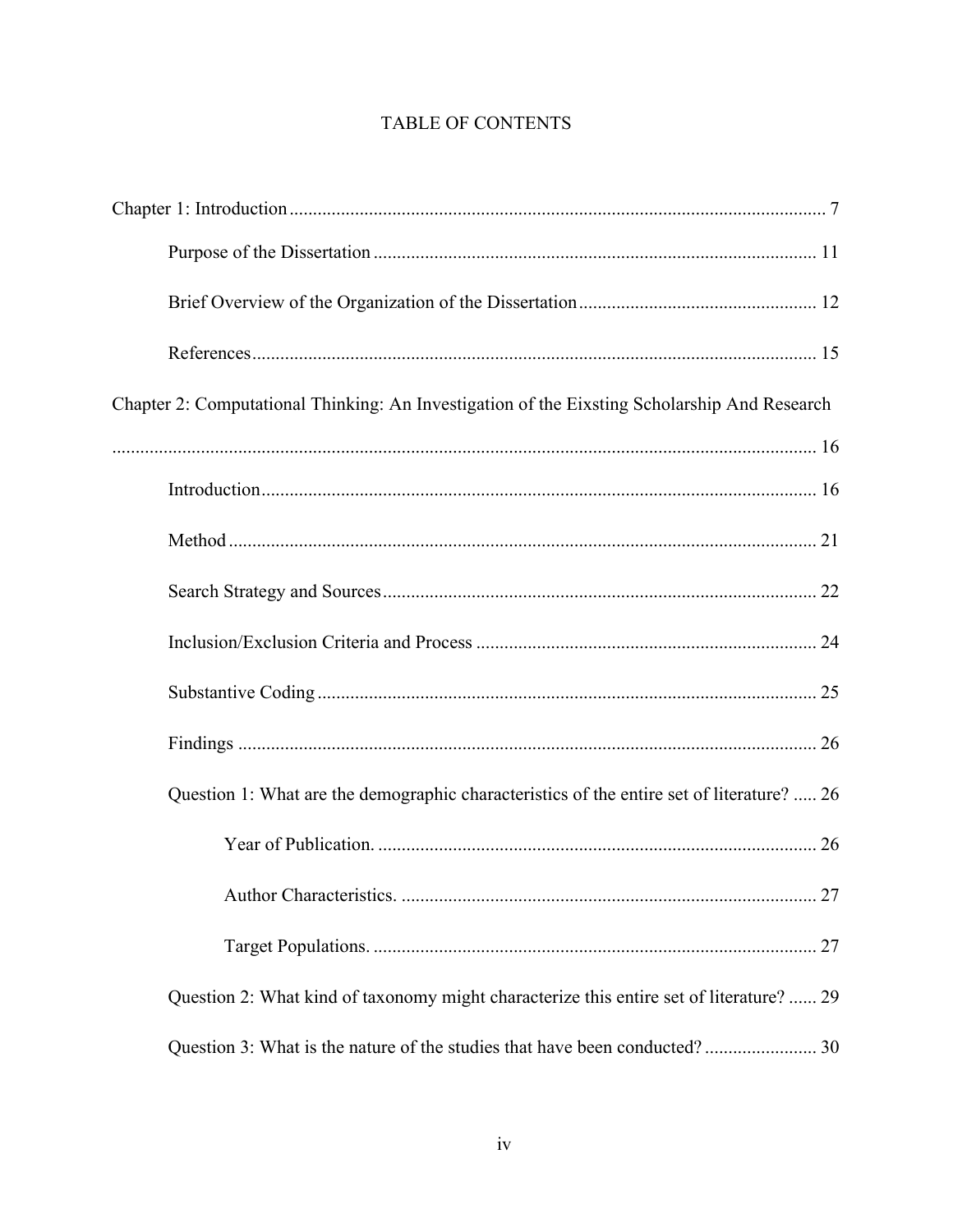# TABLE OF CONTENTS

Chapter 1: Introduction .......... 7

- Purpose of the Dissertation .......... 11
- Brief Overview of the Organization of the Dissertation .......... 12
- References .......... 15

Chapter 2: Computational Thinking: An Investigation of the Eixsting Scholarship And Research .......... 16

- Introduction .......... 16
- Method .......... 21
- Search Strategy and Sources .......... 22
- Inclusion/Exclusion Criteria and Process .......... 24
- Substantive Coding .......... 25
- Findings .......... 26
- Question 1: What are the demographic characteristics of the entire set of literature? .......... 26
  - Year of Publication. .......... 26
  - Author Characteristics. .......... 27
  - Target Populations. .......... 27
- Question 2: What kind of taxonomy might characterize this entire set of literature? .......... 29
- Question 3: What is the nature of the studies that have been conducted? .......... 30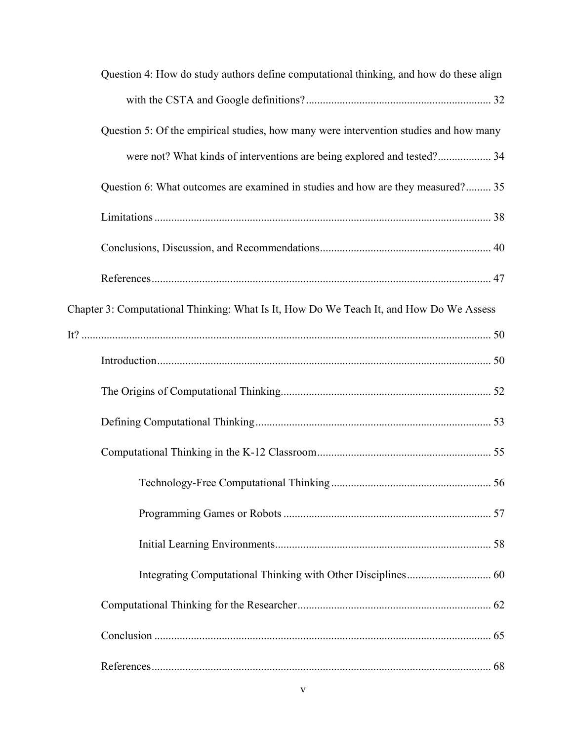Question 4: How do study authors define computational thinking, and how do these align with the CSTA and Google definitions? ..... 32

Question 5: Of the empirical studies, how many were intervention studies and how many were not? What kinds of interventions are being explored and tested? ..... 34

Question 6: What outcomes are examined in studies and how are they measured? ..... 35

Limitations ..... 38

Conclusions, Discussion, and Recommendations ..... 40

References ..... 47

Chapter 3: Computational Thinking: What Is It, How Do We Teach It, and How Do We Assess It? ..... 50

Introduction ..... 50

The Origins of Computational Thinking ..... 52

Defining Computational Thinking ..... 53

Computational Thinking in the K-12 Classroom ..... 55

Technology-Free Computational Thinking ..... 56

Programming Games or Robots ..... 57

Initial Learning Environments ..... 58

Integrating Computational Thinking with Other Disciplines ..... 60

Computational Thinking for the Researcher ..... 62

Conclusion ..... 65

References ..... 68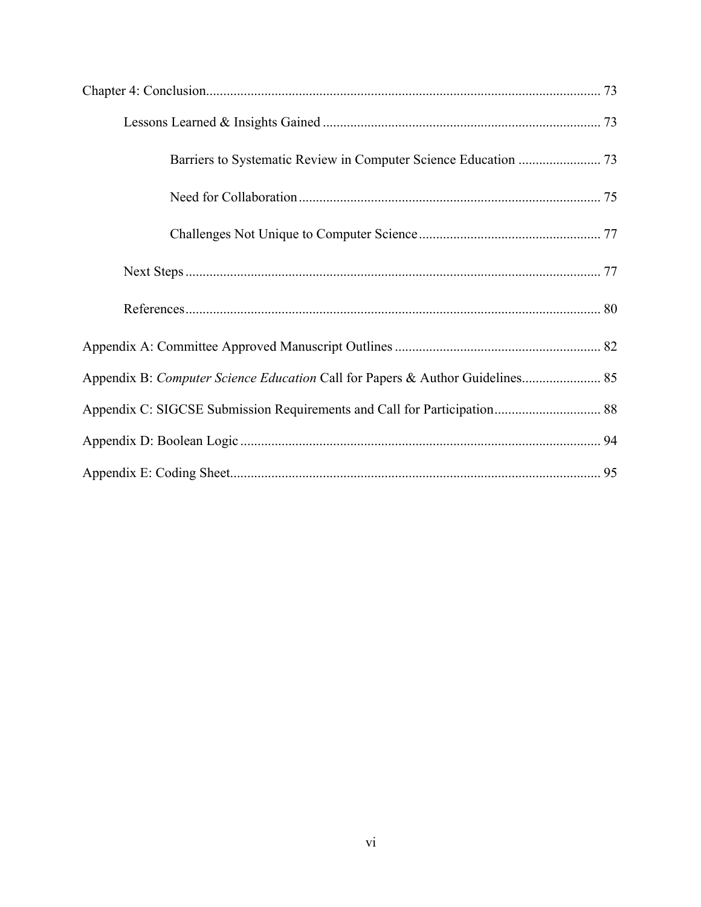Chapter 4: Conclusion .................................................................................................................. 73

Lessons Learned & Insights Gained ................................................................................ 73

Barriers to Systematic Review in Computer Science Education ........................ 73

Need for Collaboration ....................................................................................... 75

Challenges Not Unique to Computer Science .................................................... 77

Next Steps ........................................................................................................................ 77

References ........................................................................................................................ 80

Appendix A: Committee Approved Manuscript Outlines ............................................................ 82

Appendix B: *Computer Science Education* Call for Papers & Author Guidelines ....................... 85

Appendix C: SIGCSE Submission Requirements and Call for Participation ............................... 88

Appendix D: Boolean Logic ........................................................................................................ 94

Appendix E: Coding Sheet ........................................................................................................... 95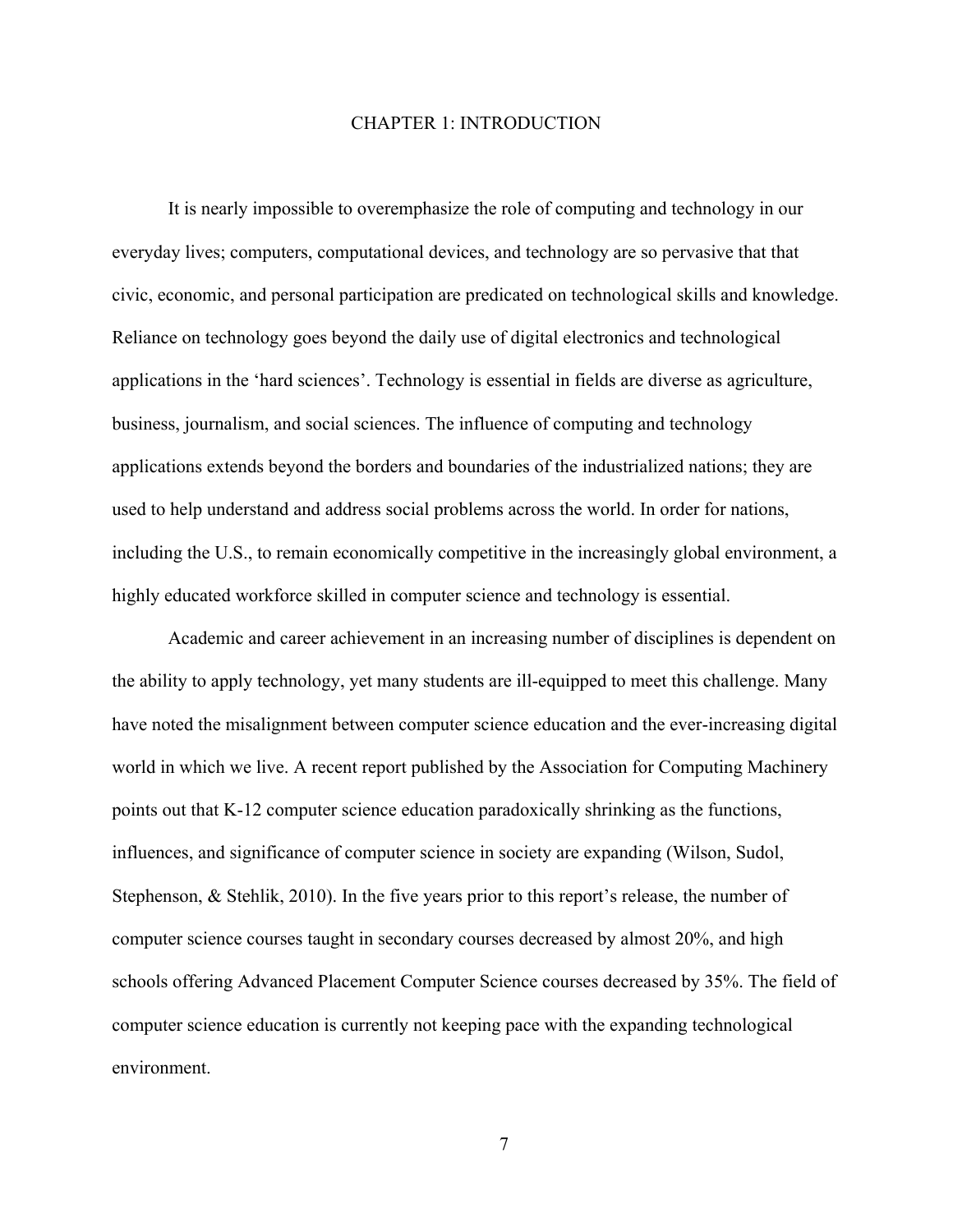# CHAPTER 1: INTRODUCTION

It is nearly impossible to overemphasize the role of computing and technology in our everyday lives; computers, computational devices, and technology are so pervasive that that civic, economic, and personal participation are predicated on technological skills and knowledge. Reliance on technology goes beyond the daily use of digital electronics and technological applications in the 'hard sciences'. Technology is essential in fields are diverse as agriculture, business, journalism, and social sciences. The influence of computing and technology applications extends beyond the borders and boundaries of the industrialized nations; they are used to help understand and address social problems across the world. In order for nations, including the U.S., to remain economically competitive in the increasingly global environment, a highly educated workforce skilled in computer science and technology is essential.

Academic and career achievement in an increasing number of disciplines is dependent on the ability to apply technology, yet many students are ill-equipped to meet this challenge. Many have noted the misalignment between computer science education and the ever-increasing digital world in which we live. A recent report published by the Association for Computing Machinery points out that K-12 computer science education paradoxically shrinking as the functions, influences, and significance of computer science in society are expanding (Wilson, Sudol, Stephenson, & Stehlik, 2010). In the five years prior to this report's release, the number of computer science courses taught in secondary courses decreased by almost 20%, and high schools offering Advanced Placement Computer Science courses decreased by 35%. The field of computer science education is currently not keeping pace with the expanding technological environment.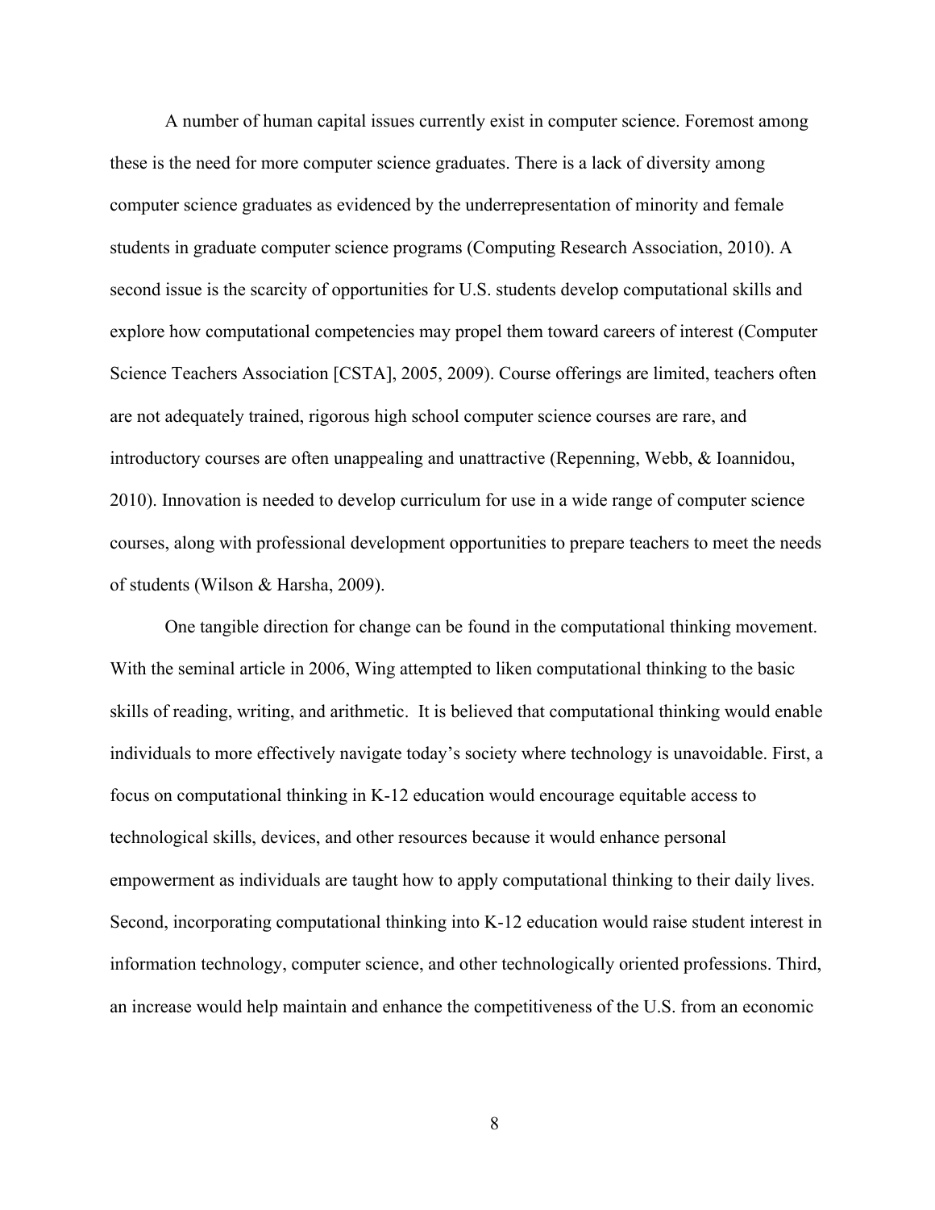A number of human capital issues currently exist in computer science. Foremost among these is the need for more computer science graduates. There is a lack of diversity among computer science graduates as evidenced by the underrepresentation of minority and female students in graduate computer science programs (Computing Research Association, 2010). A second issue is the scarcity of opportunities for U.S. students develop computational skills and explore how computational competencies may propel them toward careers of interest (Computer Science Teachers Association [CSTA], 2005, 2009). Course offerings are limited, teachers often are not adequately trained, rigorous high school computer science courses are rare, and introductory courses are often unappealing and unattractive (Repenning, Webb, & Ioannidou, 2010). Innovation is needed to develop curriculum for use in a wide range of computer science courses, along with professional development opportunities to prepare teachers to meet the needs of students (Wilson & Harsha, 2009).

One tangible direction for change can be found in the computational thinking movement. With the seminal article in 2006, Wing attempted to liken computational thinking to the basic skills of reading, writing, and arithmetic.  It is believed that computational thinking would enable individuals to more effectively navigate today's society where technology is unavoidable. First, a focus on computational thinking in K-12 education would encourage equitable access to technological skills, devices, and other resources because it would enhance personal empowerment as individuals are taught how to apply computational thinking to their daily lives. Second, incorporating computational thinking into K-12 education would raise student interest in information technology, computer science, and other technologically oriented professions. Third, an increase would help maintain and enhance the competitiveness of the U.S. from an economic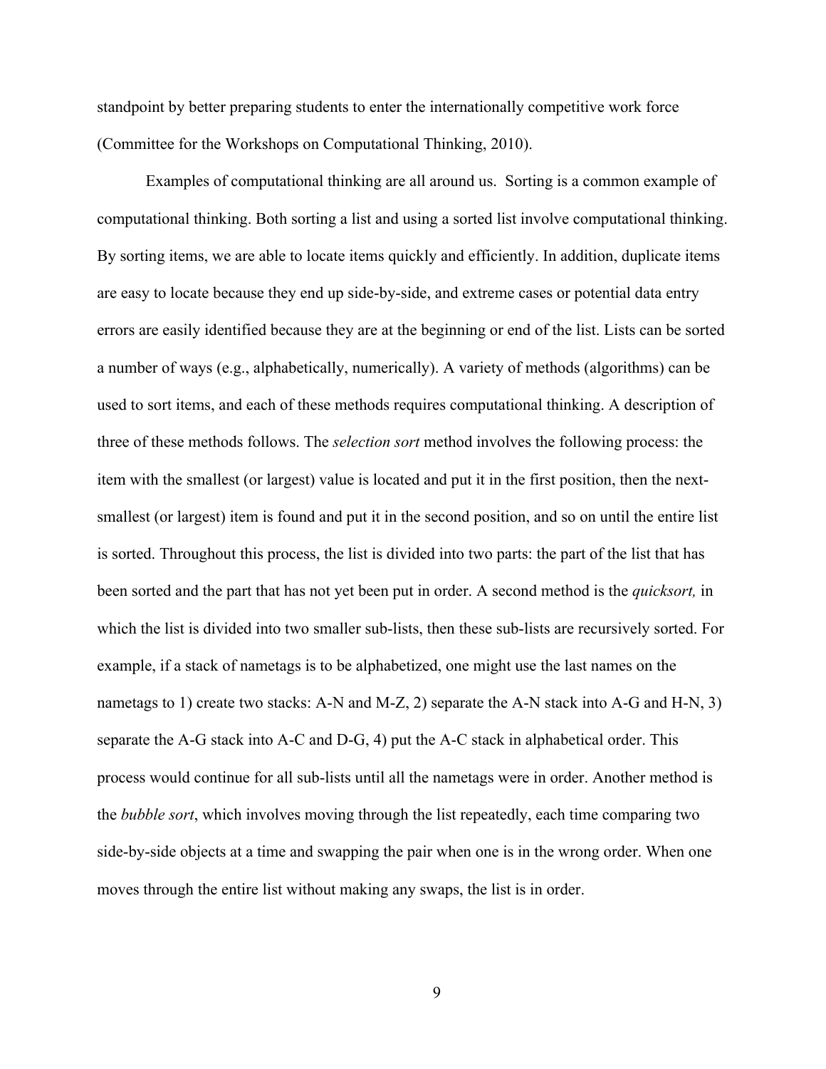standpoint by better preparing students to enter the internationally competitive work force (Committee for the Workshops on Computational Thinking, 2010).

Examples of computational thinking are all around us. Sorting is a common example of computational thinking. Both sorting a list and using a sorted list involve computational thinking. By sorting items, we are able to locate items quickly and efficiently. In addition, duplicate items are easy to locate because they end up side-by-side, and extreme cases or potential data entry errors are easily identified because they are at the beginning or end of the list. Lists can be sorted a number of ways (e.g., alphabetically, numerically). A variety of methods (algorithms) can be used to sort items, and each of these methods requires computational thinking. A description of three of these methods follows. The *selection sort* method involves the following process: the item with the smallest (or largest) value is located and put it in the first position, then the next-smallest (or largest) item is found and put it in the second position, and so on until the entire list is sorted. Throughout this process, the list is divided into two parts: the part of the list that has been sorted and the part that has not yet been put in order. A second method is the *quicksort,* in which the list is divided into two smaller sub-lists, then these sub-lists are recursively sorted. For example, if a stack of nametags is to be alphabetized, one might use the last names on the nametags to 1) create two stacks: A-N and M-Z, 2) separate the A-N stack into A-G and H-N, 3) separate the A-G stack into A-C and D-G, 4) put the A-C stack in alphabetical order. This process would continue for all sub-lists until all the nametags were in order. Another method is the *bubble sort*, which involves moving through the list repeatedly, each time comparing two side-by-side objects at a time and swapping the pair when one is in the wrong order. When one moves through the entire list without making any swaps, the list is in order.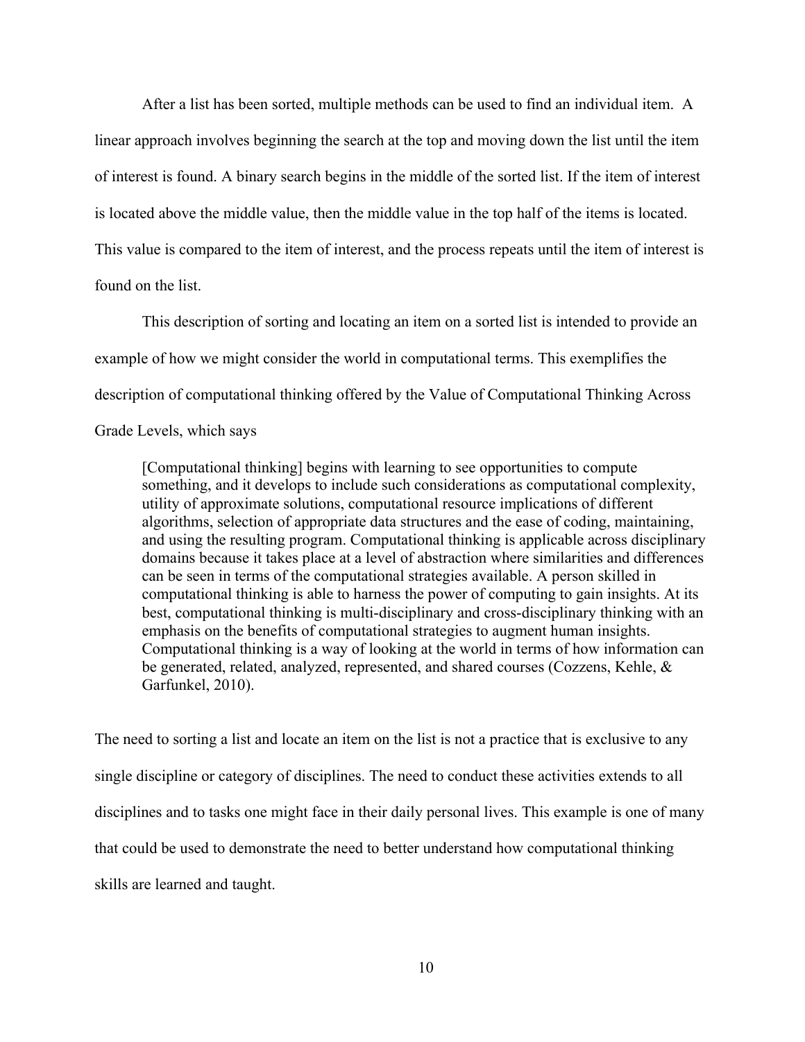After a list has been sorted, multiple methods can be used to find an individual item. A linear approach involves beginning the search at the top and moving down the list until the item of interest is found. A binary search begins in the middle of the sorted list. If the item of interest is located above the middle value, then the middle value in the top half of the items is located. This value is compared to the item of interest, and the process repeats until the item of interest is found on the list.

This description of sorting and locating an item on a sorted list is intended to provide an example of how we might consider the world in computational terms. This exemplifies the description of computational thinking offered by the Value of Computational Thinking Across Grade Levels, which says

> [Computational thinking] begins with learning to see opportunities to compute something, and it develops to include such considerations as computational complexity, utility of approximate solutions, computational resource implications of different algorithms, selection of appropriate data structures and the ease of coding, maintaining, and using the resulting program. Computational thinking is applicable across disciplinary domains because it takes place at a level of abstraction where similarities and differences can be seen in terms of the computational strategies available. A person skilled in computational thinking is able to harness the power of computing to gain insights. At its best, computational thinking is multi-disciplinary and cross-disciplinary thinking with an emphasis on the benefits of computational strategies to augment human insights. Computational thinking is a way of looking at the world in terms of how information can be generated, related, analyzed, represented, and shared courses (Cozzens, Kehle, & Garfunkel, 2010).

The need to sorting a list and locate an item on the list is not a practice that is exclusive to any single discipline or category of disciplines. The need to conduct these activities extends to all disciplines and to tasks one might face in their daily personal lives. This example is one of many that could be used to demonstrate the need to better understand how computational thinking skills are learned and taught.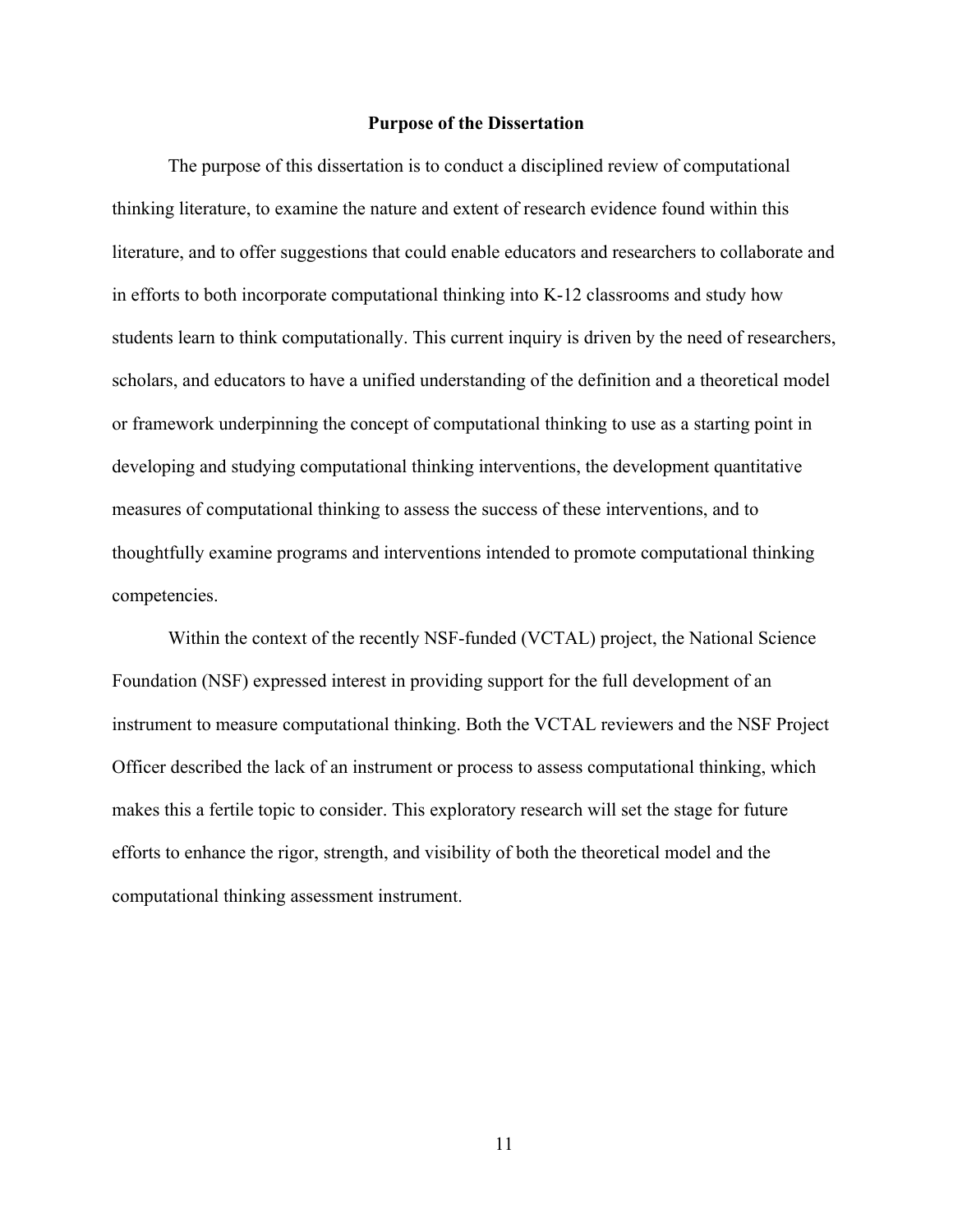## Purpose of the Dissertation

The purpose of this dissertation is to conduct a disciplined review of computational thinking literature, to examine the nature and extent of research evidence found within this literature, and to offer suggestions that could enable educators and researchers to collaborate and in efforts to both incorporate computational thinking into K-12 classrooms and study how students learn to think computationally. This current inquiry is driven by the need of researchers, scholars, and educators to have a unified understanding of the definition and a theoretical model or framework underpinning the concept of computational thinking to use as a starting point in developing and studying computational thinking interventions, the development quantitative measures of computational thinking to assess the success of these interventions, and to thoughtfully examine programs and interventions intended to promote computational thinking competencies.

Within the context of the recently NSF-funded (VCTAL) project, the National Science Foundation (NSF) expressed interest in providing support for the full development of an instrument to measure computational thinking. Both the VCTAL reviewers and the NSF Project Officer described the lack of an instrument or process to assess computational thinking, which makes this a fertile topic to consider. This exploratory research will set the stage for future efforts to enhance the rigor, strength, and visibility of both the theoretical model and the computational thinking assessment instrument.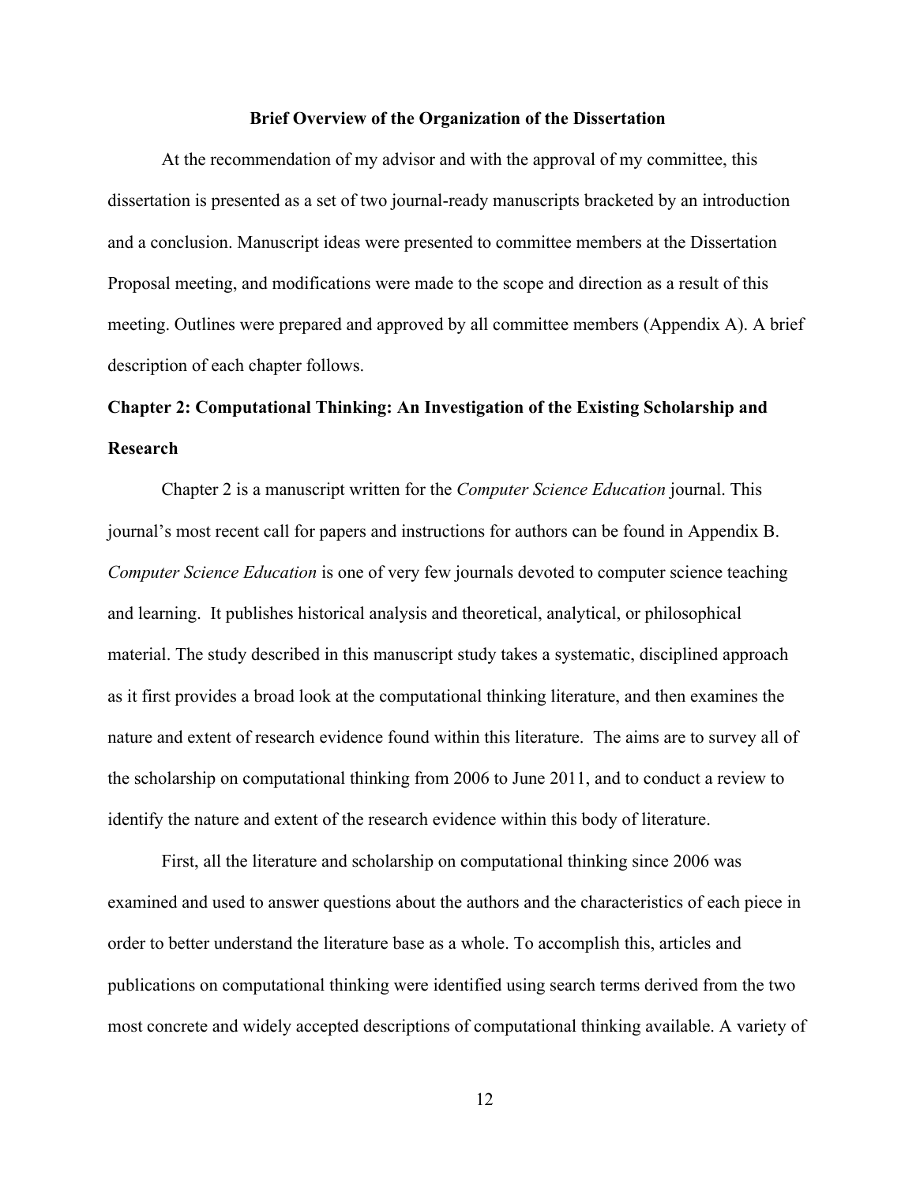## Brief Overview of the Organization of the Dissertation

At the recommendation of my advisor and with the approval of my committee, this dissertation is presented as a set of two journal-ready manuscripts bracketed by an introduction and a conclusion. Manuscript ideas were presented to committee members at the Dissertation Proposal meeting, and modifications were made to the scope and direction as a result of this meeting. Outlines were prepared and approved by all committee members (Appendix A). A brief description of each chapter follows.

### Chapter 2: Computational Thinking: An Investigation of the Existing Scholarship and Research

Chapter 2 is a manuscript written for the *Computer Science Education* journal. This journal's most recent call for papers and instructions for authors can be found in Appendix B. *Computer Science Education* is one of very few journals devoted to computer science teaching and learning. It publishes historical analysis and theoretical, analytical, or philosophical material. The study described in this manuscript study takes a systematic, disciplined approach as it first provides a broad look at the computational thinking literature, and then examines the nature and extent of research evidence found within this literature. The aims are to survey all of the scholarship on computational thinking from 2006 to June 2011, and to conduct a review to identify the nature and extent of the research evidence within this body of literature.

First, all the literature and scholarship on computational thinking since 2006 was examined and used to answer questions about the authors and the characteristics of each piece in order to better understand the literature base as a whole. To accomplish this, articles and publications on computational thinking were identified using search terms derived from the two most concrete and widely accepted descriptions of computational thinking available. A variety of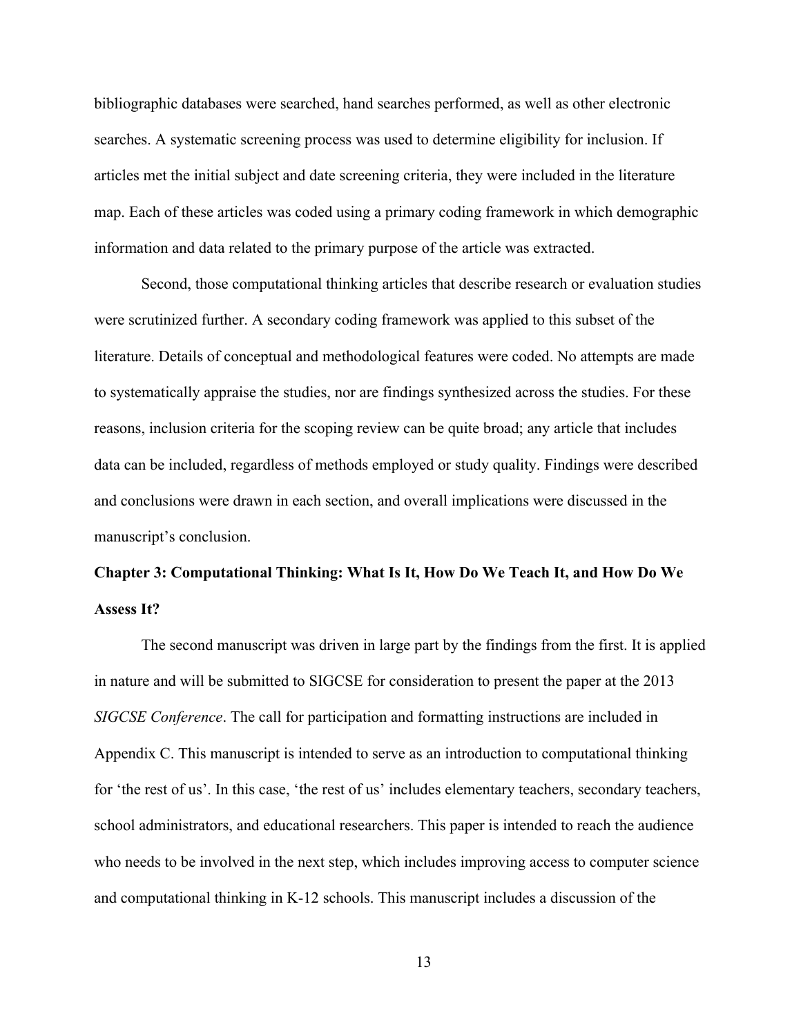bibliographic databases were searched, hand searches performed, as well as other electronic searches. A systematic screening process was used to determine eligibility for inclusion. If articles met the initial subject and date screening criteria, they were included in the literature map. Each of these articles was coded using a primary coding framework in which demographic information and data related to the primary purpose of the article was extracted.

Second, those computational thinking articles that describe research or evaluation studies were scrutinized further. A secondary coding framework was applied to this subset of the literature. Details of conceptual and methodological features were coded. No attempts are made to systematically appraise the studies, nor are findings synthesized across the studies. For these reasons, inclusion criteria for the scoping review can be quite broad; any article that includes data can be included, regardless of methods employed or study quality. Findings were described and conclusions were drawn in each section, and overall implications were discussed in the manuscript's conclusion.

## Chapter 3: Computational Thinking: What Is It, How Do We Teach It, and How Do We Assess It?

The second manuscript was driven in large part by the findings from the first. It is applied in nature and will be submitted to SIGCSE for consideration to present the paper at the 2013 *SIGCSE Conference*. The call for participation and formatting instructions are included in Appendix C. This manuscript is intended to serve as an introduction to computational thinking for 'the rest of us'. In this case, 'the rest of us' includes elementary teachers, secondary teachers, school administrators, and educational researchers. This paper is intended to reach the audience who needs to be involved in the next step, which includes improving access to computer science and computational thinking in K-12 schools. This manuscript includes a discussion of the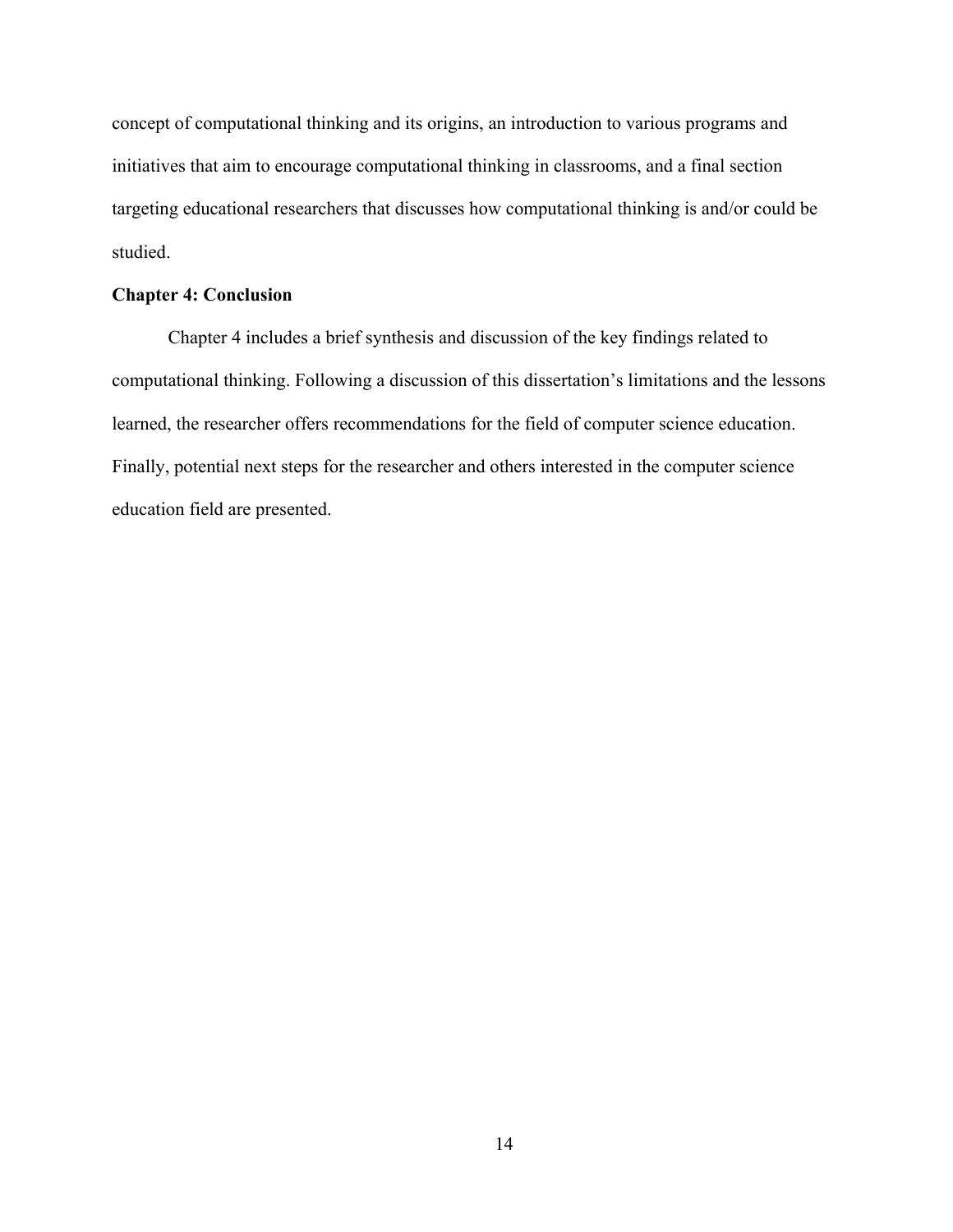concept of computational thinking and its origins, an introduction to various programs and initiatives that aim to encourage computational thinking in classrooms, and a final section targeting educational researchers that discusses how computational thinking is and/or could be studied.

### Chapter 4: Conclusion

Chapter 4 includes a brief synthesis and discussion of the key findings related to computational thinking. Following a discussion of this dissertation's limitations and the lessons learned, the researcher offers recommendations for the field of computer science education. Finally, potential next steps for the researcher and others interested in the computer science education field are presented.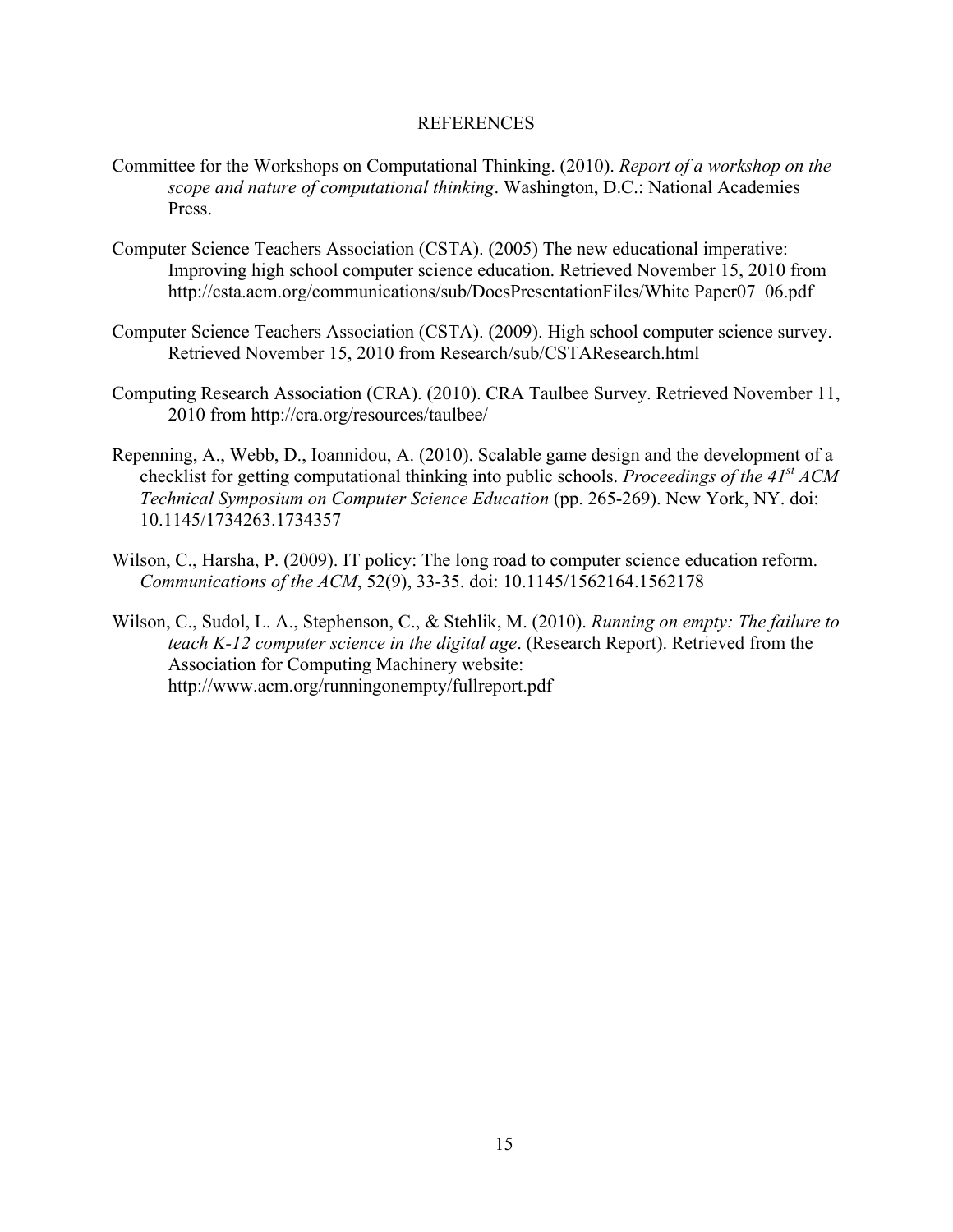# REFERENCES

Committee for the Workshops on Computational Thinking. (2010). *Report of a workshop on the scope and nature of computational thinking*. Washington, D.C.: National Academies Press.

Computer Science Teachers Association (CSTA). (2005) The new educational imperative: Improving high school computer science education. Retrieved November 15, 2010 from http://csta.acm.org/communications/sub/DocsPresentationFiles/White Paper07_06.pdf

Computer Science Teachers Association (CSTA). (2009). High school computer science survey. Retrieved November 15, 2010 from Research/sub/CSTAResearch.html

Computing Research Association (CRA). (2010). CRA Taulbee Survey. Retrieved November 11, 2010 from http://cra.org/resources/taulbee/

Repenning, A., Webb, D., Ioannidou, A. (2010). Scalable game design and the development of a checklist for getting computational thinking into public schools. *Proceedings of the 41st ACM Technical Symposium on Computer Science Education* (pp. 265-269). New York, NY. doi: 10.1145/1734263.1734357

Wilson, C., Harsha, P. (2009). IT policy: The long road to computer science education reform. *Communications of the ACM*, 52(9), 33-35. doi: 10.1145/1562164.1562178

Wilson, C., Sudol, L. A., Stephenson, C., & Stehlik, M. (2010). *Running on empty: The failure to teach K-12 computer science in the digital age*. (Research Report). Retrieved from the Association for Computing Machinery website: http://www.acm.org/runningonempty/fullreport.pdf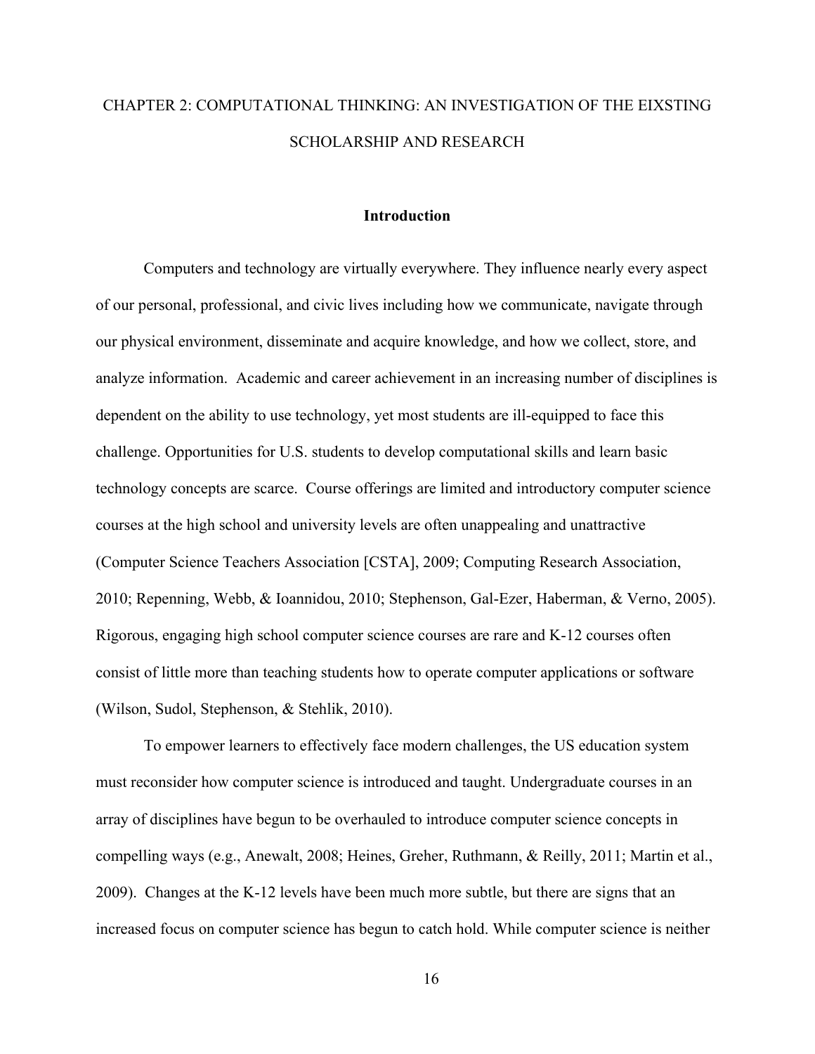# CHAPTER 2: COMPUTATIONAL THINKING: AN INVESTIGATION OF THE EIXSTING SCHOLARSHIP AND RESEARCH

## Introduction

Computers and technology are virtually everywhere. They influence nearly every aspect of our personal, professional, and civic lives including how we communicate, navigate through our physical environment, disseminate and acquire knowledge, and how we collect, store, and analyze information. Academic and career achievement in an increasing number of disciplines is dependent on the ability to use technology, yet most students are ill-equipped to face this challenge. Opportunities for U.S. students to develop computational skills and learn basic technology concepts are scarce. Course offerings are limited and introductory computer science courses at the high school and university levels are often unappealing and unattractive (Computer Science Teachers Association [CSTA], 2009; Computing Research Association, 2010; Repenning, Webb, & Ioannidou, 2010; Stephenson, Gal-Ezer, Haberman, & Verno, 2005). Rigorous, engaging high school computer science courses are rare and K-12 courses often consist of little more than teaching students how to operate computer applications or software (Wilson, Sudol, Stephenson, & Stehlik, 2010).

To empower learners to effectively face modern challenges, the US education system must reconsider how computer science is introduced and taught. Undergraduate courses in an array of disciplines have begun to be overhauled to introduce computer science concepts in compelling ways (e.g., Anewalt, 2008; Heines, Greher, Ruthmann, & Reilly, 2011; Martin et al., 2009). Changes at the K-12 levels have been much more subtle, but there are signs that an increased focus on computer science has begun to catch hold. While computer science is neither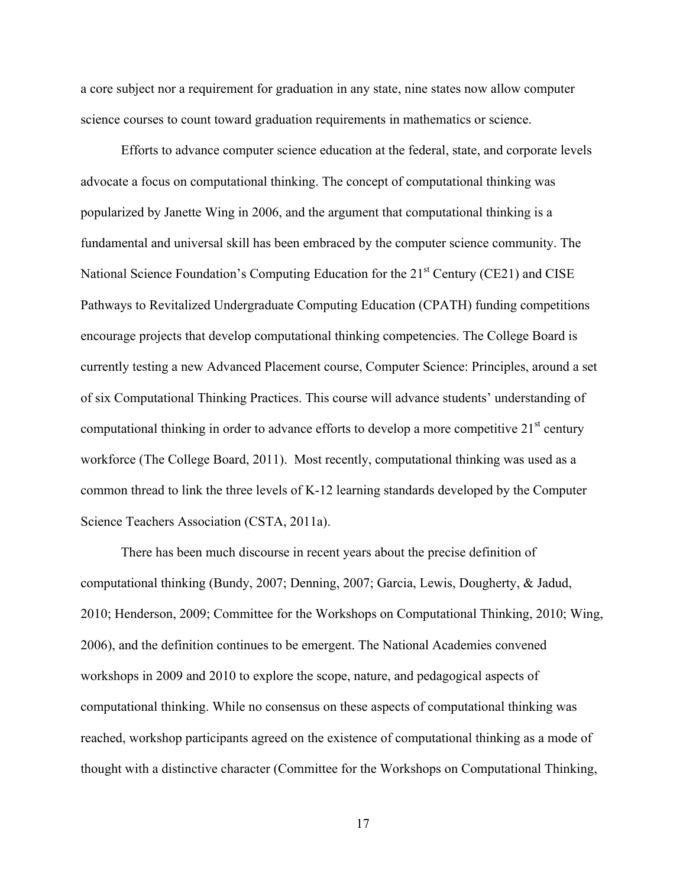a core subject nor a requirement for graduation in any state, nine states now allow computer science courses to count toward graduation requirements in mathematics or science.

Efforts to advance computer science education at the federal, state, and corporate levels advocate a focus on computational thinking. The concept of computational thinking was popularized by Janette Wing in 2006, and the argument that computational thinking is a fundamental and universal skill has been embraced by the computer science community. The National Science Foundation's Computing Education for the 21st Century (CE21) and CISE Pathways to Revitalized Undergraduate Computing Education (CPATH) funding competitions encourage projects that develop computational thinking competencies. The College Board is currently testing a new Advanced Placement course, Computer Science: Principles, around a set of six Computational Thinking Practices. This course will advance students' understanding of computational thinking in order to advance efforts to develop a more competitive 21st century workforce (The College Board, 2011). Most recently, computational thinking was used as a common thread to link the three levels of K-12 learning standards developed by the Computer Science Teachers Association (CSTA, 2011a).

There has been much discourse in recent years about the precise definition of computational thinking (Bundy, 2007; Denning, 2007; Garcia, Lewis, Dougherty, & Jadud, 2010; Henderson, 2009; Committee for the Workshops on Computational Thinking, 2010; Wing, 2006), and the definition continues to be emergent. The National Academies convened workshops in 2009 and 2010 to explore the scope, nature, and pedagogical aspects of computational thinking. While no consensus on these aspects of computational thinking was reached, workshop participants agreed on the existence of computational thinking as a mode of thought with a distinctive character (Committee for the Workshops on Computational Thinking,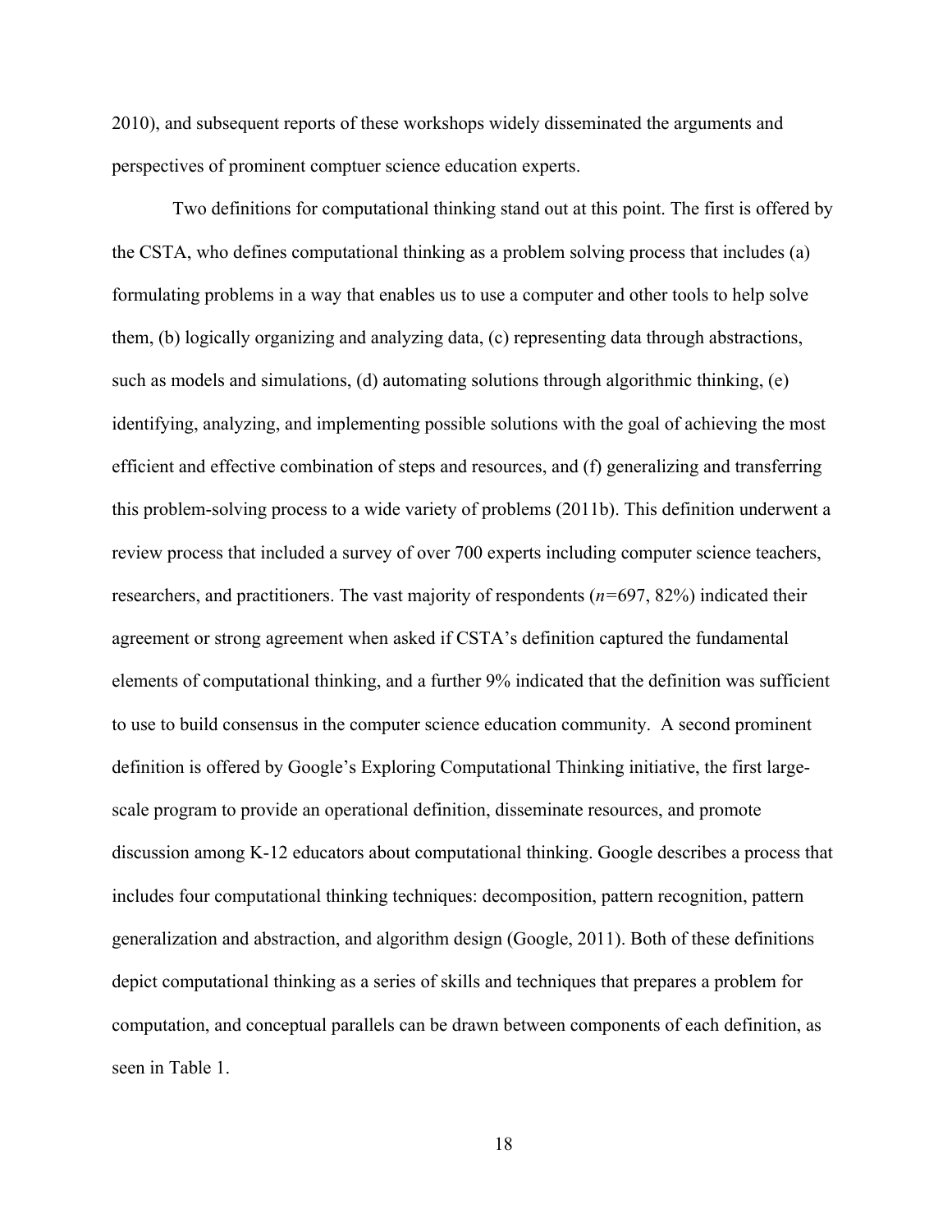2010), and subsequent reports of these workshops widely disseminated the arguments and perspectives of prominent comptuer science education experts.

Two definitions for computational thinking stand out at this point. The first is offered by the CSTA, who defines computational thinking as a problem solving process that includes (a) formulating problems in a way that enables us to use a computer and other tools to help solve them, (b) logically organizing and analyzing data, (c) representing data through abstractions, such as models and simulations, (d) automating solutions through algorithmic thinking, (e) identifying, analyzing, and implementing possible solutions with the goal of achieving the most efficient and effective combination of steps and resources, and (f) generalizing and transferring this problem-solving process to a wide variety of problems (2011b). This definition underwent a review process that included a survey of over 700 experts including computer science teachers, researchers, and practitioners. The vast majority of respondents (*n*=697, 82%) indicated their agreement or strong agreement when asked if CSTA's definition captured the fundamental elements of computational thinking, and a further 9% indicated that the definition was sufficient to use to build consensus in the computer science education community. A second prominent definition is offered by Google's Exploring Computational Thinking initiative, the first large-scale program to provide an operational definition, disseminate resources, and promote discussion among K-12 educators about computational thinking. Google describes a process that includes four computational thinking techniques: decomposition, pattern recognition, pattern generalization and abstraction, and algorithm design (Google, 2011). Both of these definitions depict computational thinking as a series of skills and techniques that prepares a problem for computation, and conceptual parallels can be drawn between components of each definition, as seen in Table 1.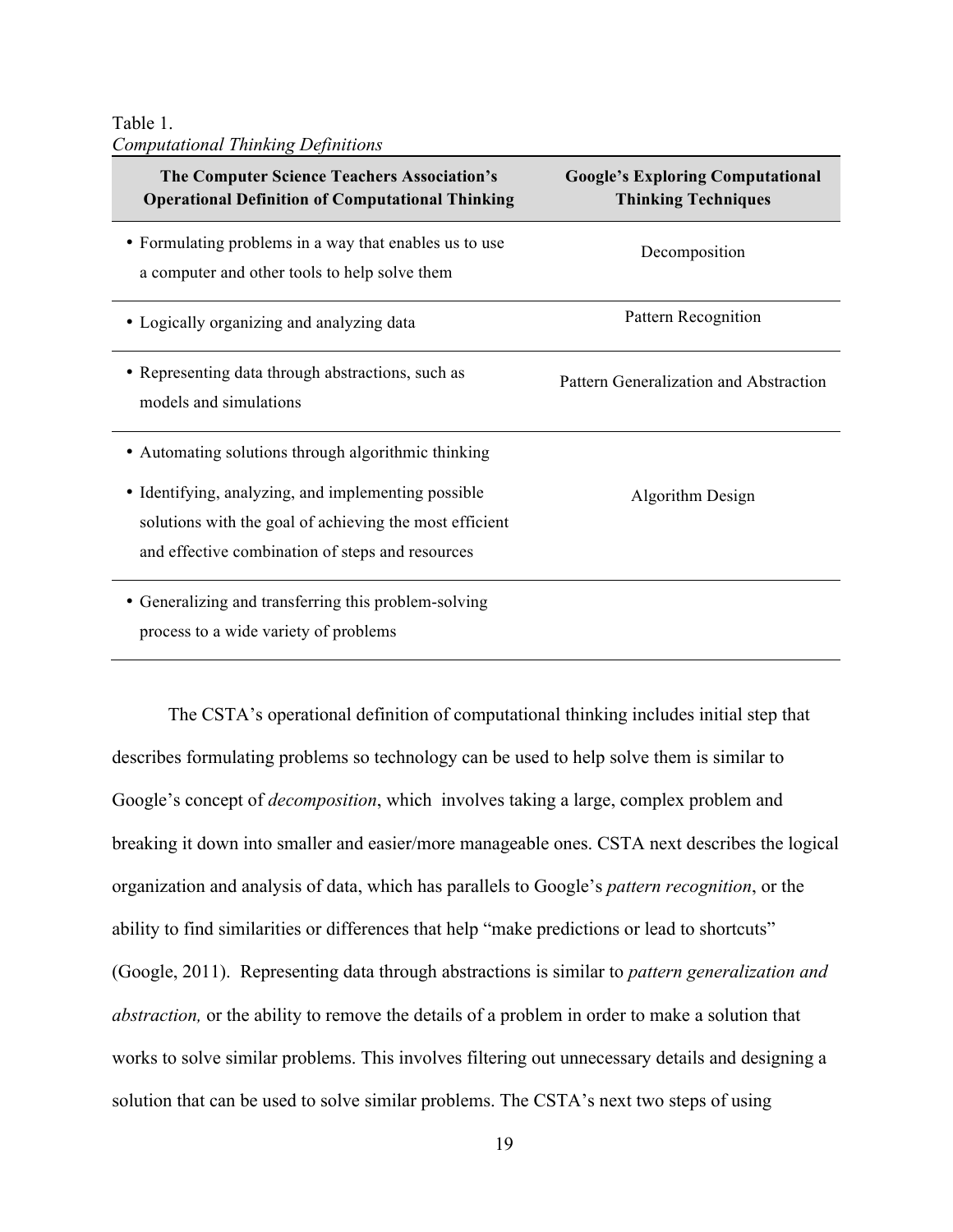Table 1.
*Computational Thinking Definitions*

| The Computer Science Teachers Association's Operational Definition of Computational Thinking | Google's Exploring Computational Thinking Techniques |
|---|---|
| • Formulating problems in a way that enables us to use a computer and other tools to help solve them | Decomposition |
| • Logically organizing and analyzing data | Pattern Recognition |
| • Representing data through abstractions, such as models and simulations | Pattern Generalization and Abstraction |
| • Automating solutions through algorithmic thinking<br>• Identifying, analyzing, and implementing possible solutions with the goal of achieving the most efficient and effective combination of steps and resources | Algorithm Design |
| • Generalizing and transferring this problem-solving process to a wide variety of problems | |

The CSTA's operational definition of computational thinking includes initial step that describes formulating problems so technology can be used to help solve them is similar to Google's concept of *decomposition*, which involves taking a large, complex problem and breaking it down into smaller and easier/more manageable ones. CSTA next describes the logical organization and analysis of data, which has parallels to Google's *pattern recognition*, or the ability to find similarities or differences that help "make predictions or lead to shortcuts" (Google, 2011). Representing data through abstractions is similar to *pattern generalization and abstraction,* or the ability to remove the details of a problem in order to make a solution that works to solve similar problems. This involves filtering out unnecessary details and designing a solution that can be used to solve similar problems. The CSTA's next two steps of using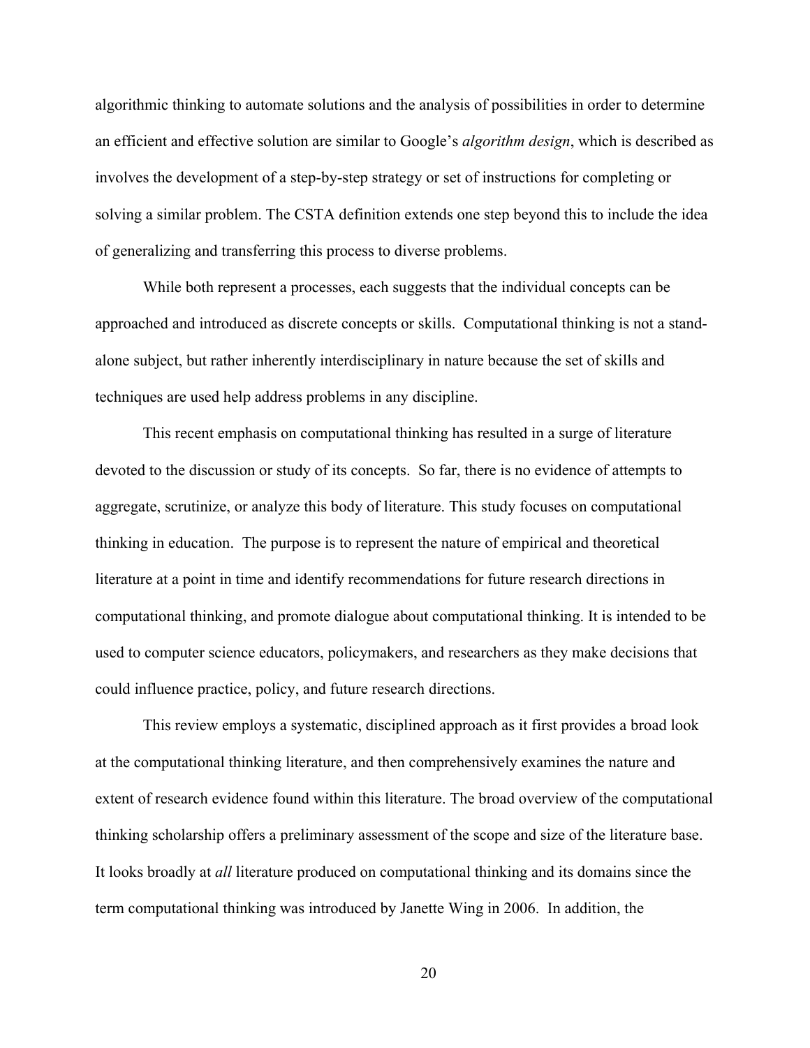algorithmic thinking to automate solutions and the analysis of possibilities in order to determine an efficient and effective solution are similar to Google's *algorithm design*, which is described as involves the development of a step-by-step strategy or set of instructions for completing or solving a similar problem. The CSTA definition extends one step beyond this to include the idea of generalizing and transferring this process to diverse problems.

While both represent a processes, each suggests that the individual concepts can be approached and introduced as discrete concepts or skills. Computational thinking is not a stand-alone subject, but rather inherently interdisciplinary in nature because the set of skills and techniques are used help address problems in any discipline.

This recent emphasis on computational thinking has resulted in a surge of literature devoted to the discussion or study of its concepts. So far, there is no evidence of attempts to aggregate, scrutinize, or analyze this body of literature. This study focuses on computational thinking in education. The purpose is to represent the nature of empirical and theoretical literature at a point in time and identify recommendations for future research directions in computational thinking, and promote dialogue about computational thinking. It is intended to be used to computer science educators, policymakers, and researchers as they make decisions that could influence practice, policy, and future research directions.

This review employs a systematic, disciplined approach as it first provides a broad look at the computational thinking literature, and then comprehensively examines the nature and extent of research evidence found within this literature. The broad overview of the computational thinking scholarship offers a preliminary assessment of the scope and size of the literature base. It looks broadly at *all* literature produced on computational thinking and its domains since the term computational thinking was introduced by Janette Wing in 2006. In addition, the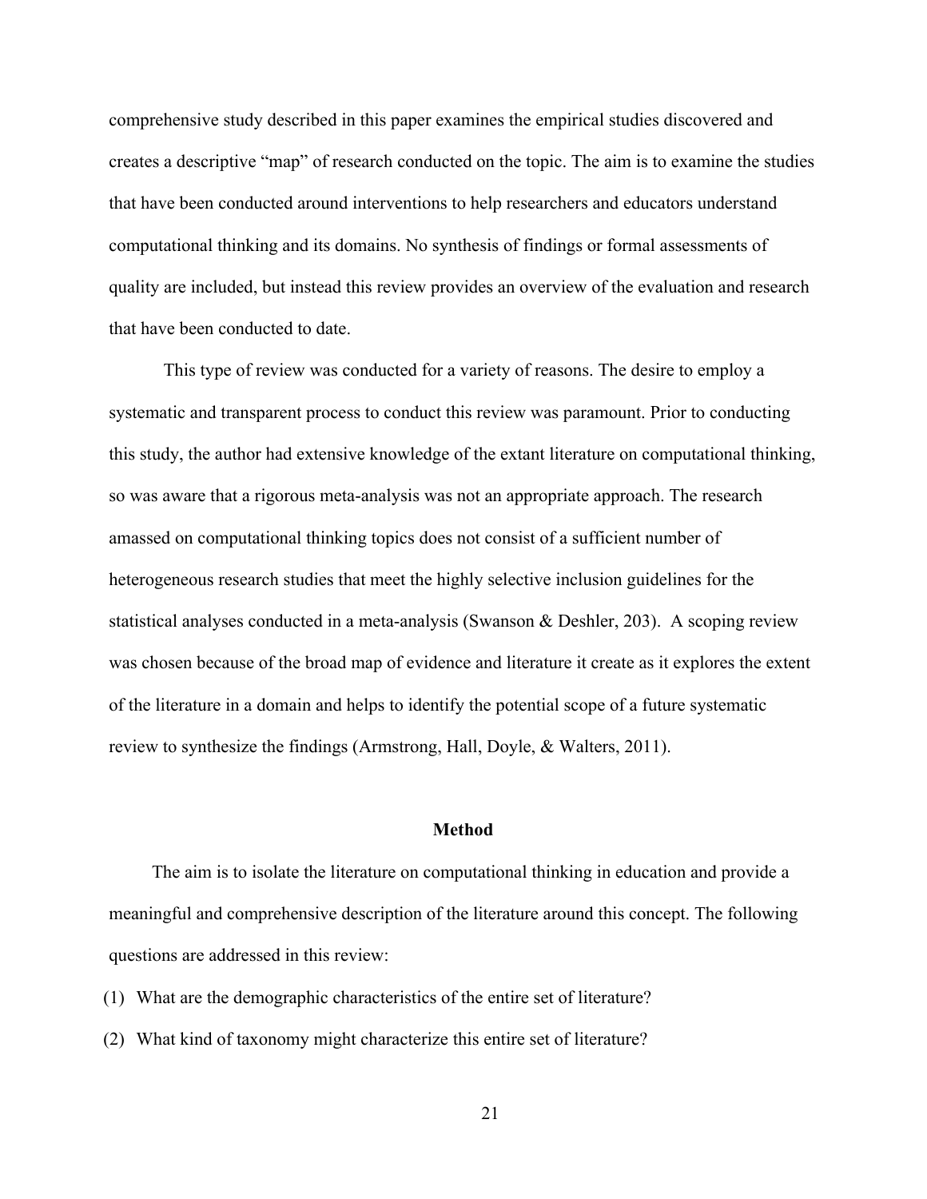comprehensive study described in this paper examines the empirical studies discovered and creates a descriptive "map" of research conducted on the topic. The aim is to examine the studies that have been conducted around interventions to help researchers and educators understand computational thinking and its domains. No synthesis of findings or formal assessments of quality are included, but instead this review provides an overview of the evaluation and research that have been conducted to date.

This type of review was conducted for a variety of reasons. The desire to employ a systematic and transparent process to conduct this review was paramount. Prior to conducting this study, the author had extensive knowledge of the extant literature on computational thinking, so was aware that a rigorous meta-analysis was not an appropriate approach. The research amassed on computational thinking topics does not consist of a sufficient number of heterogeneous research studies that meet the highly selective inclusion guidelines for the statistical analyses conducted in a meta-analysis (Swanson & Deshler, 203). A scoping review was chosen because of the broad map of evidence and literature it create as it explores the extent of the literature in a domain and helps to identify the potential scope of a future systematic review to synthesize the findings (Armstrong, Hall, Doyle, & Walters, 2011).

## Method

The aim is to isolate the literature on computational thinking in education and provide a meaningful and comprehensive description of the literature around this concept. The following questions are addressed in this review:

(1) What are the demographic characteristics of the entire set of literature?

(2) What kind of taxonomy might characterize this entire set of literature?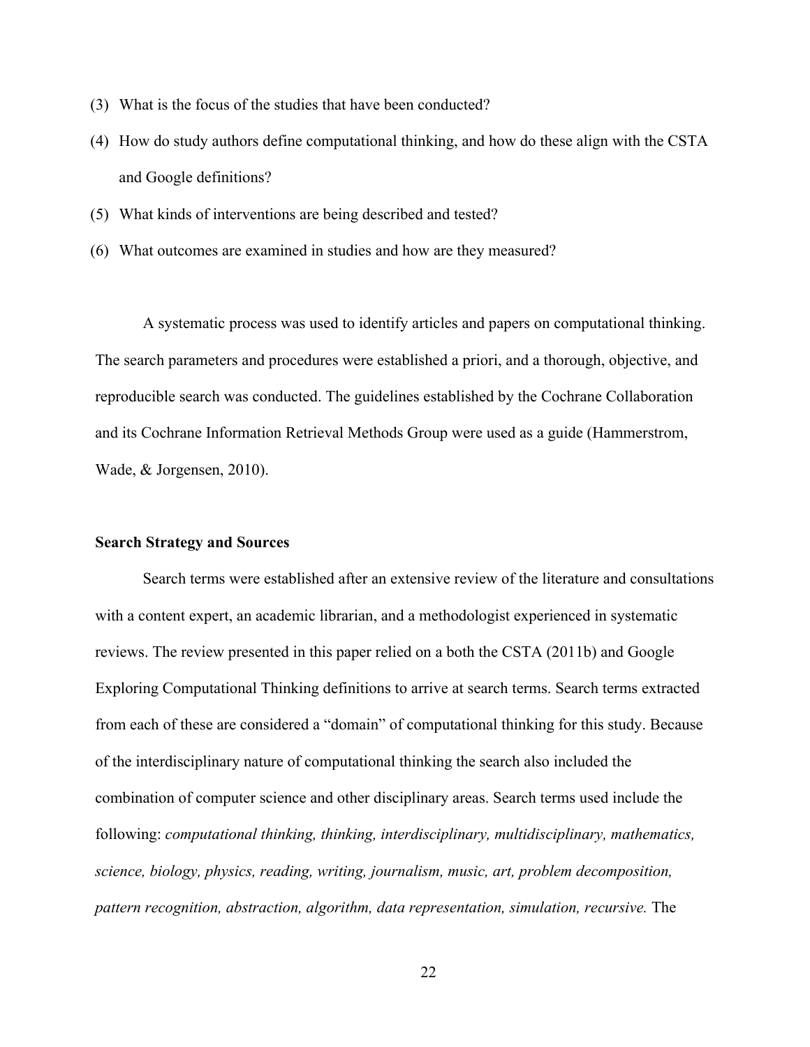(3) What is the focus of the studies that have been conducted?

(4) How do study authors define computational thinking, and how do these align with the CSTA and Google definitions?

(5) What kinds of interventions are being described and tested?

(6) What outcomes are examined in studies and how are they measured?

A systematic process was used to identify articles and papers on computational thinking. The search parameters and procedures were established a priori, and a thorough, objective, and reproducible search was conducted. The guidelines established by the Cochrane Collaboration and its Cochrane Information Retrieval Methods Group were used as a guide (Hammerstrom, Wade, & Jorgensen, 2010).

**Search Strategy and Sources**

Search terms were established after an extensive review of the literature and consultations with a content expert, an academic librarian, and a methodologist experienced in systematic reviews. The review presented in this paper relied on a both the CSTA (2011b) and Google Exploring Computational Thinking definitions to arrive at search terms. Search terms extracted from each of these are considered a "domain" of computational thinking for this study. Because of the interdisciplinary nature of computational thinking the search also included the combination of computer science and other disciplinary areas. Search terms used include the following: *computational thinking, thinking, interdisciplinary, multidisciplinary, mathematics, science, biology, physics, reading, writing, journalism, music, art, problem decomposition, pattern recognition, abstraction, algorithm, data representation, simulation, recursive.* The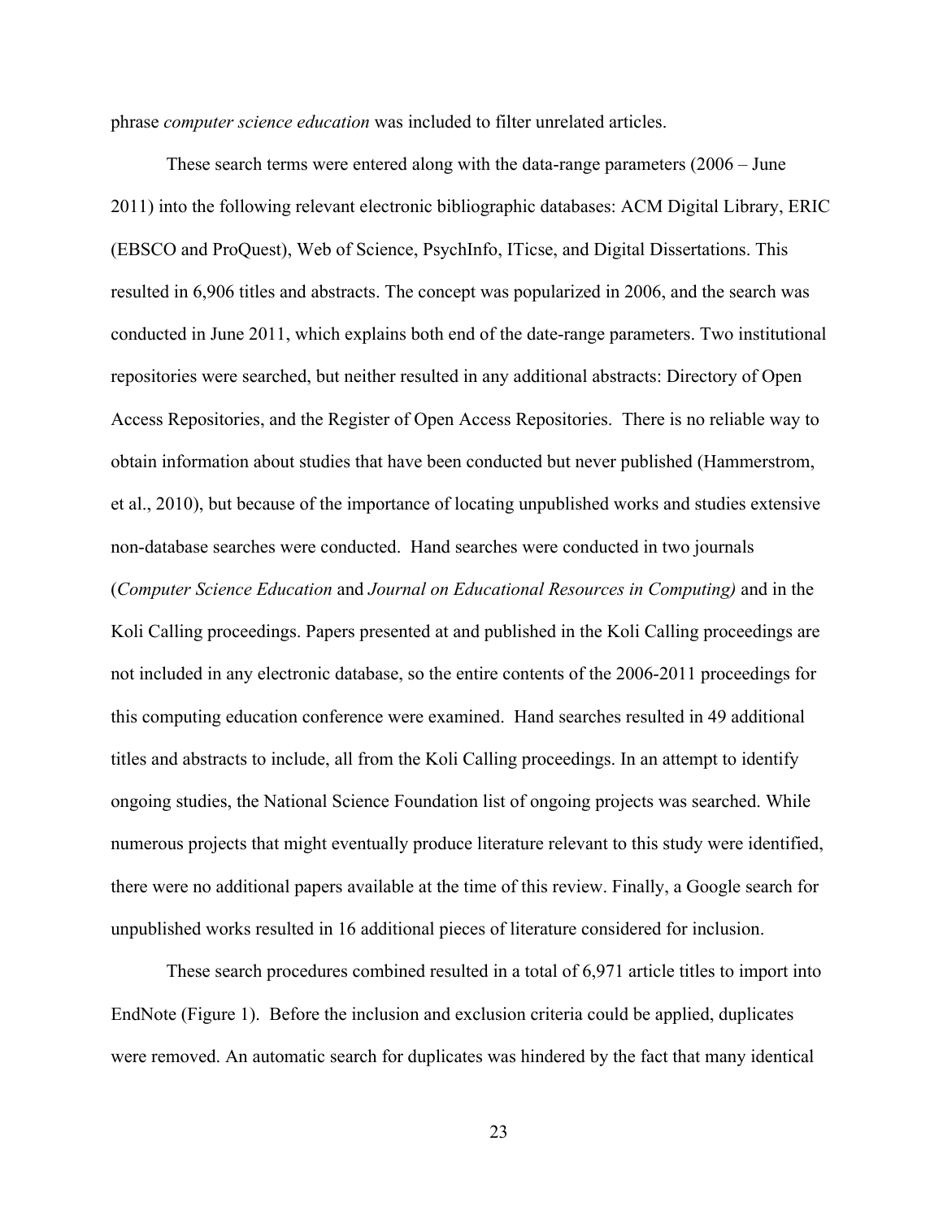phrase *computer science education* was included to filter unrelated articles.

These search terms were entered along with the data-range parameters (2006 – June 2011) into the following relevant electronic bibliographic databases: ACM Digital Library, ERIC (EBSCO and ProQuest), Web of Science, PsychInfo, ITicse, and Digital Dissertations. This resulted in 6,906 titles and abstracts. The concept was popularized in 2006, and the search was conducted in June 2011, which explains both end of the date-range parameters. Two institutional repositories were searched, but neither resulted in any additional abstracts: Directory of Open Access Repositories, and the Register of Open Access Repositories. There is no reliable way to obtain information about studies that have been conducted but never published (Hammerstrom, et al., 2010), but because of the importance of locating unpublished works and studies extensive non-database searches were conducted. Hand searches were conducted in two journals (*Computer Science Education* and *Journal on Educational Resources in Computing)* and in the Koli Calling proceedings. Papers presented at and published in the Koli Calling proceedings are not included in any electronic database, so the entire contents of the 2006-2011 proceedings for this computing education conference were examined. Hand searches resulted in 49 additional titles and abstracts to include, all from the Koli Calling proceedings. In an attempt to identify ongoing studies, the National Science Foundation list of ongoing projects was searched. While numerous projects that might eventually produce literature relevant to this study were identified, there were no additional papers available at the time of this review. Finally, a Google search for unpublished works resulted in 16 additional pieces of literature considered for inclusion.

These search procedures combined resulted in a total of 6,971 article titles to import into EndNote (Figure 1). Before the inclusion and exclusion criteria could be applied, duplicates were removed. An automatic search for duplicates was hindered by the fact that many identical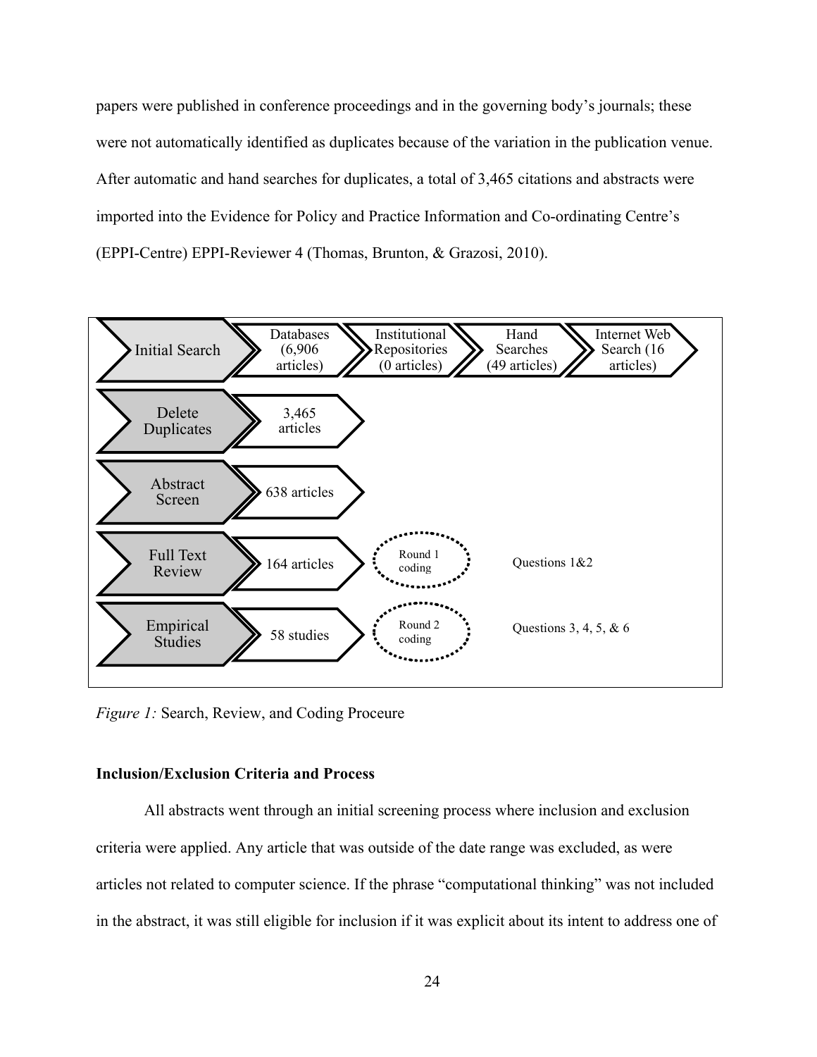papers were published in conference proceedings and in the governing body's journals; these were not automatically identified as duplicates because of the variation in the publication venue. After automatic and hand searches for duplicates, a total of 3,465 citations and abstracts were imported into the Evidence for Policy and Practice Information and Co-ordinating Centre's (EPPI-Centre) EPPI-Reviewer 4 (Thomas, Brunton, & Grazosi, 2010).

| Stage | Result | | | |
|---|---|---|---|---|
| Initial Search | Databases (6,906 articles) | Institutional Repositories (0 articles) | Hand Searches (49 articles) | Internet Web Search (16 articles) |
| Delete Duplicates | 3,465 articles | | | |
| Abstract Screen | 638 articles | | | |
| Full Text Review | 164 articles | Round 1 coding | Questions 1&2 | |
| Empirical Studies | 58 studies | Round 2 coding | Questions 3, 4, 5, & 6 | |

*Figure 1:* Search, Review, and Coding Proceure

**Inclusion/Exclusion Criteria and Process**

All abstracts went through an initial screening process where inclusion and exclusion criteria were applied. Any article that was outside of the date range was excluded, as were articles not related to computer science. If the phrase "computational thinking" was not included in the abstract, it was still eligible for inclusion if it was explicit about its intent to address one of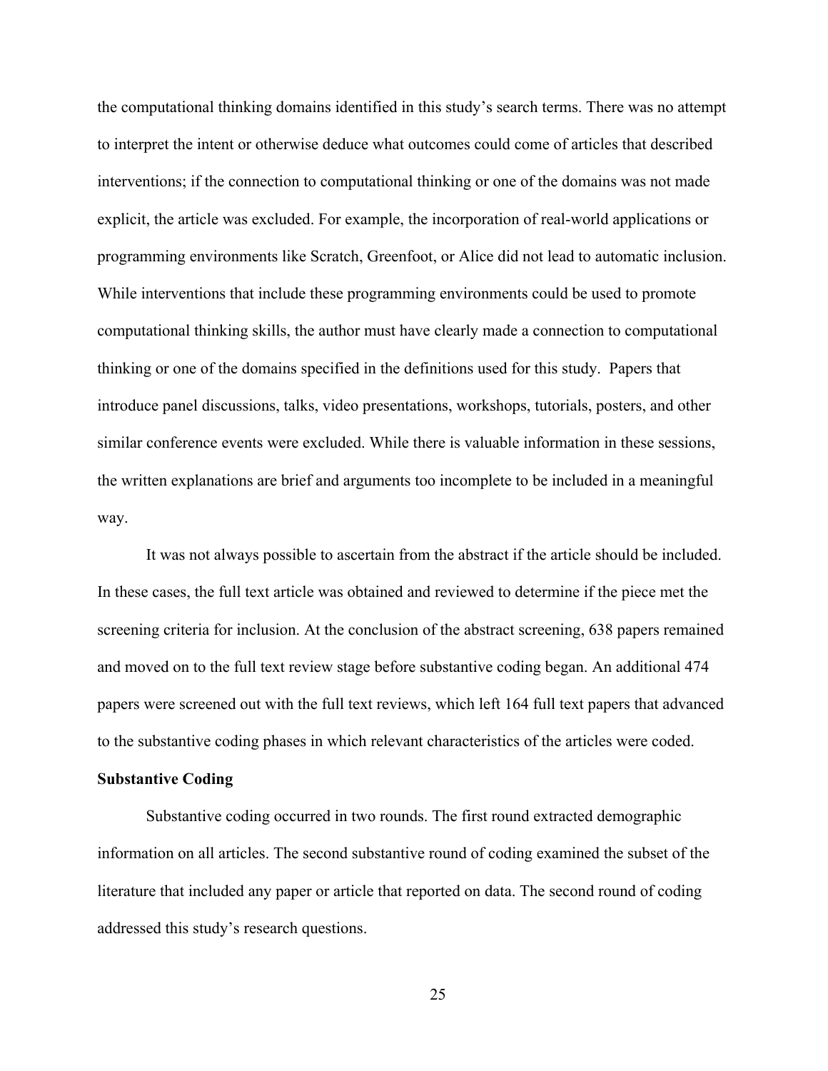the computational thinking domains identified in this study's search terms. There was no attempt to interpret the intent or otherwise deduce what outcomes could come of articles that described interventions; if the connection to computational thinking or one of the domains was not made explicit, the article was excluded. For example, the incorporation of real-world applications or programming environments like Scratch, Greenfoot, or Alice did not lead to automatic inclusion. While interventions that include these programming environments could be used to promote computational thinking skills, the author must have clearly made a connection to computational thinking or one of the domains specified in the definitions used for this study. Papers that introduce panel discussions, talks, video presentations, workshops, tutorials, posters, and other similar conference events were excluded. While there is valuable information in these sessions, the written explanations are brief and arguments too incomplete to be included in a meaningful way.

It was not always possible to ascertain from the abstract if the article should be included. In these cases, the full text article was obtained and reviewed to determine if the piece met the screening criteria for inclusion. At the conclusion of the abstract screening, 638 papers remained and moved on to the full text review stage before substantive coding began. An additional 474 papers were screened out with the full text reviews, which left 164 full text papers that advanced to the substantive coding phases in which relevant characteristics of the articles were coded.

**Substantive Coding**

Substantive coding occurred in two rounds. The first round extracted demographic information on all articles. The second substantive round of coding examined the subset of the literature that included any paper or article that reported on data. The second round of coding addressed this study's research questions.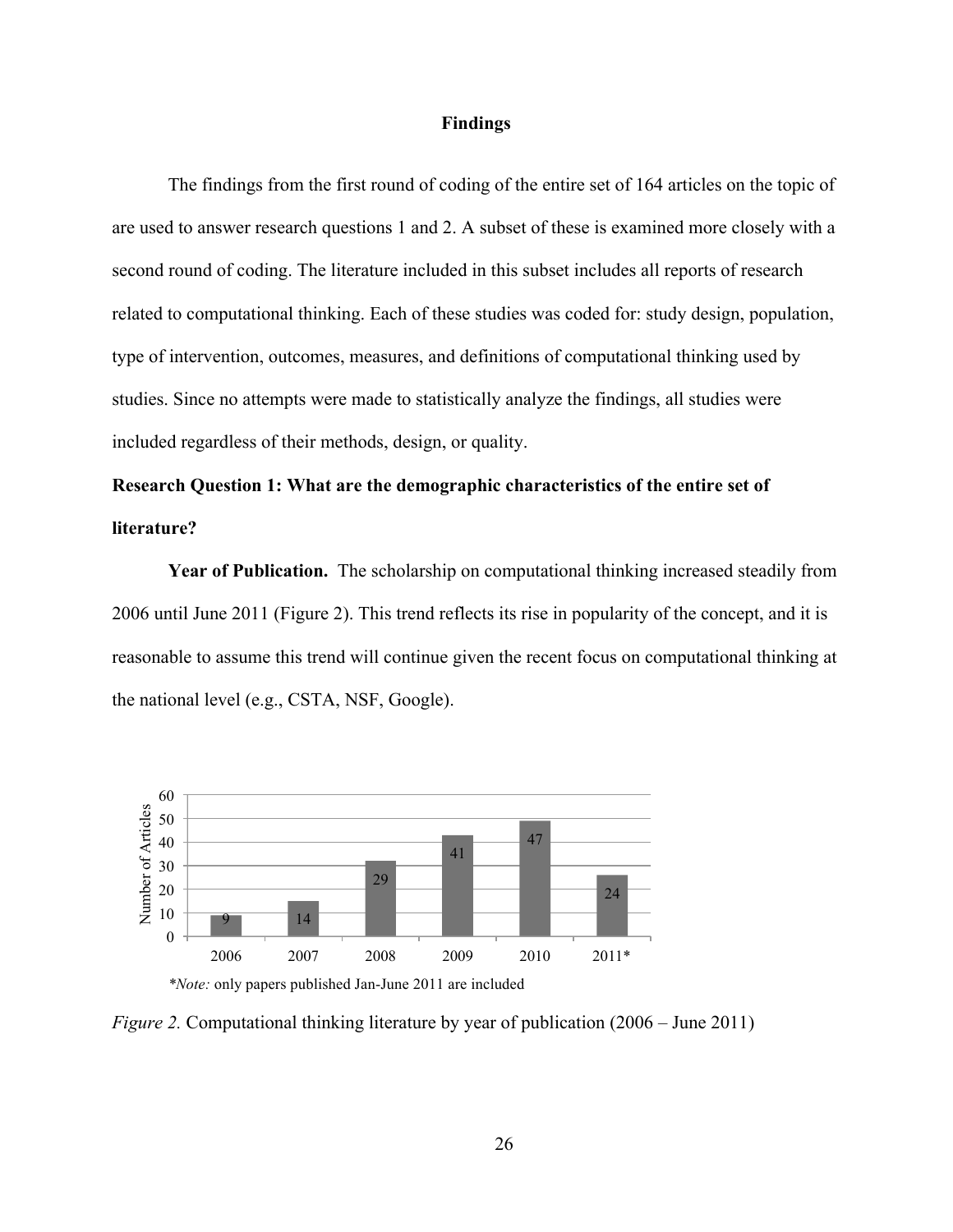## Findings

The findings from the first round of coding of the entire set of 164 articles on the topic of are used to answer research questions 1 and 2. A subset of these is examined more closely with a second round of coding. The literature included in this subset includes all reports of research related to computational thinking. Each of these studies was coded for: study design, population, type of intervention, outcomes, measures, and definitions of computational thinking used by studies. Since no attempts were made to statistically analyze the findings, all studies were included regardless of their methods, design, or quality.

### Research Question 1: What are the demographic characteristics of the entire set of literature?

**Year of Publication.** The scholarship on computational thinking increased steadily from 2006 until June 2011 (Figure 2). This trend reflects its rise in popularity of the concept, and it is reasonable to assume this trend will continue given the recent focus on computational thinking at the national level (e.g., CSTA, NSF, Google).

| Year | Number of Articles |
|---|---|
| 2006 | 9 |
| 2007 | 14 |
| 2008 | 29 |
| 2009 | 41 |
| 2010 | 47 |
| 2011* | 24 |

**Note:* only papers published Jan-June 2011 are included

*Figure 2.* Computational thinking literature by year of publication (2006 – June 2011)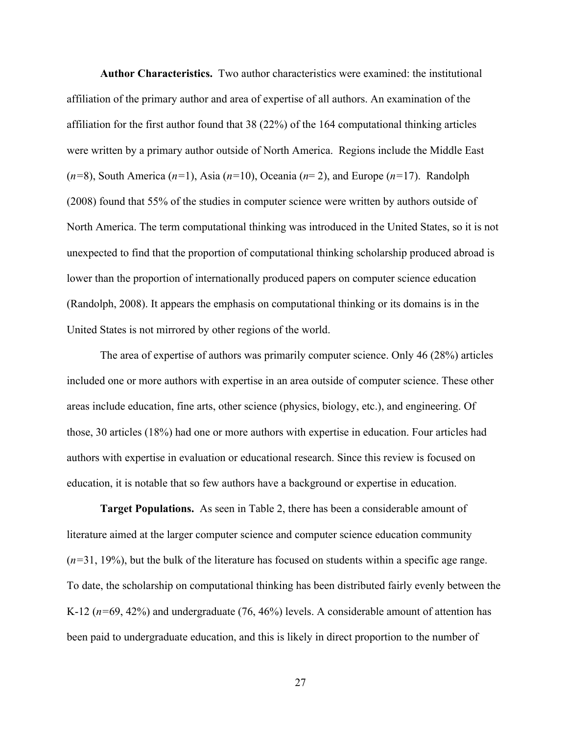**Author Characteristics.** Two author characteristics were examined: the institutional affiliation of the primary author and area of expertise of all authors. An examination of the affiliation for the first author found that 38 (22%) of the 164 computational thinking articles were written by a primary author outside of North America. Regions include the Middle East (*n*=8), South America (*n*=1), Asia (*n*=10), Oceania (*n*= 2), and Europe (*n*=17). Randolph (2008) found that 55% of the studies in computer science were written by authors outside of North America. The term computational thinking was introduced in the United States, so it is not unexpected to find that the proportion of computational thinking scholarship produced abroad is lower than the proportion of internationally produced papers on computer science education (Randolph, 2008). It appears the emphasis on computational thinking or its domains is in the United States is not mirrored by other regions of the world.

The area of expertise of authors was primarily computer science. Only 46 (28%) articles included one or more authors with expertise in an area outside of computer science. These other areas include education, fine arts, other science (physics, biology, etc.), and engineering. Of those, 30 articles (18%) had one or more authors with expertise in education. Four articles had authors with expertise in evaluation or educational research. Since this review is focused on education, it is notable that so few authors have a background or expertise in education.

**Target Populations.** As seen in Table 2, there has been a considerable amount of literature aimed at the larger computer science and computer science education community (*n*=31, 19%), but the bulk of the literature has focused on students within a specific age range. To date, the scholarship on computational thinking has been distributed fairly evenly between the K-12 (*n*=69, 42%) and undergraduate (76, 46%) levels. A considerable amount of attention has been paid to undergraduate education, and this is likely in direct proportion to the number of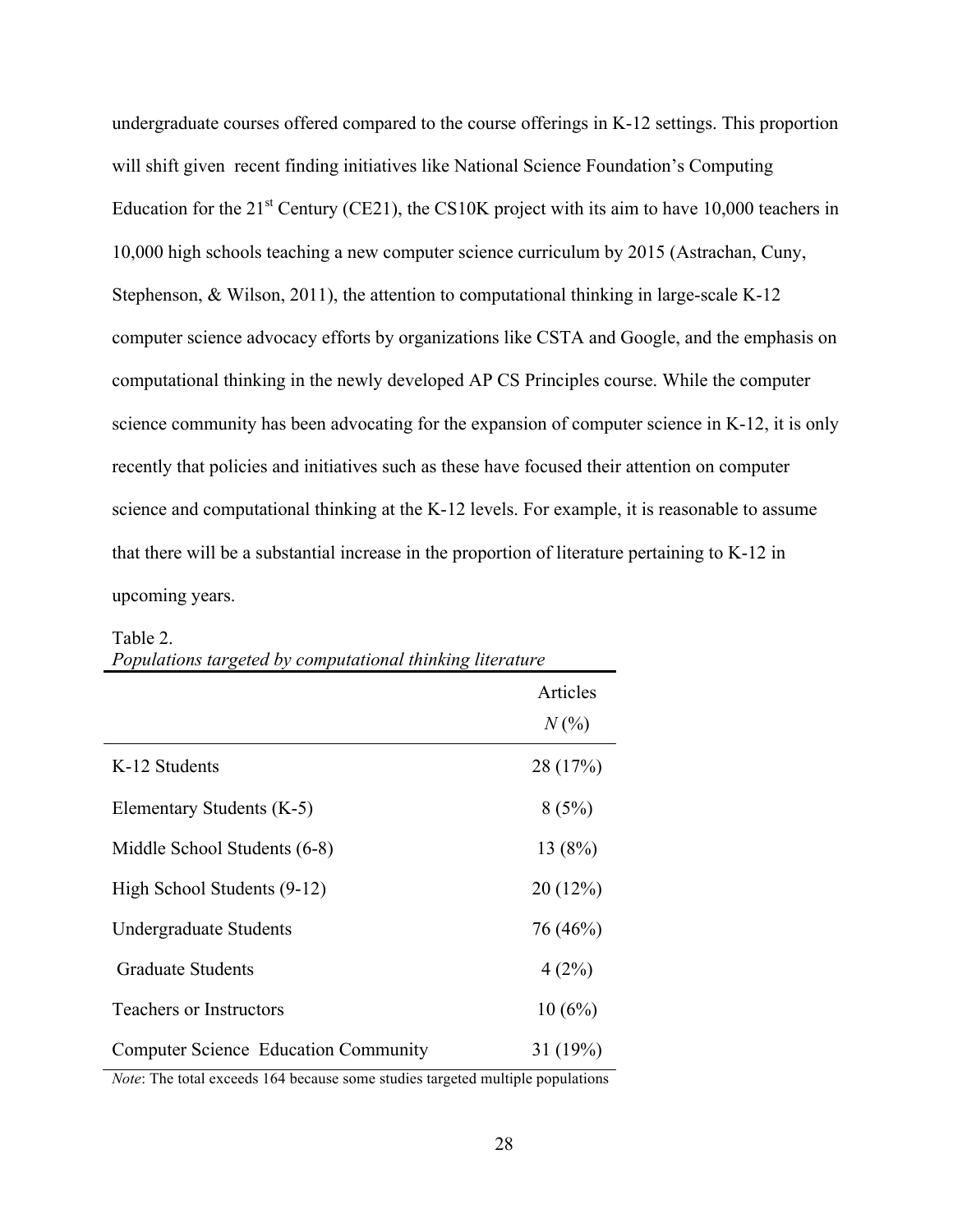undergraduate courses offered compared to the course offerings in K-12 settings. This proportion will shift given recent finding initiatives like National Science Foundation's Computing Education for the 21st Century (CE21), the CS10K project with its aim to have 10,000 teachers in 10,000 high schools teaching a new computer science curriculum by 2015 (Astrachan, Cuny, Stephenson, & Wilson, 2011), the attention to computational thinking in large-scale K-12 computer science advocacy efforts by organizations like CSTA and Google, and the emphasis on computational thinking in the newly developed AP CS Principles course. While the computer science community has been advocating for the expansion of computer science in K-12, it is only recently that policies and initiatives such as these have focused their attention on computer science and computational thinking at the K-12 levels. For example, it is reasonable to assume that there will be a substantial increase in the proportion of literature pertaining to K-12 in upcoming years.

Table 2.
*Populations targeted by computational thinking literature*

| | Articles $N$ (%) |
|---|---|
| K-12 Students | 28 (17%) |
| Elementary Students (K-5) | 8 (5%) |
| Middle School Students (6-8) | 13 (8%) |
| High School Students (9-12) | 20 (12%) |
| Undergraduate Students | 76 (46%) |
| Graduate Students | 4 (2%) |
| Teachers or Instructors | 10 (6%) |
| Computer Science Education Community | 31 (19%) |

*Note*: The total exceeds 164 because some studies targeted multiple populations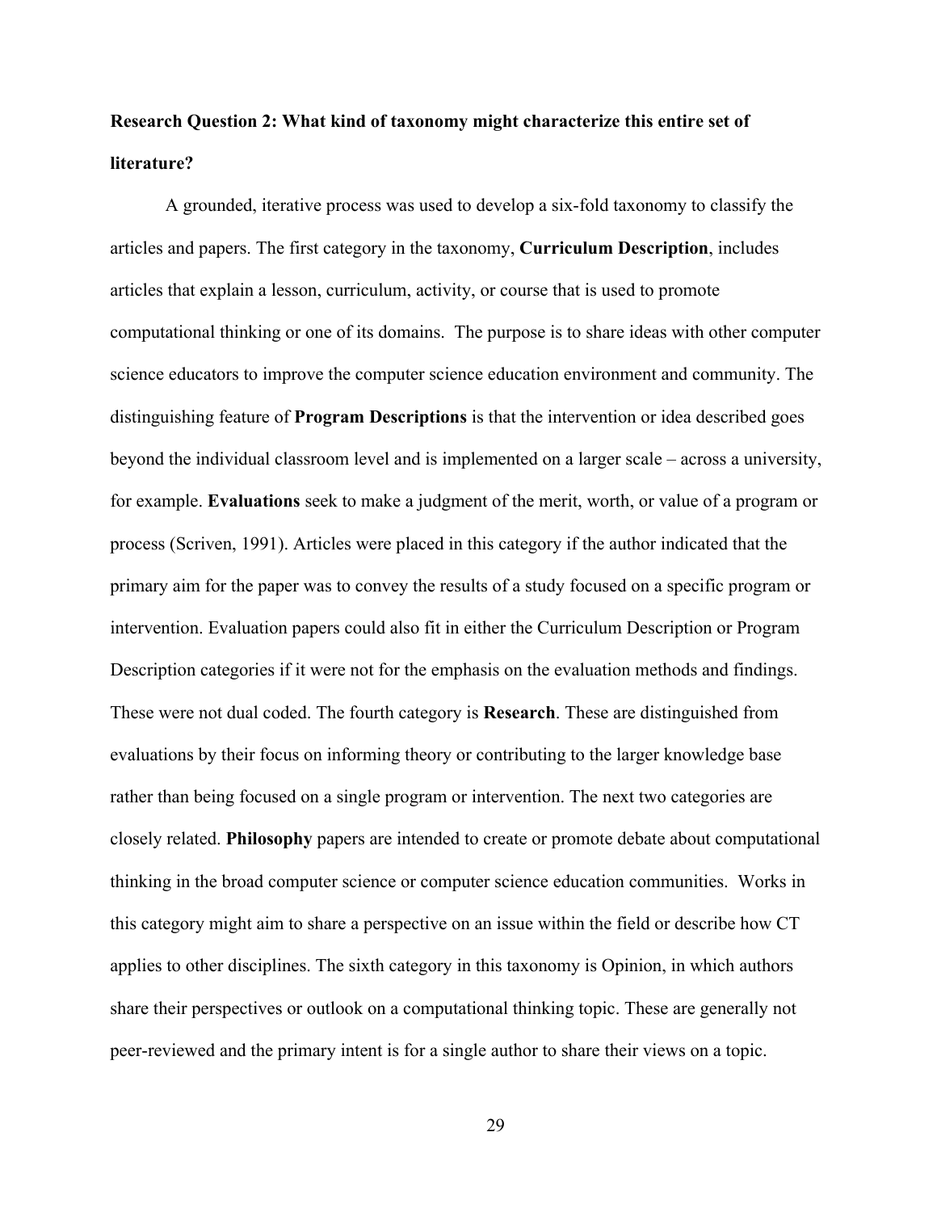**Research Question 2: What kind of taxonomy might characterize this entire set of literature?**

A grounded, iterative process was used to develop a six-fold taxonomy to classify the articles and papers. The first category in the taxonomy, **Curriculum Description**, includes articles that explain a lesson, curriculum, activity, or course that is used to promote computational thinking or one of its domains. The purpose is to share ideas with other computer science educators to improve the computer science education environment and community. The distinguishing feature of **Program Descriptions** is that the intervention or idea described goes beyond the individual classroom level and is implemented on a larger scale – across a university, for example. **Evaluations** seek to make a judgment of the merit, worth, or value of a program or process (Scriven, 1991). Articles were placed in this category if the author indicated that the primary aim for the paper was to convey the results of a study focused on a specific program or intervention. Evaluation papers could also fit in either the Curriculum Description or Program Description categories if it were not for the emphasis on the evaluation methods and findings. These were not dual coded. The fourth category is **Research**. These are distinguished from evaluations by their focus on informing theory or contributing to the larger knowledge base rather than being focused on a single program or intervention. The next two categories are closely related. **Philosophy** papers are intended to create or promote debate about computational thinking in the broad computer science or computer science education communities. Works in this category might aim to share a perspective on an issue within the field or describe how CT applies to other disciplines. The sixth category in this taxonomy is Opinion, in which authors share their perspectives or outlook on a computational thinking topic. These are generally not peer-reviewed and the primary intent is for a single author to share their views on a topic.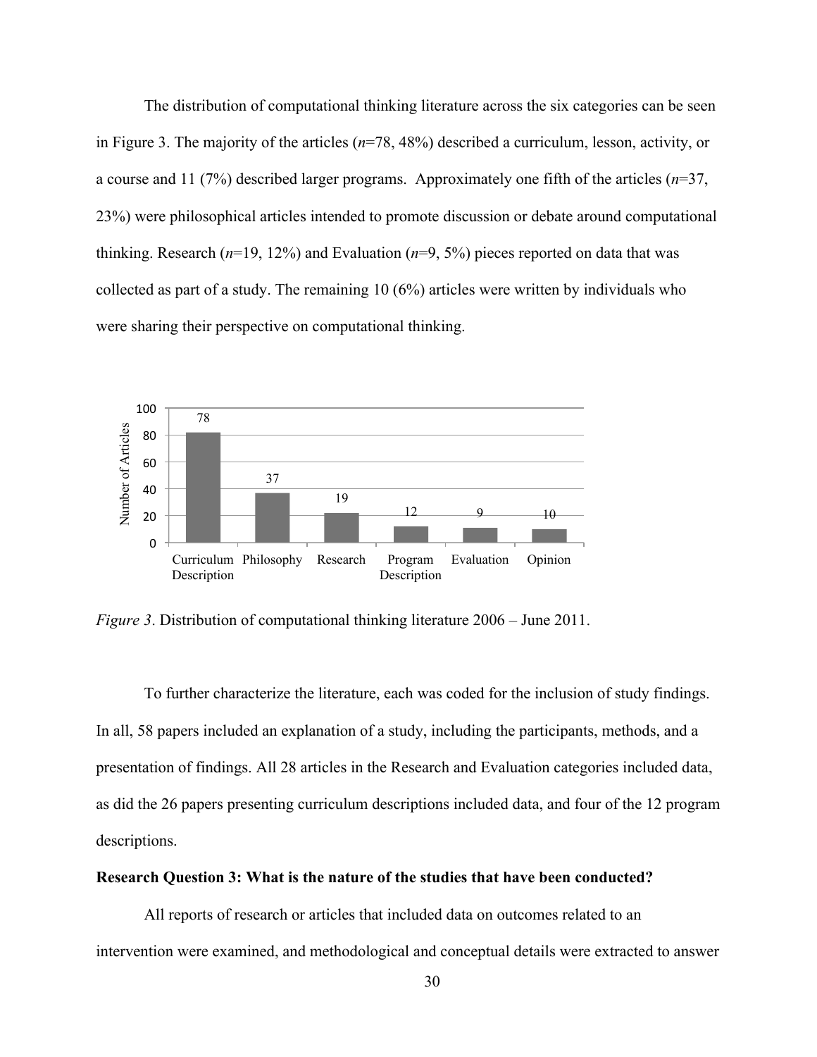The distribution of computational thinking literature across the six categories can be seen in Figure 3. The majority of the articles ($n$=78, 48%) described a curriculum, lesson, activity, or a course and 11 (7%) described larger programs. Approximately one fifth of the articles ($n$=37, 23%) were philosophical articles intended to promote discussion or debate around computational thinking. Research ($n$=19, 12%) and Evaluation ($n$=9, 5%) pieces reported on data that was collected as part of a study. The remaining 10 (6%) articles were written by individuals who were sharing their perspective on computational thinking.

| Category | Number of Articles |
|---|---|
| Curriculum Description | 78 |
| Philosophy | 37 |
| Research | 19 |
| Program Description | 12 |
| Evaluation | 9 |
| Opinion | 10 |

*Figure 3*. Distribution of computational thinking literature 2006 – June 2011.

To further characterize the literature, each was coded for the inclusion of study findings. In all, 58 papers included an explanation of a study, including the participants, methods, and a presentation of findings. All 28 articles in the Research and Evaluation categories included data, as did the 26 papers presenting curriculum descriptions included data, and four of the 12 program descriptions.

**Research Question 3: What is the nature of the studies that have been conducted?**

All reports of research or articles that included data on outcomes related to an intervention were examined, and methodological and conceptual details were extracted to answer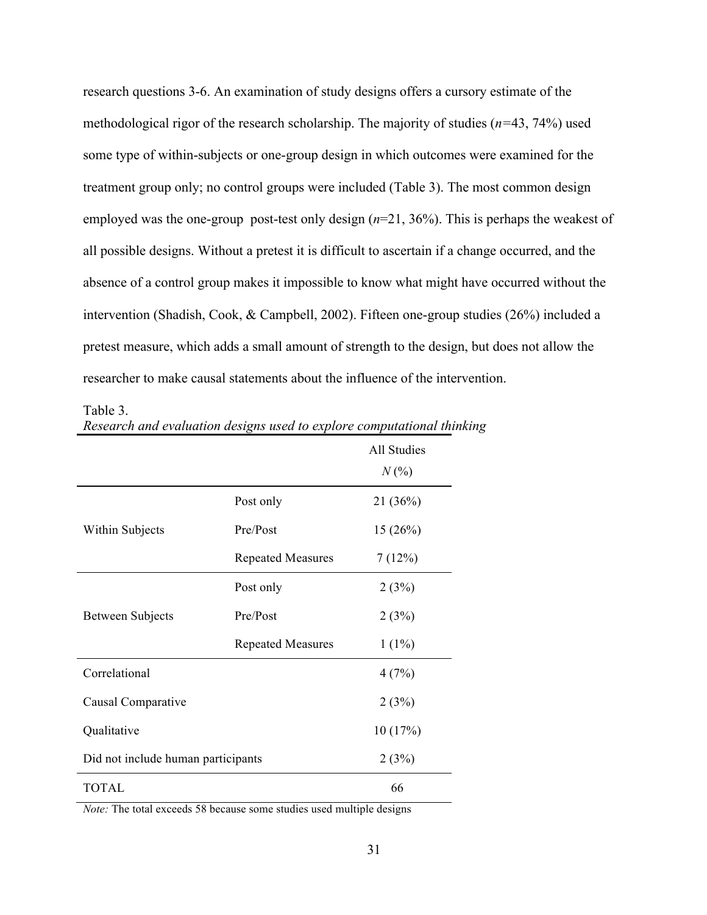research questions 3-6. An examination of study designs offers a cursory estimate of the methodological rigor of the research scholarship. The majority of studies (*n*=43, 74%) used some type of within-subjects or one-group design in which outcomes were examined for the treatment group only; no control groups were included (Table 3). The most common design employed was the one-group post-test only design (*n*=21, 36%). This is perhaps the weakest of all possible designs. Without a pretest it is difficult to ascertain if a change occurred, and the absence of a control group makes it impossible to know what might have occurred without the intervention (Shadish, Cook, & Campbell, 2002). Fifteen one-group studies (26%) included a pretest measure, which adds a small amount of strength to the design, but does not allow the researcher to make causal statements about the influence of the intervention.

Table 3.
*Research and evaluation designs used to explore computational thinking*

| | | All Studies *N* (%) |
|---|---|---|
| Within Subjects | Post only | 21 (36%) |
| | Pre/Post | 15 (26%) |
| | Repeated Measures | 7 (12%) |
| Between Subjects | Post only | 2 (3%) |
| | Pre/Post | 2 (3%) |
| | Repeated Measures | 1 (1%) |
| Correlational | | 4 (7%) |
| Causal Comparative | | 2 (3%) |
| Qualitative | | 10 (17%) |
| Did not include human participants | | 2 (3%) |
| TOTAL | | 66 |

*Note:* The total exceeds 58 because some studies used multiple designs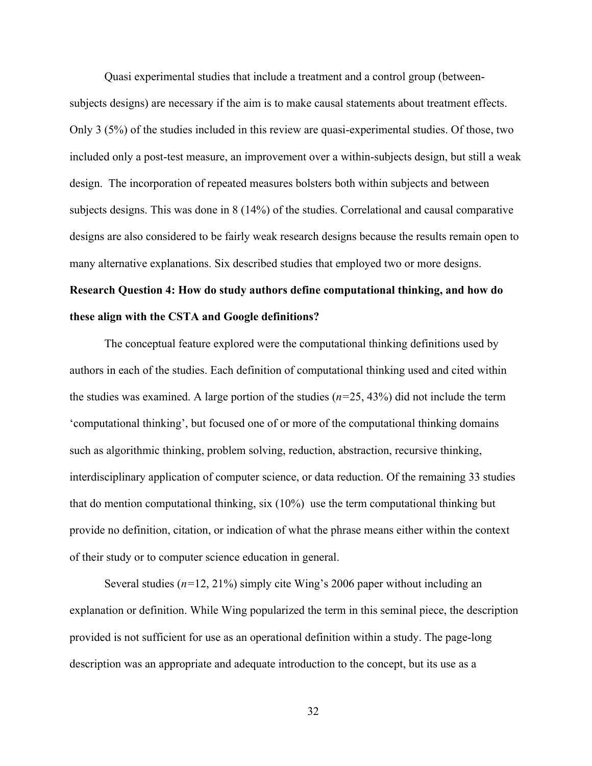Quasi experimental studies that include a treatment and a control group (between-subjects designs) are necessary if the aim is to make causal statements about treatment effects. Only 3 (5%) of the studies included in this review are quasi-experimental studies. Of those, two included only a post-test measure, an improvement over a within-subjects design, but still a weak design. The incorporation of repeated measures bolsters both within subjects and between subjects designs. This was done in 8 (14%) of the studies. Correlational and causal comparative designs are also considered to be fairly weak research designs because the results remain open to many alternative explanations. Six described studies that employed two or more designs.

**Research Question 4: How do study authors define computational thinking, and how do these align with the CSTA and Google definitions?**

The conceptual feature explored were the computational thinking definitions used by authors in each of the studies. Each definition of computational thinking used and cited within the studies was examined. A large portion of the studies ($n$=25, 43%) did not include the term 'computational thinking', but focused one of or more of the computational thinking domains such as algorithmic thinking, problem solving, reduction, abstraction, recursive thinking, interdisciplinary application of computer science, or data reduction. Of the remaining 33 studies that do mention computational thinking, six (10%) use the term computational thinking but provide no definition, citation, or indication of what the phrase means either within the context of their study or to computer science education in general.

Several studies ($n$=12, 21%) simply cite Wing's 2006 paper without including an explanation or definition. While Wing popularized the term in this seminal piece, the description provided is not sufficient for use as an operational definition within a study. The page-long description was an appropriate and adequate introduction to the concept, but its use as a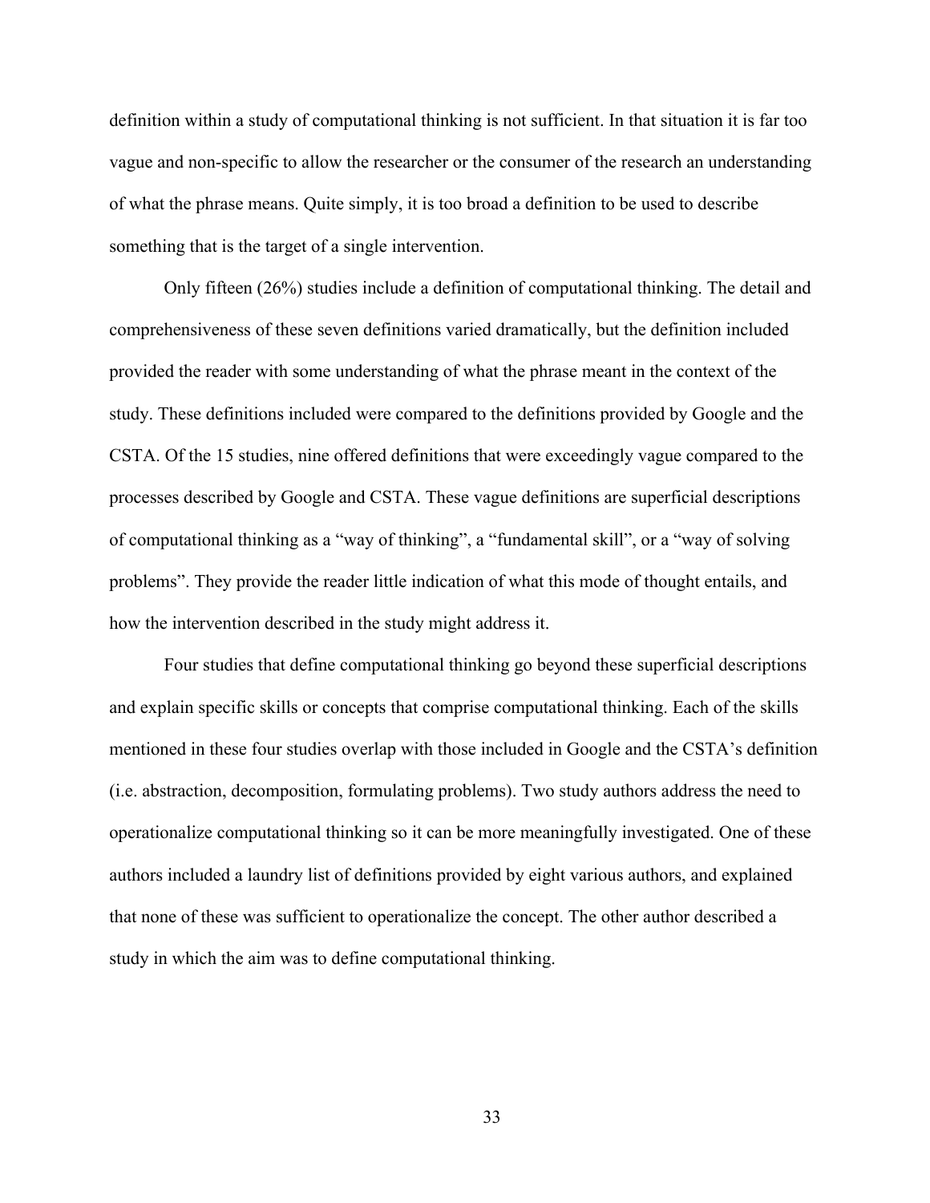definition within a study of computational thinking is not sufficient. In that situation it is far too vague and non-specific to allow the researcher or the consumer of the research an understanding of what the phrase means. Quite simply, it is too broad a definition to be used to describe something that is the target of a single intervention.

Only fifteen (26%) studies include a definition of computational thinking. The detail and comprehensiveness of these seven definitions varied dramatically, but the definition included provided the reader with some understanding of what the phrase meant in the context of the study. These definitions included were compared to the definitions provided by Google and the CSTA. Of the 15 studies, nine offered definitions that were exceedingly vague compared to the processes described by Google and CSTA. These vague definitions are superficial descriptions of computational thinking as a "way of thinking", a "fundamental skill", or a "way of solving problems". They provide the reader little indication of what this mode of thought entails, and how the intervention described in the study might address it.

Four studies that define computational thinking go beyond these superficial descriptions and explain specific skills or concepts that comprise computational thinking. Each of the skills mentioned in these four studies overlap with those included in Google and the CSTA's definition (i.e. abstraction, decomposition, formulating problems). Two study authors address the need to operationalize computational thinking so it can be more meaningfully investigated. One of these authors included a laundry list of definitions provided by eight various authors, and explained that none of these was sufficient to operationalize the concept. The other author described a study in which the aim was to define computational thinking.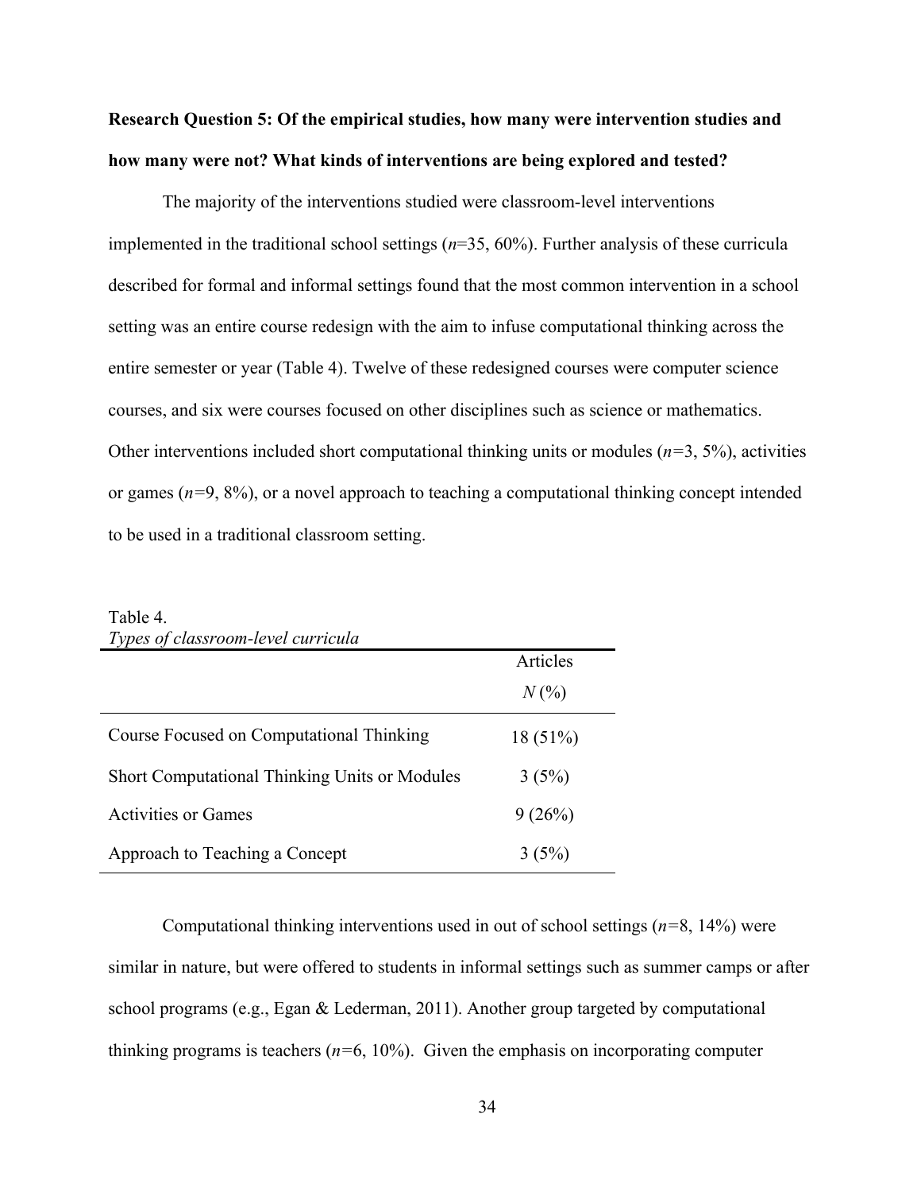**Research Question 5: Of the empirical studies, how many were intervention studies and how many were not? What kinds of interventions are being explored and tested?**

The majority of the interventions studied were classroom-level interventions implemented in the traditional school settings (*n*=35, 60%). Further analysis of these curricula described for formal and informal settings found that the most common intervention in a school setting was an entire course redesign with the aim to infuse computational thinking across the entire semester or year (Table 4). Twelve of these redesigned courses were computer science courses, and six were courses focused on other disciplines such as science or mathematics. Other interventions included short computational thinking units or modules (*n*=3, 5%), activities or games (*n*=9, 8%), or a novel approach to teaching a computational thinking concept intended to be used in a traditional classroom setting.

Table 4.
*Types of classroom-level curricula*

| | Articles *N* (%) |
|---|---|
| Course Focused on Computational Thinking | 18 (51%) |
| Short Computational Thinking Units or Modules | 3 (5%) |
| Activities or Games | 9 (26%) |
| Approach to Teaching a Concept | 3 (5%) |

Computational thinking interventions used in out of school settings (*n*=8, 14%) were similar in nature, but were offered to students in informal settings such as summer camps or after school programs (e.g., Egan & Lederman, 2011). Another group targeted by computational thinking programs is teachers (*n*=6, 10%). Given the emphasis on incorporating computer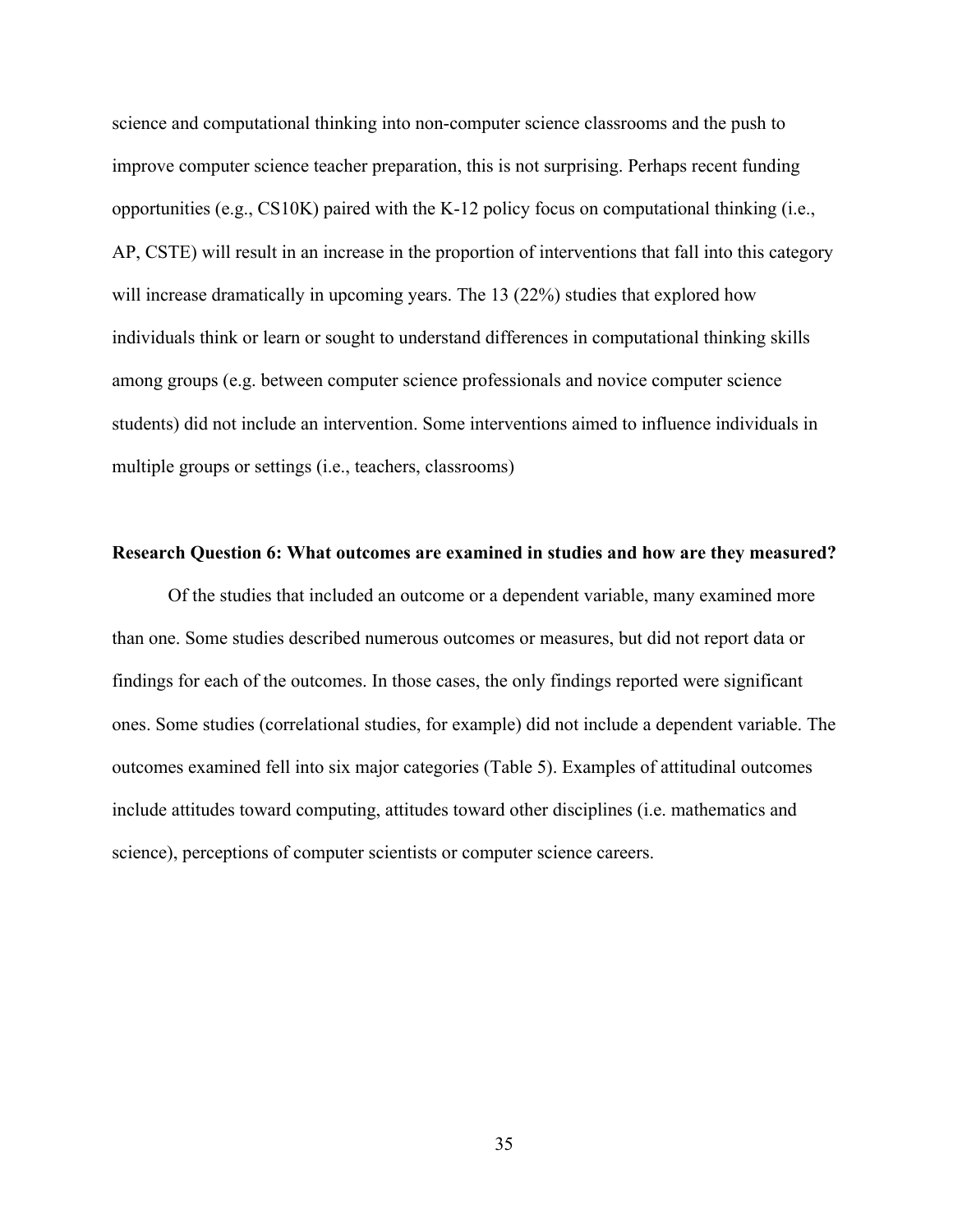science and computational thinking into non-computer science classrooms and the push to improve computer science teacher preparation, this is not surprising. Perhaps recent funding opportunities (e.g., CS10K) paired with the K-12 policy focus on computational thinking (i.e., AP, CSTE) will result in an increase in the proportion of interventions that fall into this category will increase dramatically in upcoming years. The 13 (22%) studies that explored how individuals think or learn or sought to understand differences in computational thinking skills among groups (e.g. between computer science professionals and novice computer science students) did not include an intervention. Some interventions aimed to influence individuals in multiple groups or settings (i.e., teachers, classrooms)

**Research Question 6: What outcomes are examined in studies and how are they measured?**

Of the studies that included an outcome or a dependent variable, many examined more than one. Some studies described numerous outcomes or measures, but did not report data or findings for each of the outcomes. In those cases, the only findings reported were significant ones. Some studies (correlational studies, for example) did not include a dependent variable. The outcomes examined fell into six major categories (Table 5). Examples of attitudinal outcomes include attitudes toward computing, attitudes toward other disciplines (i.e. mathematics and science), perceptions of computer scientists or computer science careers.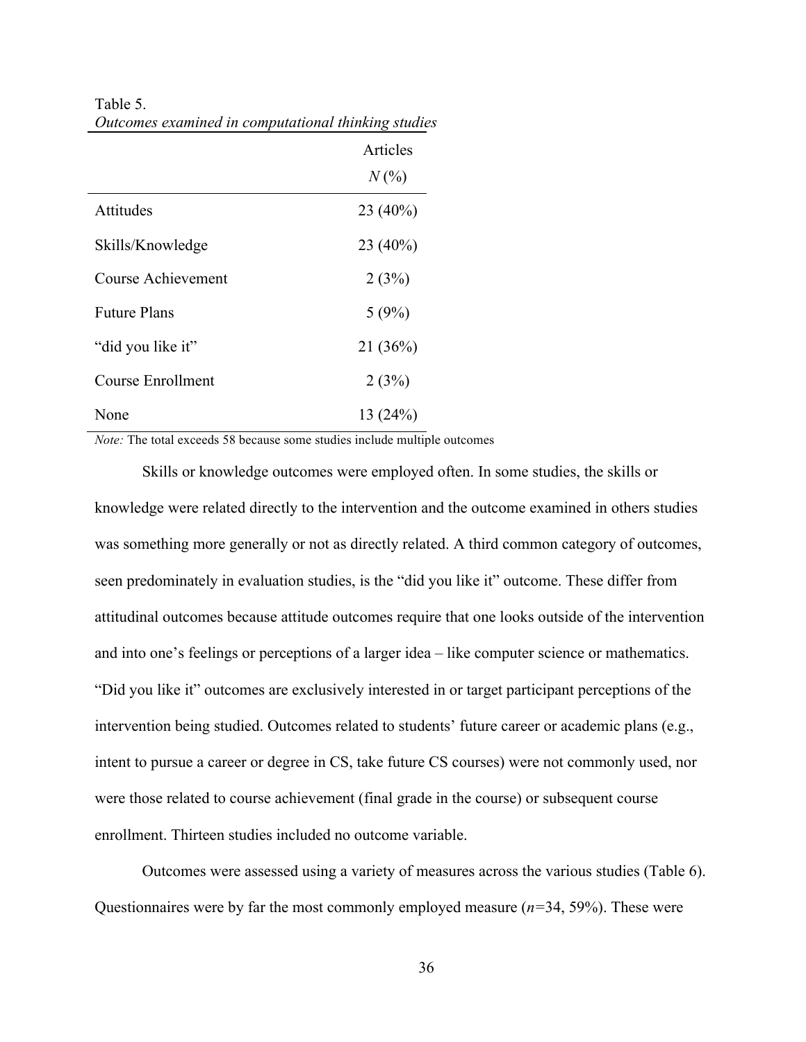Table 5.
*Outcomes examined in computational thinking studies*

| | Articles *N* (%) |
|---|---|
| Attitudes | 23 (40%) |
| Skills/Knowledge | 23 (40%) |
| Course Achievement | 2 (3%) |
| Future Plans | 5 (9%) |
| “did you like it” | 21 (36%) |
| Course Enrollment | 2 (3%) |
| None | 13 (24%) |

*Note:* The total exceeds 58 because some studies include multiple outcomes

Skills or knowledge outcomes were employed often. In some studies, the skills or knowledge were related directly to the intervention and the outcome examined in others studies was something more generally or not as directly related. A third common category of outcomes, seen predominately in evaluation studies, is the “did you like it” outcome. These differ from attitudinal outcomes because attitude outcomes require that one looks outside of the intervention and into one’s feelings or perceptions of a larger idea – like computer science or mathematics. “Did you like it” outcomes are exclusively interested in or target participant perceptions of the intervention being studied. Outcomes related to students’ future career or academic plans (e.g., intent to pursue a career or degree in CS, take future CS courses) were not commonly used, nor were those related to course achievement (final grade in the course) or subsequent course enrollment. Thirteen studies included no outcome variable.

Outcomes were assessed using a variety of measures across the various studies (Table 6). Questionnaires were by far the most commonly employed measure ($n$=34, 59%). These were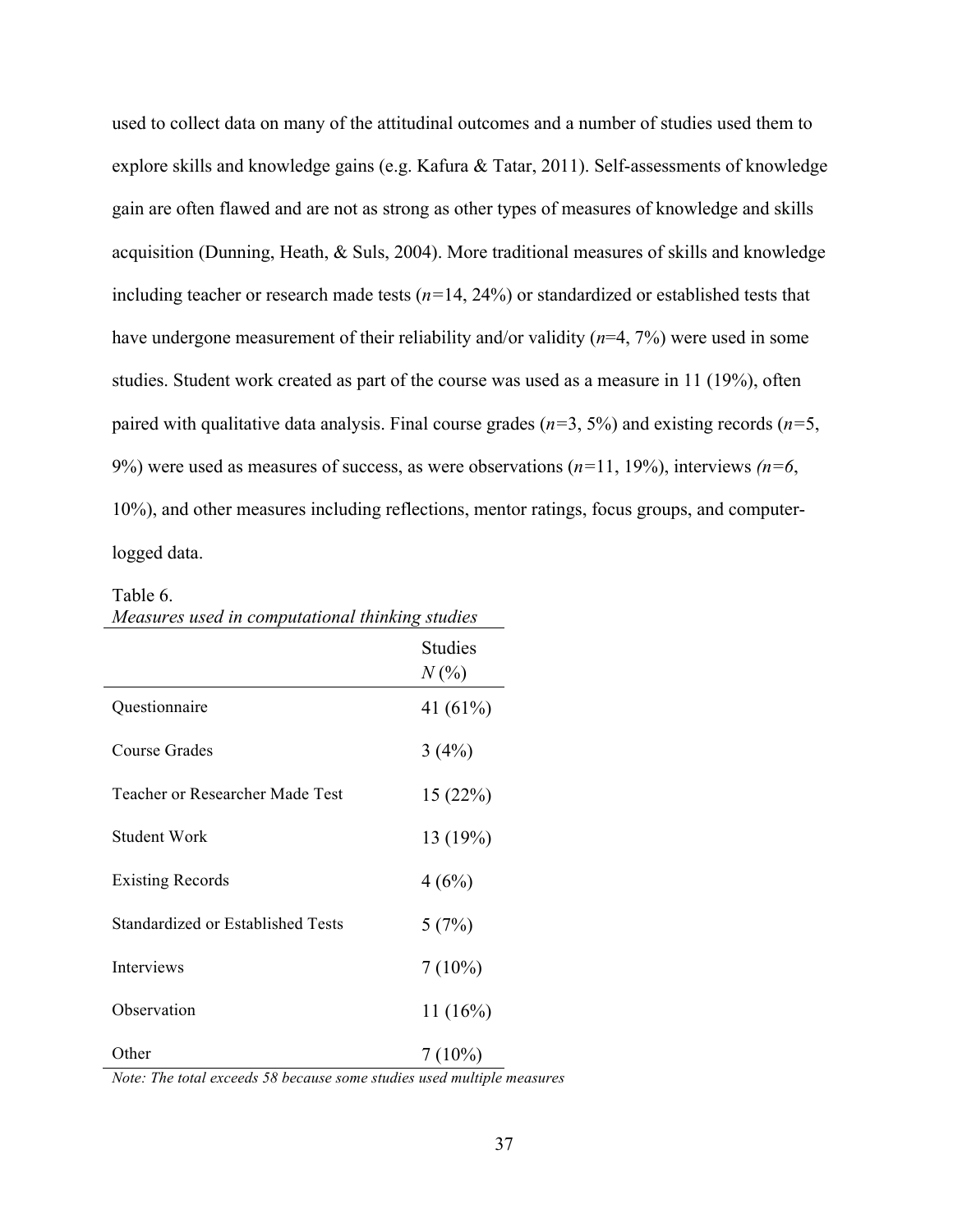used to collect data on many of the attitudinal outcomes and a number of studies used them to explore skills and knowledge gains (e.g. Kafura & Tatar, 2011). Self-assessments of knowledge gain are often flawed and are not as strong as other types of measures of knowledge and skills acquisition (Dunning, Heath, & Suls, 2004). More traditional measures of skills and knowledge including teacher or research made tests (*n*=14, 24%) or standardized or established tests that have undergone measurement of their reliability and/or validity (*n*=4, 7%) were used in some studies. Student work created as part of the course was used as a measure in 11 (19%), often paired with qualitative data analysis. Final course grades (*n*=3, 5%) and existing records (*n*=5, 9%) were used as measures of success, as were observations (*n*=11, 19%), interviews *(n=6*, 10%), and other measures including reflections, mentor ratings, focus groups, and computer-logged data.

Table 6.
*Measures used in computational thinking studies*

| | Studies *N* (%) |
|---|---|
| Questionnaire | 41 (61%) |
| Course Grades | 3 (4%) |
| Teacher or Researcher Made Test | 15 (22%) |
| Student Work | 13 (19%) |
| Existing Records | 4 (6%) |
| Standardized or Established Tests | 5 (7%) |
| Interviews | 7 (10%) |
| Observation | 11 (16%) |
| Other | 7 (10%) |

*Note: The total exceeds 58 because some studies used multiple measures*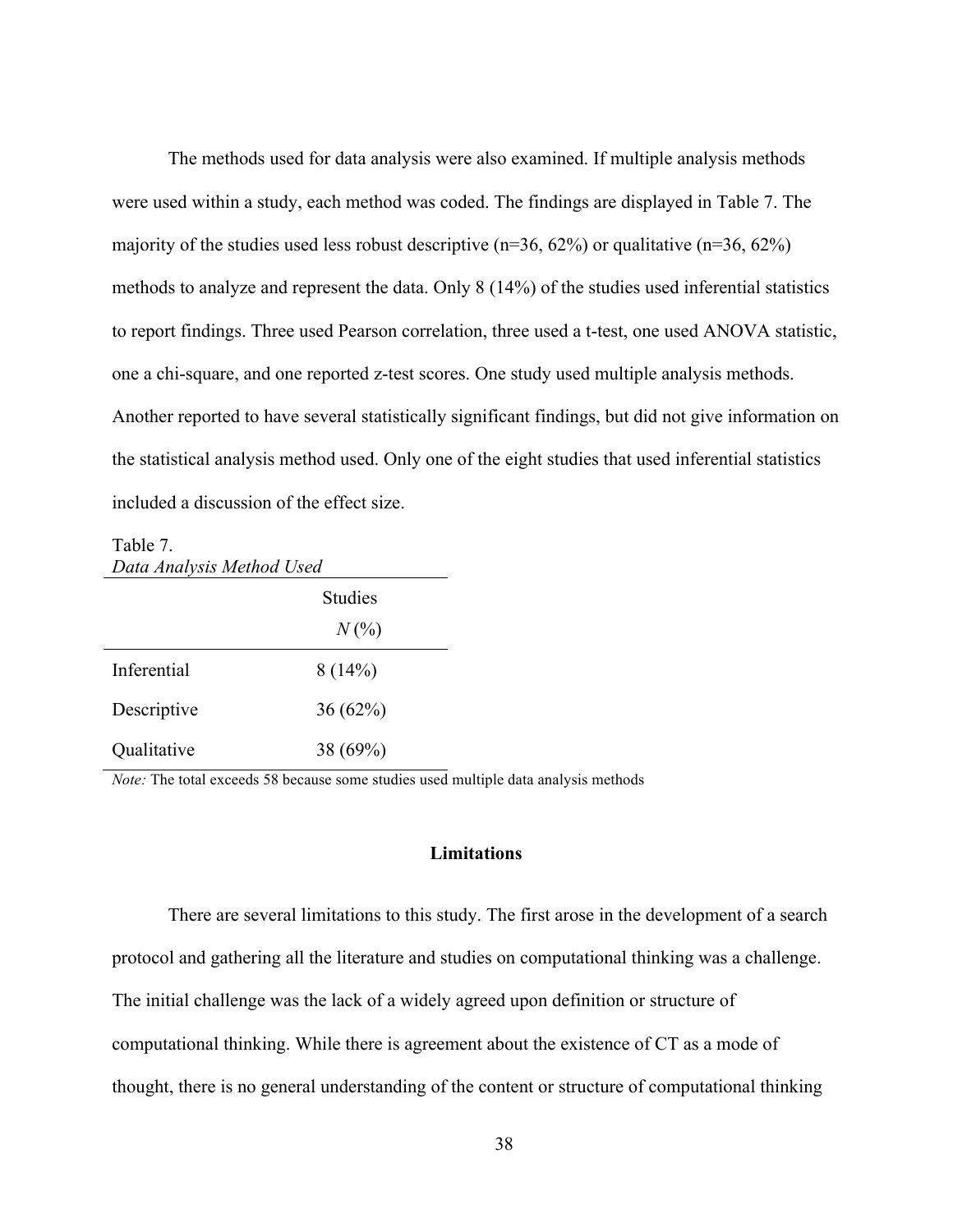The methods used for data analysis were also examined. If multiple analysis methods were used within a study, each method was coded. The findings are displayed in Table 7. The majority of the studies used less robust descriptive (n=36, 62%) or qualitative (n=36, 62%) methods to analyze and represent the data. Only 8 (14%) of the studies used inferential statistics to report findings. Three used Pearson correlation, three used a t-test, one used ANOVA statistic, one a chi-square, and one reported z-test scores. One study used multiple analysis methods. Another reported to have several statistically significant findings, but did not give information on the statistical analysis method used. Only one of the eight studies that used inferential statistics included a discussion of the effect size.

Table 7.
*Data Analysis Method Used*

| | Studies *N* (%) |
|---|---|
| Inferential | 8 (14%) |
| Descriptive | 36 (62%) |
| Qualitative | 38 (69%) |

*Note:* The total exceeds 58 because some studies used multiple data analysis methods

## Limitations

There are several limitations to this study. The first arose in the development of a search protocol and gathering all the literature and studies on computational thinking was a challenge. The initial challenge was the lack of a widely agreed upon definition or structure of computational thinking. While there is agreement about the existence of CT as a mode of thought, there is no general understanding of the content or structure of computational thinking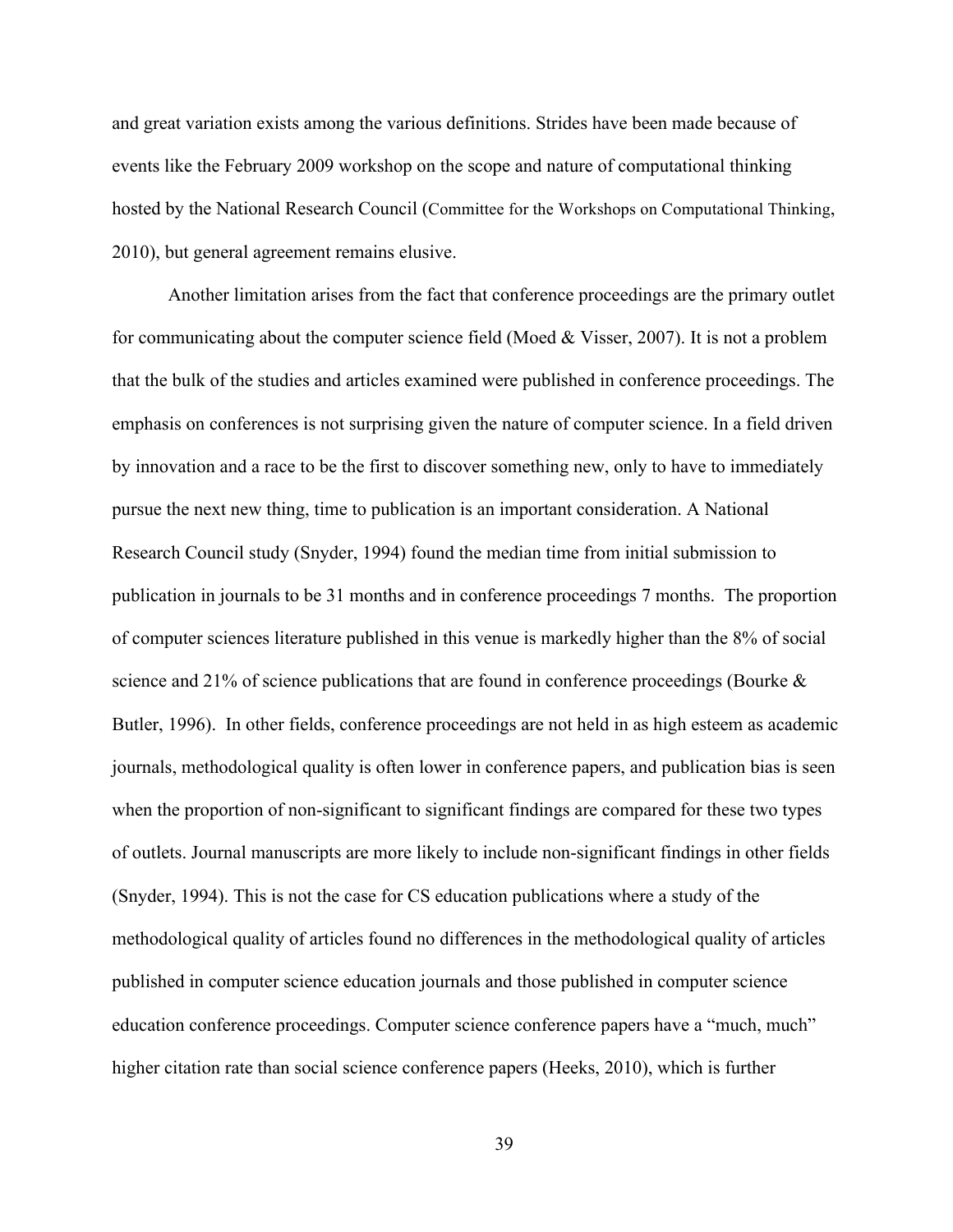and great variation exists among the various definitions. Strides have been made because of events like the February 2009 workshop on the scope and nature of computational thinking hosted by the National Research Council (Committee for the Workshops on Computational Thinking, 2010), but general agreement remains elusive.

Another limitation arises from the fact that conference proceedings are the primary outlet for communicating about the computer science field (Moed & Visser, 2007). It is not a problem that the bulk of the studies and articles examined were published in conference proceedings. The emphasis on conferences is not surprising given the nature of computer science. In a field driven by innovation and a race to be the first to discover something new, only to have to immediately pursue the next new thing, time to publication is an important consideration. A National Research Council study (Snyder, 1994) found the median time from initial submission to publication in journals to be 31 months and in conference proceedings 7 months. The proportion of computer sciences literature published in this venue is markedly higher than the 8% of social science and 21% of science publications that are found in conference proceedings (Bourke & Butler, 1996). In other fields, conference proceedings are not held in as high esteem as academic journals, methodological quality is often lower in conference papers, and publication bias is seen when the proportion of non-significant to significant findings are compared for these two types of outlets. Journal manuscripts are more likely to include non-significant findings in other fields (Snyder, 1994). This is not the case for CS education publications where a study of the methodological quality of articles found no differences in the methodological quality of articles published in computer science education journals and those published in computer science education conference proceedings. Computer science conference papers have a "much, much" higher citation rate than social science conference papers (Heeks, 2010), which is further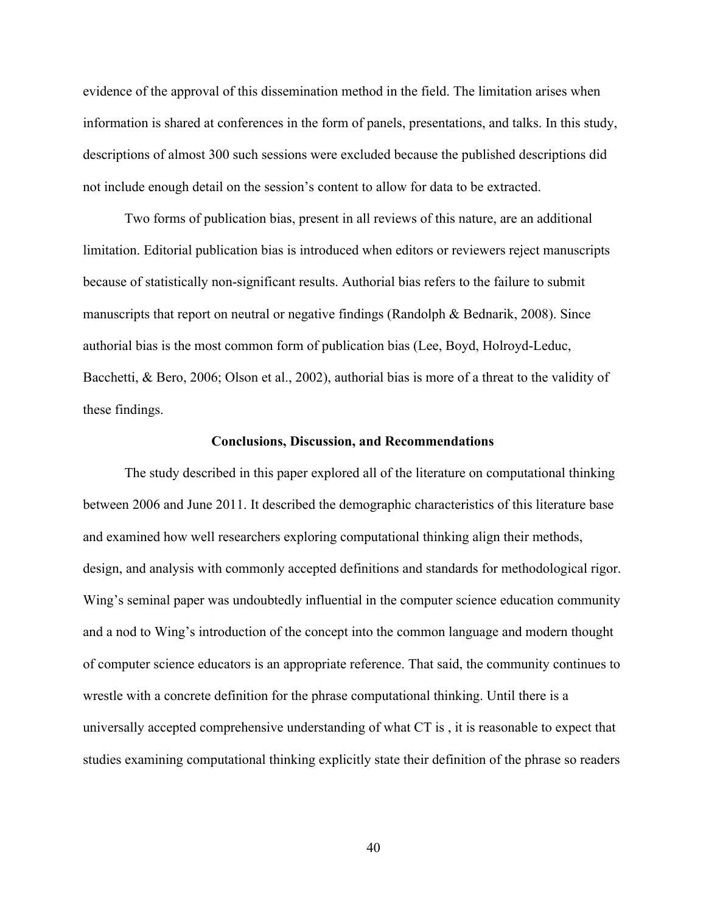evidence of the approval of this dissemination method in the field. The limitation arises when information is shared at conferences in the form of panels, presentations, and talks. In this study, descriptions of almost 300 such sessions were excluded because the published descriptions did not include enough detail on the session's content to allow for data to be extracted.

Two forms of publication bias, present in all reviews of this nature, are an additional limitation. Editorial publication bias is introduced when editors or reviewers reject manuscripts because of statistically non-significant results. Authorial bias refers to the failure to submit manuscripts that report on neutral or negative findings (Randolph & Bednarik, 2008). Since authorial bias is the most common form of publication bias (Lee, Boyd, Holroyd-Leduc, Bacchetti, & Bero, 2006; Olson et al., 2002), authorial bias is more of a threat to the validity of these findings.

## Conclusions, Discussion, and Recommendations

The study described in this paper explored all of the literature on computational thinking between 2006 and June 2011. It described the demographic characteristics of this literature base and examined how well researchers exploring computational thinking align their methods, design, and analysis with commonly accepted definitions and standards for methodological rigor. Wing's seminal paper was undoubtedly influential in the computer science education community and a nod to Wing's introduction of the concept into the common language and modern thought of computer science educators is an appropriate reference. That said, the community continues to wrestle with a concrete definition for the phrase computational thinking. Until there is a universally accepted comprehensive understanding of what CT is , it is reasonable to expect that studies examining computational thinking explicitly state their definition of the phrase so readers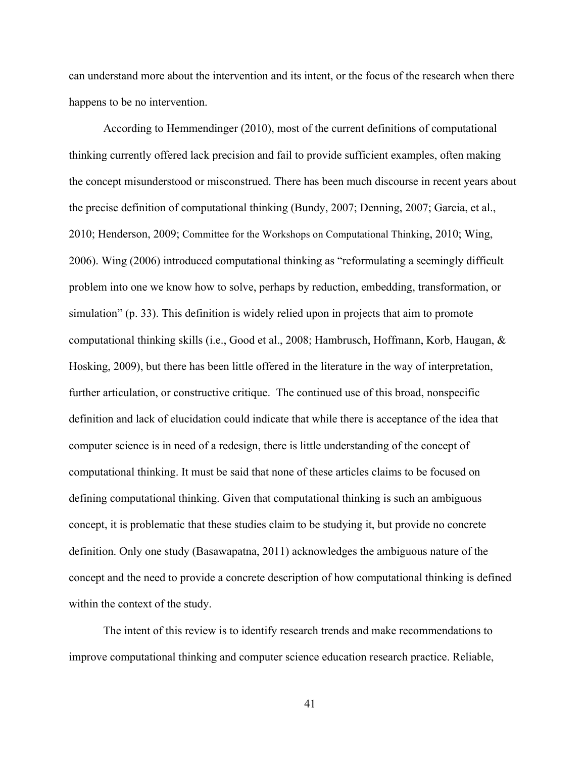can understand more about the intervention and its intent, or the focus of the research when there happens to be no intervention.

According to Hemmendinger (2010), most of the current definitions of computational thinking currently offered lack precision and fail to provide sufficient examples, often making the concept misunderstood or misconstrued. There has been much discourse in recent years about the precise definition of computational thinking (Bundy, 2007; Denning, 2007; Garcia, et al., 2010; Henderson, 2009; Committee for the Workshops on Computational Thinking, 2010; Wing, 2006). Wing (2006) introduced computational thinking as "reformulating a seemingly difficult problem into one we know how to solve, perhaps by reduction, embedding, transformation, or simulation" (p. 33). This definition is widely relied upon in projects that aim to promote computational thinking skills (i.e., Good et al., 2008; Hambrusch, Hoffmann, Korb, Haugan, & Hosking, 2009), but there has been little offered in the literature in the way of interpretation, further articulation, or constructive critique. The continued use of this broad, nonspecific definition and lack of elucidation could indicate that while there is acceptance of the idea that computer science is in need of a redesign, there is little understanding of the concept of computational thinking. It must be said that none of these articles claims to be focused on defining computational thinking. Given that computational thinking is such an ambiguous concept, it is problematic that these studies claim to be studying it, but provide no concrete definition. Only one study (Basawapatna, 2011) acknowledges the ambiguous nature of the concept and the need to provide a concrete description of how computational thinking is defined within the context of the study.

The intent of this review is to identify research trends and make recommendations to improve computational thinking and computer science education research practice. Reliable,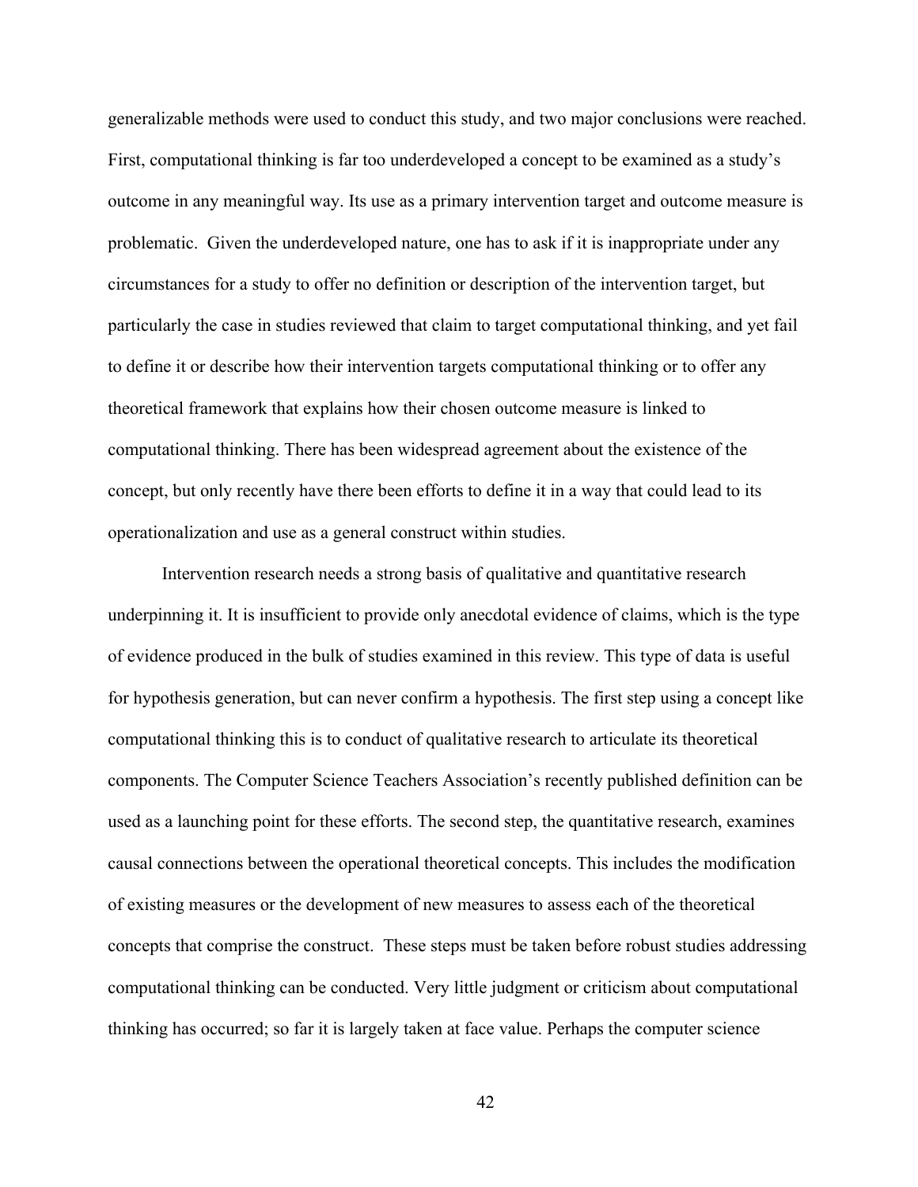generalizable methods were used to conduct this study, and two major conclusions were reached. First, computational thinking is far too underdeveloped a concept to be examined as a study's outcome in any meaningful way. Its use as a primary intervention target and outcome measure is problematic. Given the underdeveloped nature, one has to ask if it is inappropriate under any circumstances for a study to offer no definition or description of the intervention target, but particularly the case in studies reviewed that claim to target computational thinking, and yet fail to define it or describe how their intervention targets computational thinking or to offer any theoretical framework that explains how their chosen outcome measure is linked to computational thinking. There has been widespread agreement about the existence of the concept, but only recently have there been efforts to define it in a way that could lead to its operationalization and use as a general construct within studies.

Intervention research needs a strong basis of qualitative and quantitative research underpinning it. It is insufficient to provide only anecdotal evidence of claims, which is the type of evidence produced in the bulk of studies examined in this review. This type of data is useful for hypothesis generation, but can never confirm a hypothesis. The first step using a concept like computational thinking this is to conduct of qualitative research to articulate its theoretical components. The Computer Science Teachers Association's recently published definition can be used as a launching point for these efforts. The second step, the quantitative research, examines causal connections between the operational theoretical concepts. This includes the modification of existing measures or the development of new measures to assess each of the theoretical concepts that comprise the construct. These steps must be taken before robust studies addressing computational thinking can be conducted. Very little judgment or criticism about computational thinking has occurred; so far it is largely taken at face value. Perhaps the computer science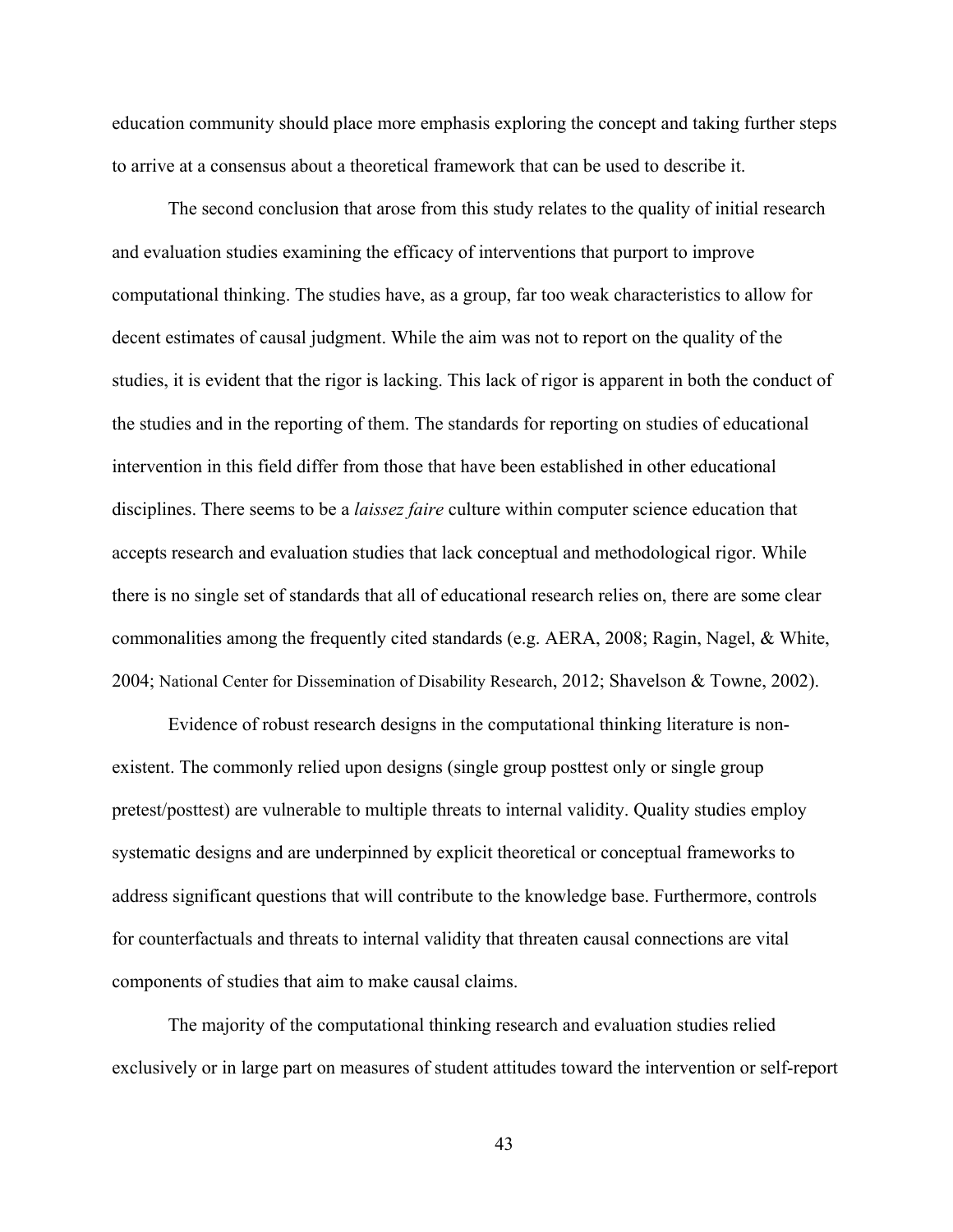education community should place more emphasis exploring the concept and taking further steps to arrive at a consensus about a theoretical framework that can be used to describe it.

The second conclusion that arose from this study relates to the quality of initial research and evaluation studies examining the efficacy of interventions that purport to improve computational thinking. The studies have, as a group, far too weak characteristics to allow for decent estimates of causal judgment. While the aim was not to report on the quality of the studies, it is evident that the rigor is lacking. This lack of rigor is apparent in both the conduct of the studies and in the reporting of them. The standards for reporting on studies of educational intervention in this field differ from those that have been established in other educational disciplines. There seems to be a *laissez faire* culture within computer science education that accepts research and evaluation studies that lack conceptual and methodological rigor. While there is no single set of standards that all of educational research relies on, there are some clear commonalities among the frequently cited standards (e.g. AERA, 2008; Ragin, Nagel, & White, 2004; National Center for Dissemination of Disability Research, 2012; Shavelson & Towne, 2002).

Evidence of robust research designs in the computational thinking literature is non-existent. The commonly relied upon designs (single group posttest only or single group pretest/posttest) are vulnerable to multiple threats to internal validity. Quality studies employ systematic designs and are underpinned by explicit theoretical or conceptual frameworks to address significant questions that will contribute to the knowledge base. Furthermore, controls for counterfactuals and threats to internal validity that threaten causal connections are vital components of studies that aim to make causal claims.

The majority of the computational thinking research and evaluation studies relied exclusively or in large part on measures of student attitudes toward the intervention or self-report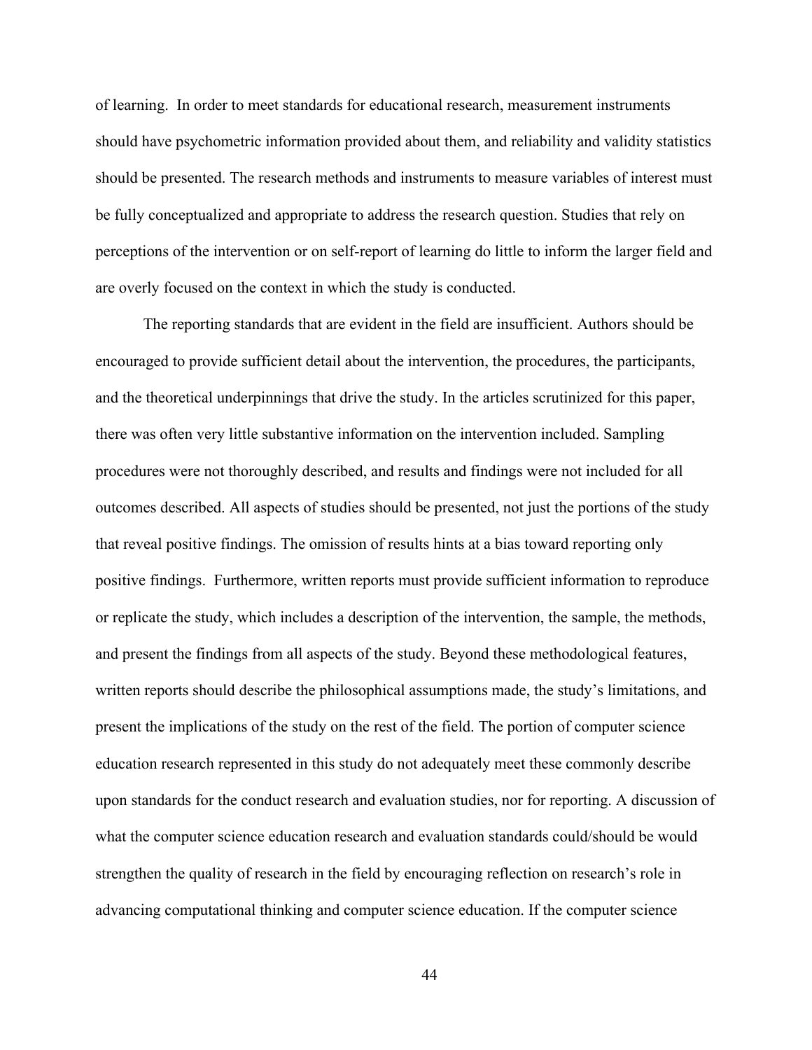of learning. In order to meet standards for educational research, measurement instruments should have psychometric information provided about them, and reliability and validity statistics should be presented. The research methods and instruments to measure variables of interest must be fully conceptualized and appropriate to address the research question. Studies that rely on perceptions of the intervention or on self-report of learning do little to inform the larger field and are overly focused on the context in which the study is conducted.

The reporting standards that are evident in the field are insufficient. Authors should be encouraged to provide sufficient detail about the intervention, the procedures, the participants, and the theoretical underpinnings that drive the study. In the articles scrutinized for this paper, there was often very little substantive information on the intervention included. Sampling procedures were not thoroughly described, and results and findings were not included for all outcomes described. All aspects of studies should be presented, not just the portions of the study that reveal positive findings. The omission of results hints at a bias toward reporting only positive findings. Furthermore, written reports must provide sufficient information to reproduce or replicate the study, which includes a description of the intervention, the sample, the methods, and present the findings from all aspects of the study. Beyond these methodological features, written reports should describe the philosophical assumptions made, the study's limitations, and present the implications of the study on the rest of the field. The portion of computer science education research represented in this study do not adequately meet these commonly describe upon standards for the conduct research and evaluation studies, nor for reporting. A discussion of what the computer science education research and evaluation standards could/should be would strengthen the quality of research in the field by encouraging reflection on research's role in advancing computational thinking and computer science education. If the computer science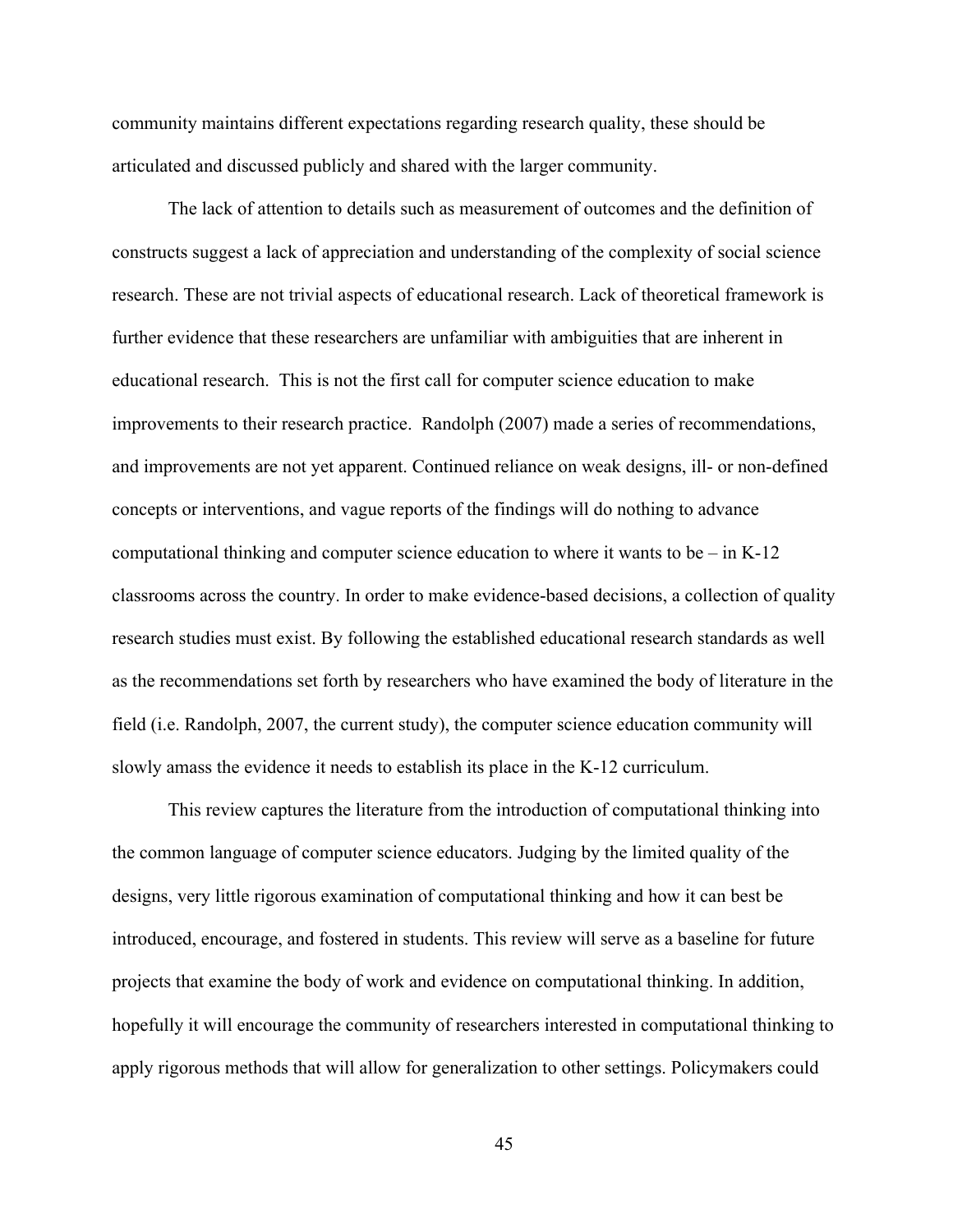community maintains different expectations regarding research quality, these should be articulated and discussed publicly and shared with the larger community.

The lack of attention to details such as measurement of outcomes and the definition of constructs suggest a lack of appreciation and understanding of the complexity of social science research. These are not trivial aspects of educational research. Lack of theoretical framework is further evidence that these researchers are unfamiliar with ambiguities that are inherent in educational research. This is not the first call for computer science education to make improvements to their research practice. Randolph (2007) made a series of recommendations, and improvements are not yet apparent. Continued reliance on weak designs, ill- or non-defined concepts or interventions, and vague reports of the findings will do nothing to advance computational thinking and computer science education to where it wants to be – in K-12 classrooms across the country. In order to make evidence-based decisions, a collection of quality research studies must exist. By following the established educational research standards as well as the recommendations set forth by researchers who have examined the body of literature in the field (i.e. Randolph, 2007, the current study), the computer science education community will slowly amass the evidence it needs to establish its place in the K-12 curriculum.

This review captures the literature from the introduction of computational thinking into the common language of computer science educators. Judging by the limited quality of the designs, very little rigorous examination of computational thinking and how it can best be introduced, encourage, and fostered in students. This review will serve as a baseline for future projects that examine the body of work and evidence on computational thinking. In addition, hopefully it will encourage the community of researchers interested in computational thinking to apply rigorous methods that will allow for generalization to other settings. Policymakers could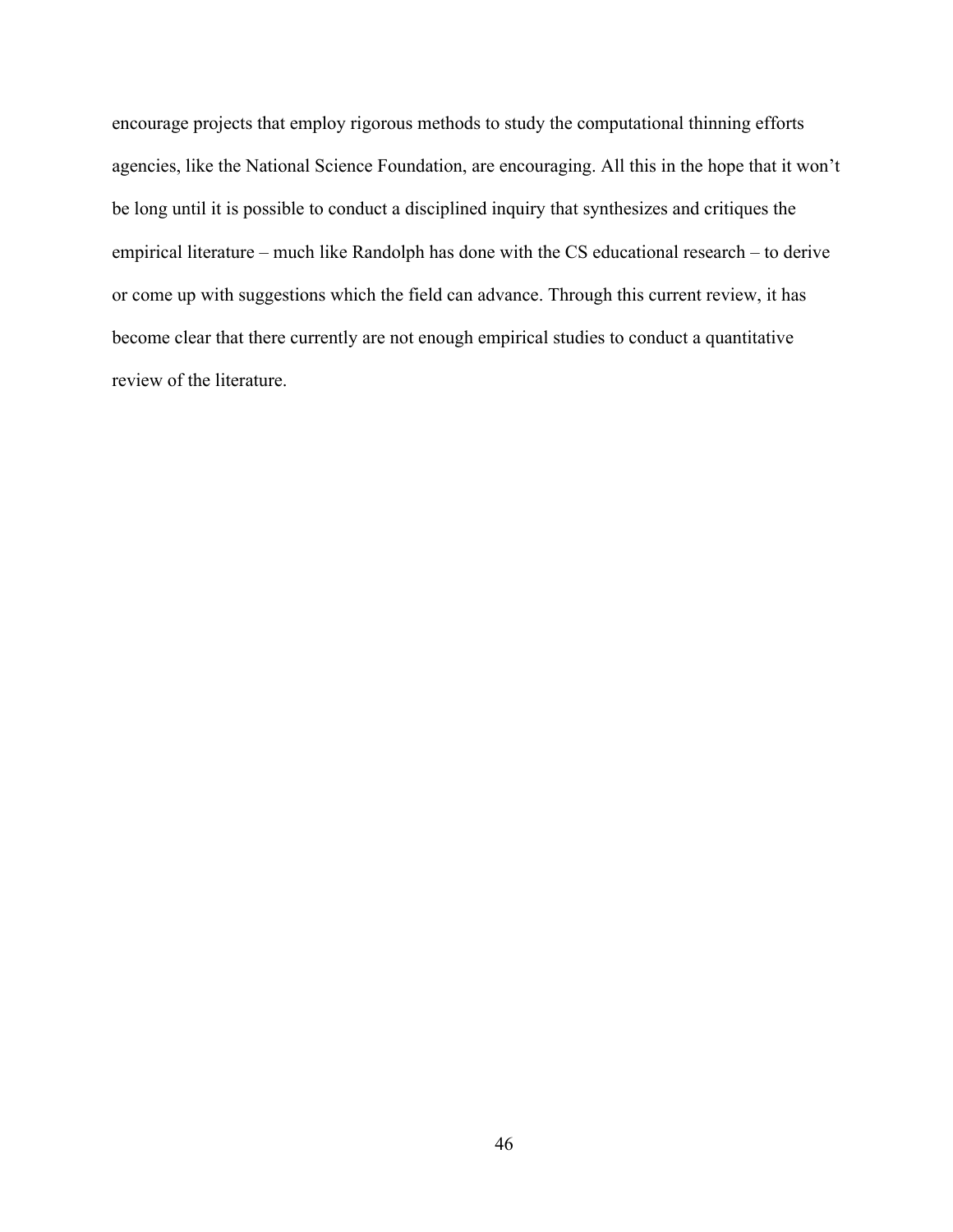encourage projects that employ rigorous methods to study the computational thinning efforts agencies, like the National Science Foundation, are encouraging. All this in the hope that it won't be long until it is possible to conduct a disciplined inquiry that synthesizes and critiques the empirical literature – much like Randolph has done with the CS educational research – to derive or come up with suggestions which the field can advance. Through this current review, it has become clear that there currently are not enough empirical studies to conduct a quantitative review of the literature.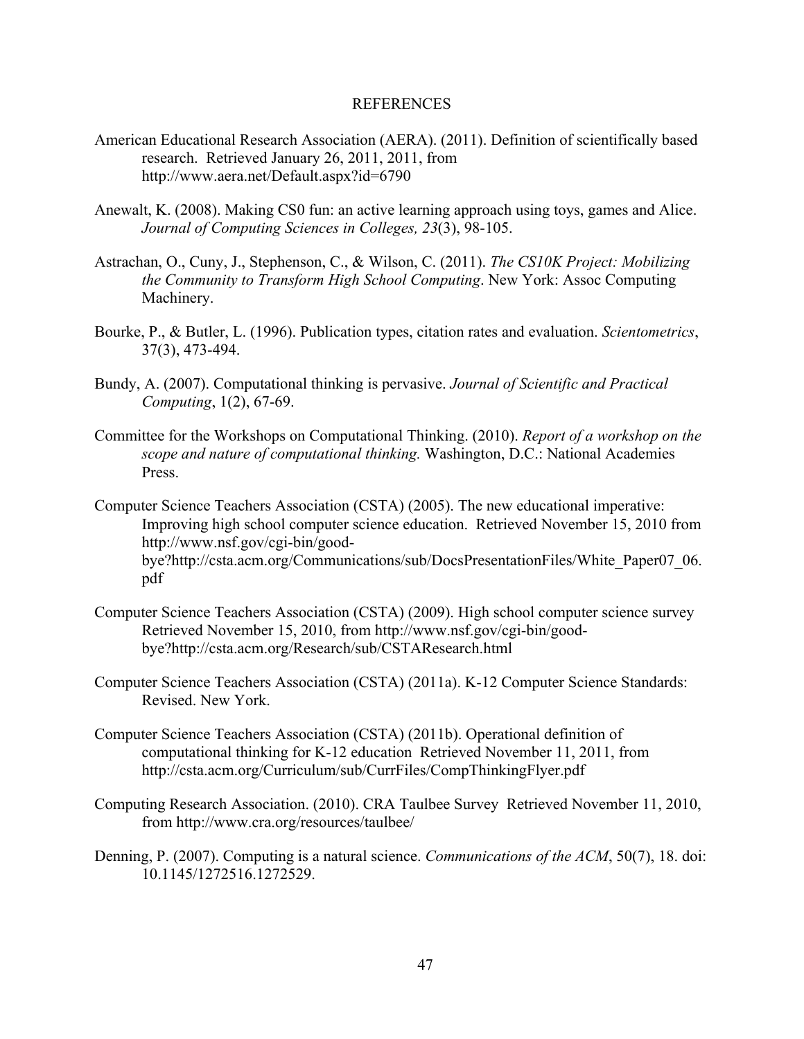# REFERENCES

American Educational Research Association (AERA). (2011). Definition of scientifically based research. Retrieved January 26, 2011, 2011, from http://www.aera.net/Default.aspx?id=6790

Anewalt, K. (2008). Making CS0 fun: an active learning approach using toys, games and Alice. *Journal of Computing Sciences in Colleges, 23*(3), 98-105.

Astrachan, O., Cuny, J., Stephenson, C., & Wilson, C. (2011). *The CS10K Project: Mobilizing the Community to Transform High School Computing*. New York: Assoc Computing Machinery.

Bourke, P., & Butler, L. (1996). Publication types, citation rates and evaluation. *Scientometrics*, 37(3), 473-494.

Bundy, A. (2007). Computational thinking is pervasive. *Journal of Scientific and Practical Computing*, 1(2), 67-69.

Committee for the Workshops on Computational Thinking. (2010). *Report of a workshop on the scope and nature of computational thinking.* Washington, D.C.: National Academies Press.

Computer Science Teachers Association (CSTA) (2005). The new educational imperative: Improving high school computer science education. Retrieved November 15, 2010 from http://www.nsf.gov/cgi-bin/good-bye?http://csta.acm.org/Communications/sub/DocsPresentationFiles/White_Paper07_06.pdf

Computer Science Teachers Association (CSTA) (2009). High school computer science survey Retrieved November 15, 2010, from http://www.nsf.gov/cgi-bin/good-bye?http://csta.acm.org/Research/sub/CSTAResearch.html

Computer Science Teachers Association (CSTA) (2011a). K-12 Computer Science Standards: Revised. New York.

Computer Science Teachers Association (CSTA) (2011b). Operational definition of computational thinking for K-12 education Retrieved November 11, 2011, from http://csta.acm.org/Curriculum/sub/CurrFiles/CompThinkingFlyer.pdf

Computing Research Association. (2010). CRA Taulbee Survey Retrieved November 11, 2010, from http://www.cra.org/resources/taulbee/

Denning, P. (2007). Computing is a natural science. *Communications of the ACM*, 50(7), 18. doi: 10.1145/1272516.1272529.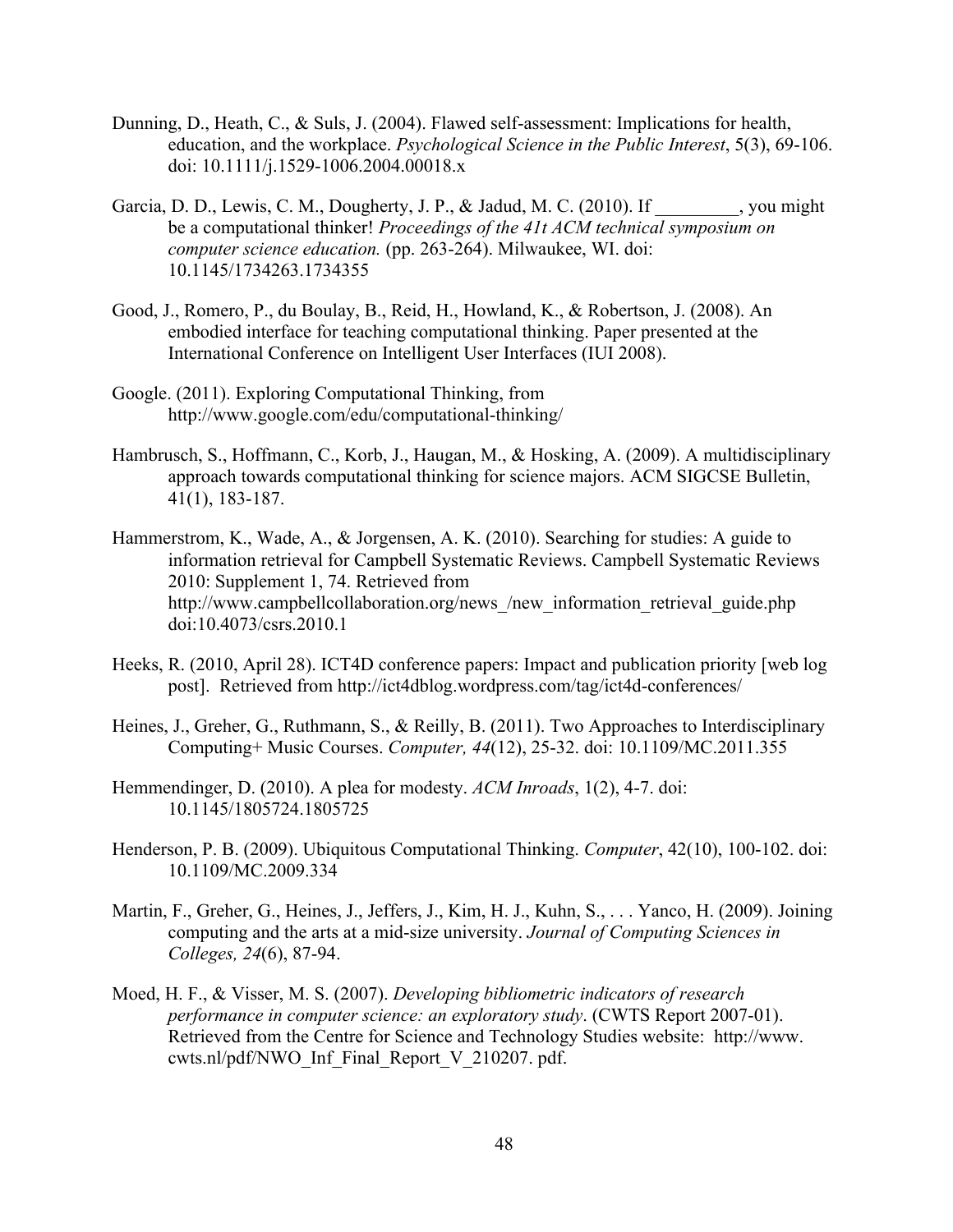Dunning, D., Heath, C., & Suls, J. (2004). Flawed self-assessment: Implications for health, education, and the workplace. *Psychological Science in the Public Interest*, 5(3), 69-106. doi: 10.1111/j.1529-1006.2004.00018.x

Garcia, D. D., Lewis, C. M., Dougherty, J. P., & Jadud, M. C. (2010). If _________, you might be a computational thinker! *Proceedings of the 41t ACM technical symposium on computer science education.* (pp. 263-264). Milwaukee, WI. doi: 10.1145/1734263.1734355

Good, J., Romero, P., du Boulay, B., Reid, H., Howland, K., & Robertson, J. (2008). An embodied interface for teaching computational thinking. Paper presented at the International Conference on Intelligent User Interfaces (IUI 2008).

Google. (2011). Exploring Computational Thinking, from http://www.google.com/edu/computational-thinking/

Hambrusch, S., Hoffmann, C., Korb, J., Haugan, M., & Hosking, A. (2009). A multidisciplinary approach towards computational thinking for science majors. ACM SIGCSE Bulletin, 41(1), 183-187.

Hammerstrom, K., Wade, A., & Jorgensen, A. K. (2010). Searching for studies: A guide to information retrieval for Campbell Systematic Reviews. Campbell Systematic Reviews 2010: Supplement 1, 74. Retrieved from http://www.campbellcollaboration.org/news_/new_information_retrieval_guide.php doi:10.4073/csrs.2010.1

Heeks, R. (2010, April 28). ICT4D conference papers: Impact and publication priority [web log post]. Retrieved from http://ict4dblog.wordpress.com/tag/ict4d-conferences/

Heines, J., Greher, G., Ruthmann, S., & Reilly, B. (2011). Two Approaches to Interdisciplinary Computing+ Music Courses. *Computer, 44*(12), 25-32. doi: 10.1109/MC.2011.355

Hemmendinger, D. (2010). A plea for modesty. *ACM Inroads*, 1(2), 4-7. doi: 10.1145/1805724.1805725

Henderson, P. B. (2009). Ubiquitous Computational Thinking. *Computer*, 42(10), 100-102. doi: 10.1109/MC.2009.334

Martin, F., Greher, G., Heines, J., Jeffers, J., Kim, H. J., Kuhn, S., . . . Yanco, H. (2009). Joining computing and the arts at a mid-size university. *Journal of Computing Sciences in Colleges, 24*(6), 87-94.

Moed, H. F., & Visser, M. S. (2007). *Developing bibliometric indicators of research performance in computer science: an exploratory study*. (CWTS Report 2007-01). Retrieved from the Centre for Science and Technology Studies website: http://www. cwts.nl/pdf/NWO_Inf_Final_Report_V_210207. pdf.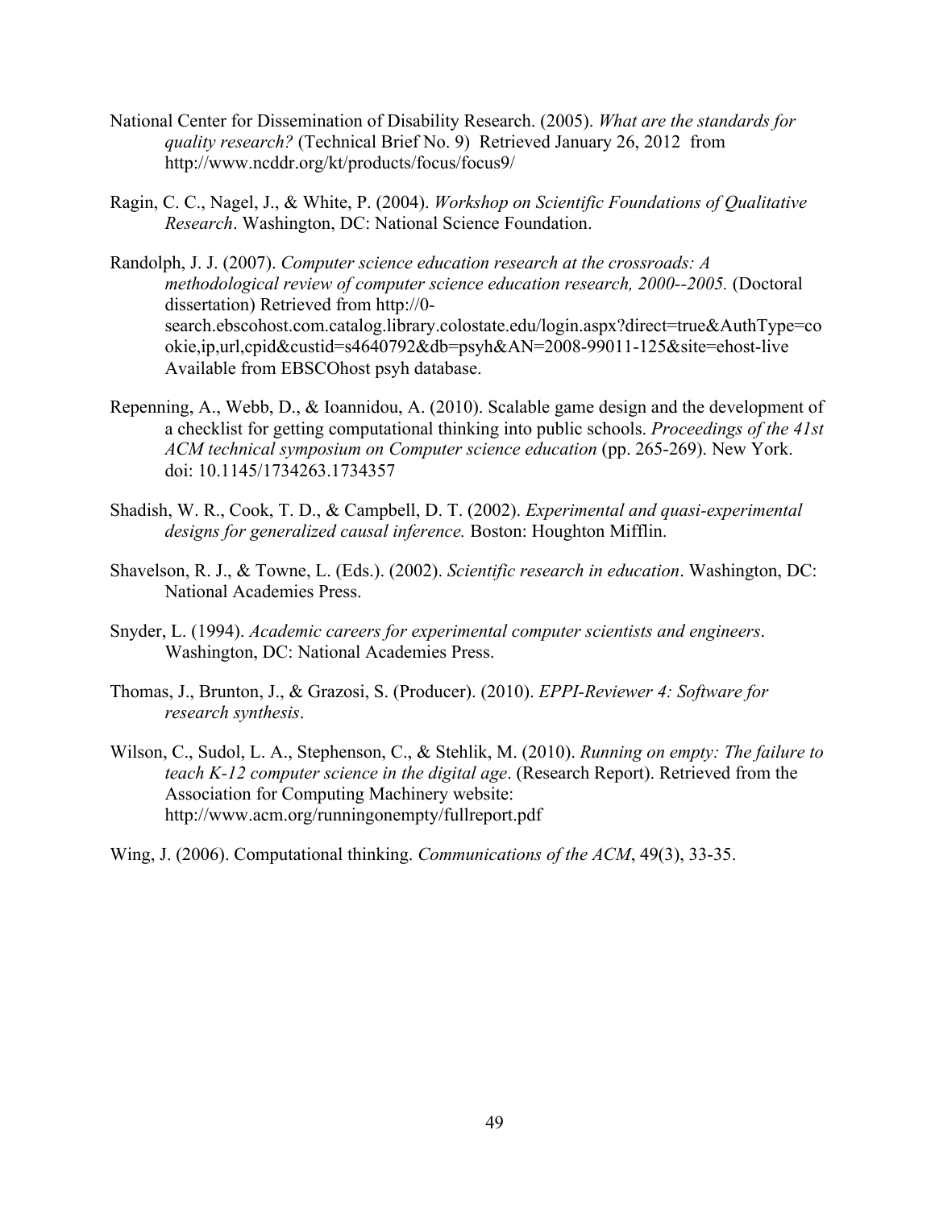National Center for Dissemination of Disability Research. (2005). *What are the standards for quality research?* (Technical Brief No. 9) Retrieved January 26, 2012 from http://www.ncddr.org/kt/products/focus/focus9/

Ragin, C. C., Nagel, J., & White, P. (2004). *Workshop on Scientific Foundations of Qualitative Research*. Washington, DC: National Science Foundation.

Randolph, J. J. (2007). *Computer science education research at the crossroads: A methodological review of computer science education research, 2000--2005.* (Doctoral dissertation) Retrieved from http://0-search.ebscohost.com.catalog.library.colostate.edu/login.aspx?direct=true&AuthType=cookie,ip,url,cpid&custid=s4640792&db=psyh&AN=2008-99011-125&site=ehost-live Available from EBSCOhost psyh database.

Repenning, A., Webb, D., & Ioannidou, A. (2010). Scalable game design and the development of a checklist for getting computational thinking into public schools. *Proceedings of the 41st ACM technical symposium on Computer science education* (pp. 265-269). New York. doi: 10.1145/1734263.1734357

Shadish, W. R., Cook, T. D., & Campbell, D. T. (2002). *Experimental and quasi-experimental designs for generalized causal inference.* Boston: Houghton Mifflin.

Shavelson, R. J., & Towne, L. (Eds.). (2002). *Scientific research in education*. Washington, DC: National Academies Press.

Snyder, L. (1994). *Academic careers for experimental computer scientists and engineers*. Washington, DC: National Academies Press.

Thomas, J., Brunton, J., & Grazosi, S. (Producer). (2010). *EPPI-Reviewer 4: Software for research synthesis*.

Wilson, C., Sudol, L. A., Stephenson, C., & Stehlik, M. (2010). *Running on empty: The failure to teach K-12 computer science in the digital age*. (Research Report). Retrieved from the Association for Computing Machinery website: http://www.acm.org/runningonempty/fullreport.pdf

Wing, J. (2006). Computational thinking. *Communications of the ACM*, 49(3), 33-35.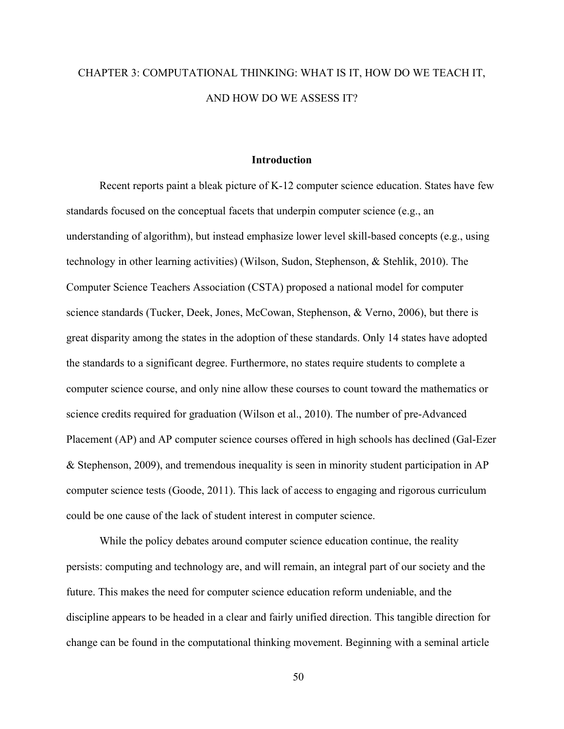# CHAPTER 3: COMPUTATIONAL THINKING: WHAT IS IT, HOW DO WE TEACH IT, AND HOW DO WE ASSESS IT?

## Introduction

Recent reports paint a bleak picture of K-12 computer science education. States have few standards focused on the conceptual facets that underpin computer science (e.g., an understanding of algorithm), but instead emphasize lower level skill-based concepts (e.g., using technology in other learning activities) (Wilson, Sudon, Stephenson, & Stehlik, 2010). The Computer Science Teachers Association (CSTA) proposed a national model for computer science standards (Tucker, Deek, Jones, McCowan, Stephenson, & Verno, 2006), but there is great disparity among the states in the adoption of these standards. Only 14 states have adopted the standards to a significant degree. Furthermore, no states require students to complete a computer science course, and only nine allow these courses to count toward the mathematics or science credits required for graduation (Wilson et al., 2010). The number of pre-Advanced Placement (AP) and AP computer science courses offered in high schools has declined (Gal-Ezer & Stephenson, 2009), and tremendous inequality is seen in minority student participation in AP computer science tests (Goode, 2011). This lack of access to engaging and rigorous curriculum could be one cause of the lack of student interest in computer science.

While the policy debates around computer science education continue, the reality persists: computing and technology are, and will remain, an integral part of our society and the future. This makes the need for computer science education reform undeniable, and the discipline appears to be headed in a clear and fairly unified direction. This tangible direction for change can be found in the computational thinking movement. Beginning with a seminal article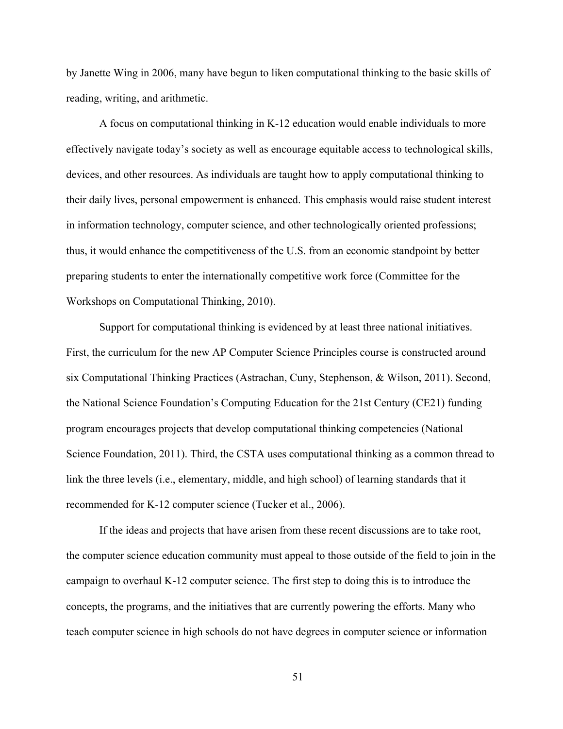by Janette Wing in 2006, many have begun to liken computational thinking to the basic skills of reading, writing, and arithmetic.

A focus on computational thinking in K-12 education would enable individuals to more effectively navigate today's society as well as encourage equitable access to technological skills, devices, and other resources. As individuals are taught how to apply computational thinking to their daily lives, personal empowerment is enhanced. This emphasis would raise student interest in information technology, computer science, and other technologically oriented professions; thus, it would enhance the competitiveness of the U.S. from an economic standpoint by better preparing students to enter the internationally competitive work force (Committee for the Workshops on Computational Thinking, 2010).

Support for computational thinking is evidenced by at least three national initiatives. First, the curriculum for the new AP Computer Science Principles course is constructed around six Computational Thinking Practices (Astrachan, Cuny, Stephenson, & Wilson, 2011). Second, the National Science Foundation's Computing Education for the 21st Century (CE21) funding program encourages projects that develop computational thinking competencies (National Science Foundation, 2011). Third, the CSTA uses computational thinking as a common thread to link the three levels (i.e., elementary, middle, and high school) of learning standards that it recommended for K-12 computer science (Tucker et al., 2006).

If the ideas and projects that have arisen from these recent discussions are to take root, the computer science education community must appeal to those outside of the field to join in the campaign to overhaul K-12 computer science. The first step to doing this is to introduce the concepts, the programs, and the initiatives that are currently powering the efforts. Many who teach computer science in high schools do not have degrees in computer science or information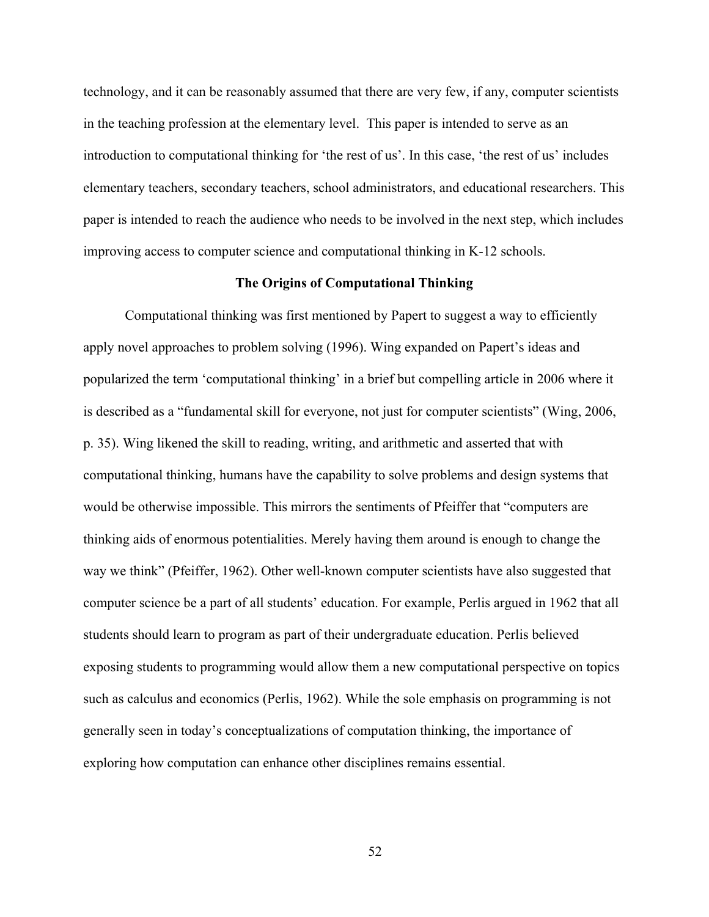technology, and it can be reasonably assumed that there are very few, if any, computer scientists in the teaching profession at the elementary level. This paper is intended to serve as an introduction to computational thinking for 'the rest of us'. In this case, 'the rest of us' includes elementary teachers, secondary teachers, school administrators, and educational researchers. This paper is intended to reach the audience who needs to be involved in the next step, which includes improving access to computer science and computational thinking in K-12 schools.

## The Origins of Computational Thinking

Computational thinking was first mentioned by Papert to suggest a way to efficiently apply novel approaches to problem solving (1996). Wing expanded on Papert's ideas and popularized the term 'computational thinking' in a brief but compelling article in 2006 where it is described as a "fundamental skill for everyone, not just for computer scientists" (Wing, 2006, p. 35). Wing likened the skill to reading, writing, and arithmetic and asserted that with computational thinking, humans have the capability to solve problems and design systems that would be otherwise impossible. This mirrors the sentiments of Pfeiffer that "computers are thinking aids of enormous potentialities. Merely having them around is enough to change the way we think" (Pfeiffer, 1962). Other well-known computer scientists have also suggested that computer science be a part of all students' education. For example, Perlis argued in 1962 that all students should learn to program as part of their undergraduate education. Perlis believed exposing students to programming would allow them a new computational perspective on topics such as calculus and economics (Perlis, 1962). While the sole emphasis on programming is not generally seen in today's conceptualizations of computation thinking, the importance of exploring how computation can enhance other disciplines remains essential.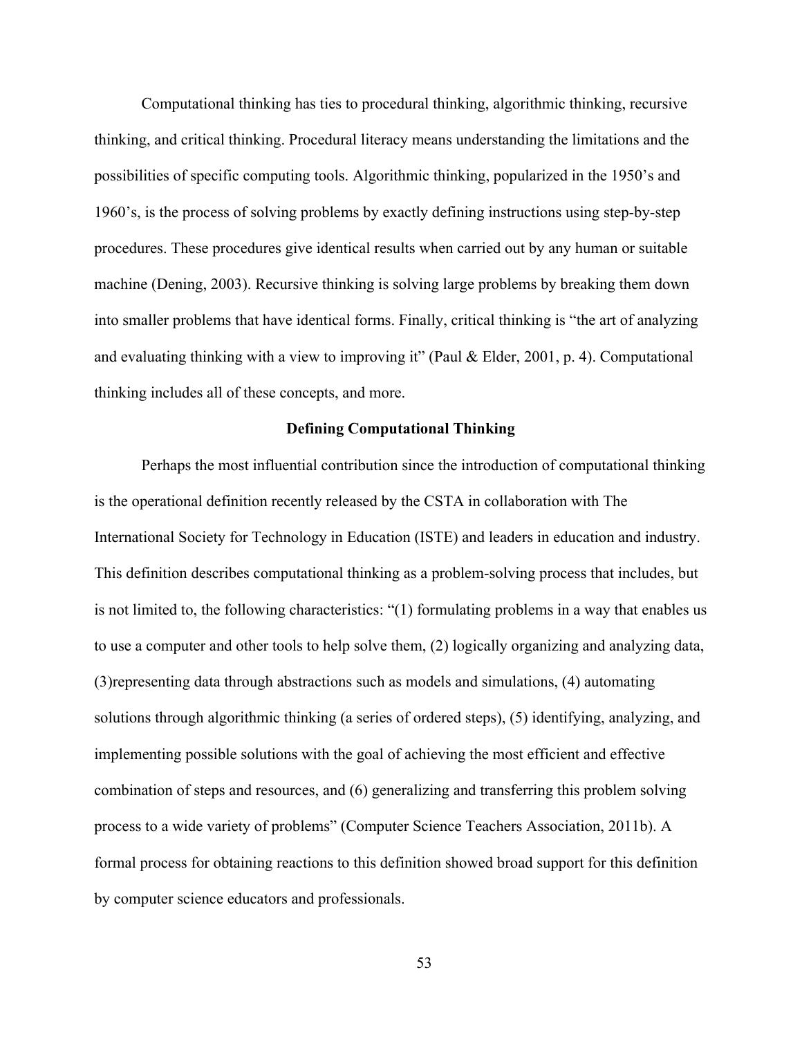Computational thinking has ties to procedural thinking, algorithmic thinking, recursive thinking, and critical thinking. Procedural literacy means understanding the limitations and the possibilities of specific computing tools. Algorithmic thinking, popularized in the 1950's and 1960's, is the process of solving problems by exactly defining instructions using step-by-step procedures. These procedures give identical results when carried out by any human or suitable machine (Dening, 2003). Recursive thinking is solving large problems by breaking them down into smaller problems that have identical forms. Finally, critical thinking is "the art of analyzing and evaluating thinking with a view to improving it" (Paul & Elder, 2001, p. 4). Computational thinking includes all of these concepts, and more.

## Defining Computational Thinking

Perhaps the most influential contribution since the introduction of computational thinking is the operational definition recently released by the CSTA in collaboration with The International Society for Technology in Education (ISTE) and leaders in education and industry. This definition describes computational thinking as a problem-solving process that includes, but is not limited to, the following characteristics: "(1) formulating problems in a way that enables us to use a computer and other tools to help solve them, (2) logically organizing and analyzing data, (3)representing data through abstractions such as models and simulations, (4) automating solutions through algorithmic thinking (a series of ordered steps), (5) identifying, analyzing, and implementing possible solutions with the goal of achieving the most efficient and effective combination of steps and resources, and (6) generalizing and transferring this problem solving process to a wide variety of problems" (Computer Science Teachers Association, 2011b). A formal process for obtaining reactions to this definition showed broad support for this definition by computer science educators and professionals.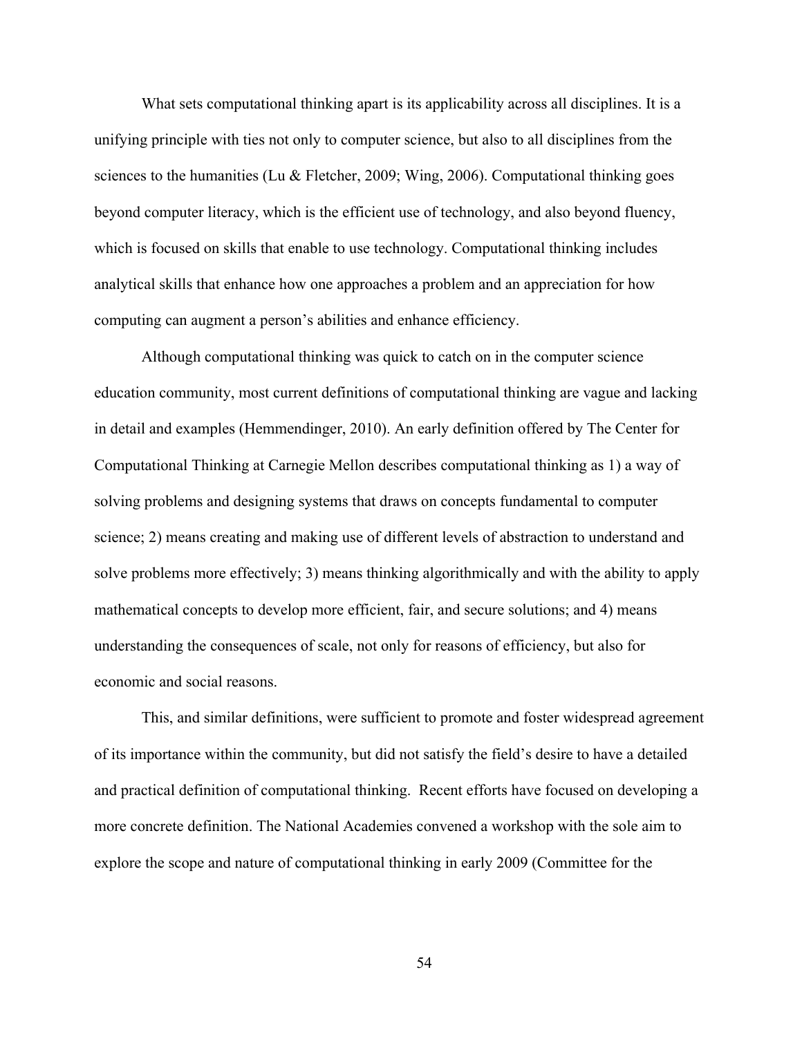What sets computational thinking apart is its applicability across all disciplines. It is a unifying principle with ties not only to computer science, but also to all disciplines from the sciences to the humanities (Lu & Fletcher, 2009; Wing, 2006). Computational thinking goes beyond computer literacy, which is the efficient use of technology, and also beyond fluency, which is focused on skills that enable to use technology. Computational thinking includes analytical skills that enhance how one approaches a problem and an appreciation for how computing can augment a person's abilities and enhance efficiency.

Although computational thinking was quick to catch on in the computer science education community, most current definitions of computational thinking are vague and lacking in detail and examples (Hemmendinger, 2010). An early definition offered by The Center for Computational Thinking at Carnegie Mellon describes computational thinking as 1) a way of solving problems and designing systems that draws on concepts fundamental to computer science; 2) means creating and making use of different levels of abstraction to understand and solve problems more effectively; 3) means thinking algorithmically and with the ability to apply mathematical concepts to develop more efficient, fair, and secure solutions; and 4) means understanding the consequences of scale, not only for reasons of efficiency, but also for economic and social reasons.

This, and similar definitions, were sufficient to promote and foster widespread agreement of its importance within the community, but did not satisfy the field's desire to have a detailed and practical definition of computational thinking. Recent efforts have focused on developing a more concrete definition. The National Academies convened a workshop with the sole aim to explore the scope and nature of computational thinking in early 2009 (Committee for the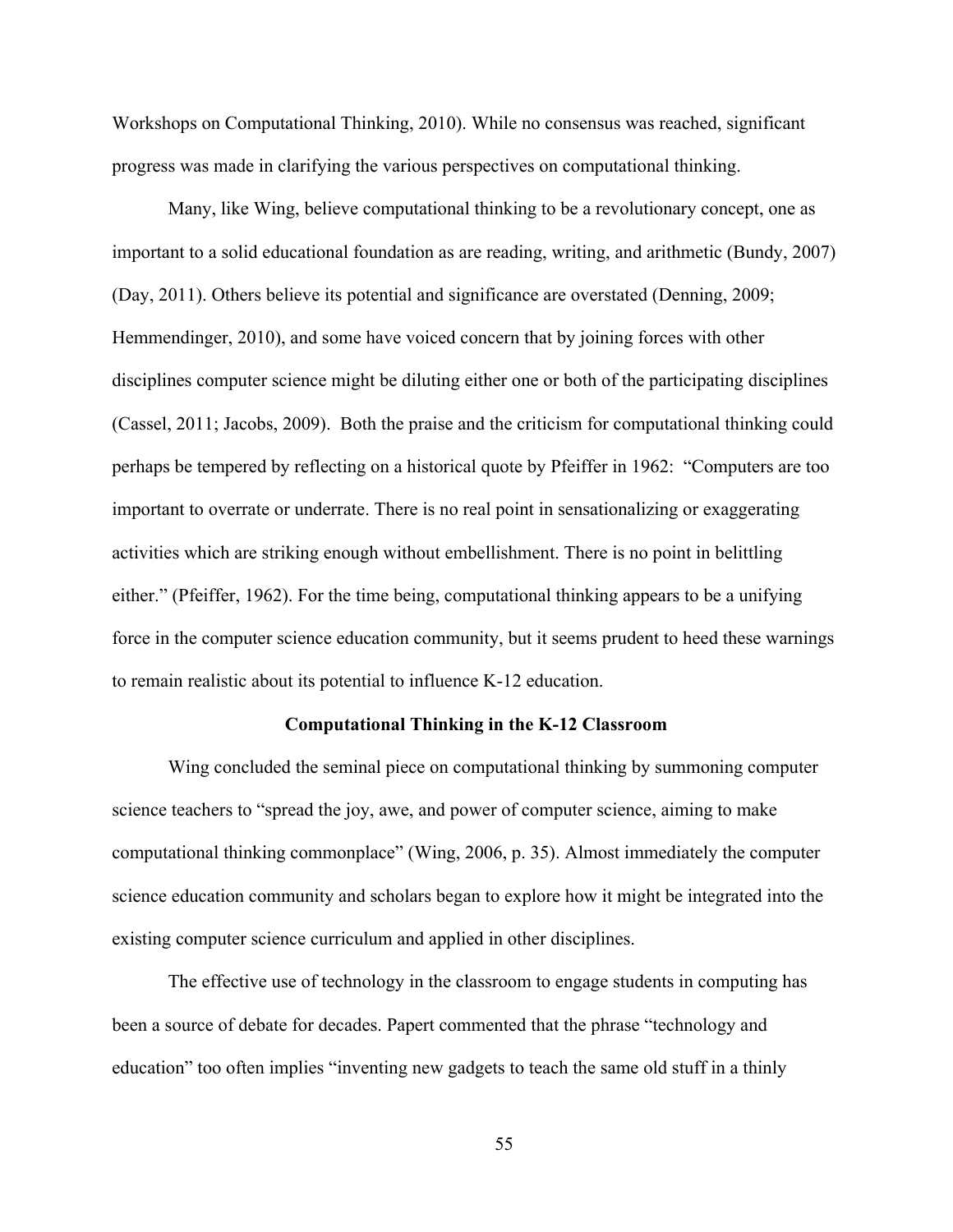Workshops on Computational Thinking, 2010). While no consensus was reached, significant progress was made in clarifying the various perspectives on computational thinking.

Many, like Wing, believe computational thinking to be a revolutionary concept, one as important to a solid educational foundation as are reading, writing, and arithmetic (Bundy, 2007) (Day, 2011). Others believe its potential and significance are overstated (Denning, 2009; Hemmendinger, 2010), and some have voiced concern that by joining forces with other disciplines computer science might be diluting either one or both of the participating disciplines (Cassel, 2011; Jacobs, 2009). Both the praise and the criticism for computational thinking could perhaps be tempered by reflecting on a historical quote by Pfeiffer in 1962: "Computers are too important to overrate or underrate. There is no real point in sensationalizing or exaggerating activities which are striking enough without embellishment. There is no point in belittling either." (Pfeiffer, 1962). For the time being, computational thinking appears to be a unifying force in the computer science education community, but it seems prudent to heed these warnings to remain realistic about its potential to influence K-12 education.

## Computational Thinking in the K-12 Classroom

Wing concluded the seminal piece on computational thinking by summoning computer science teachers to "spread the joy, awe, and power of computer science, aiming to make computational thinking commonplace" (Wing, 2006, p. 35). Almost immediately the computer science education community and scholars began to explore how it might be integrated into the existing computer science curriculum and applied in other disciplines.

The effective use of technology in the classroom to engage students in computing has been a source of debate for decades. Papert commented that the phrase "technology and education" too often implies "inventing new gadgets to teach the same old stuff in a thinly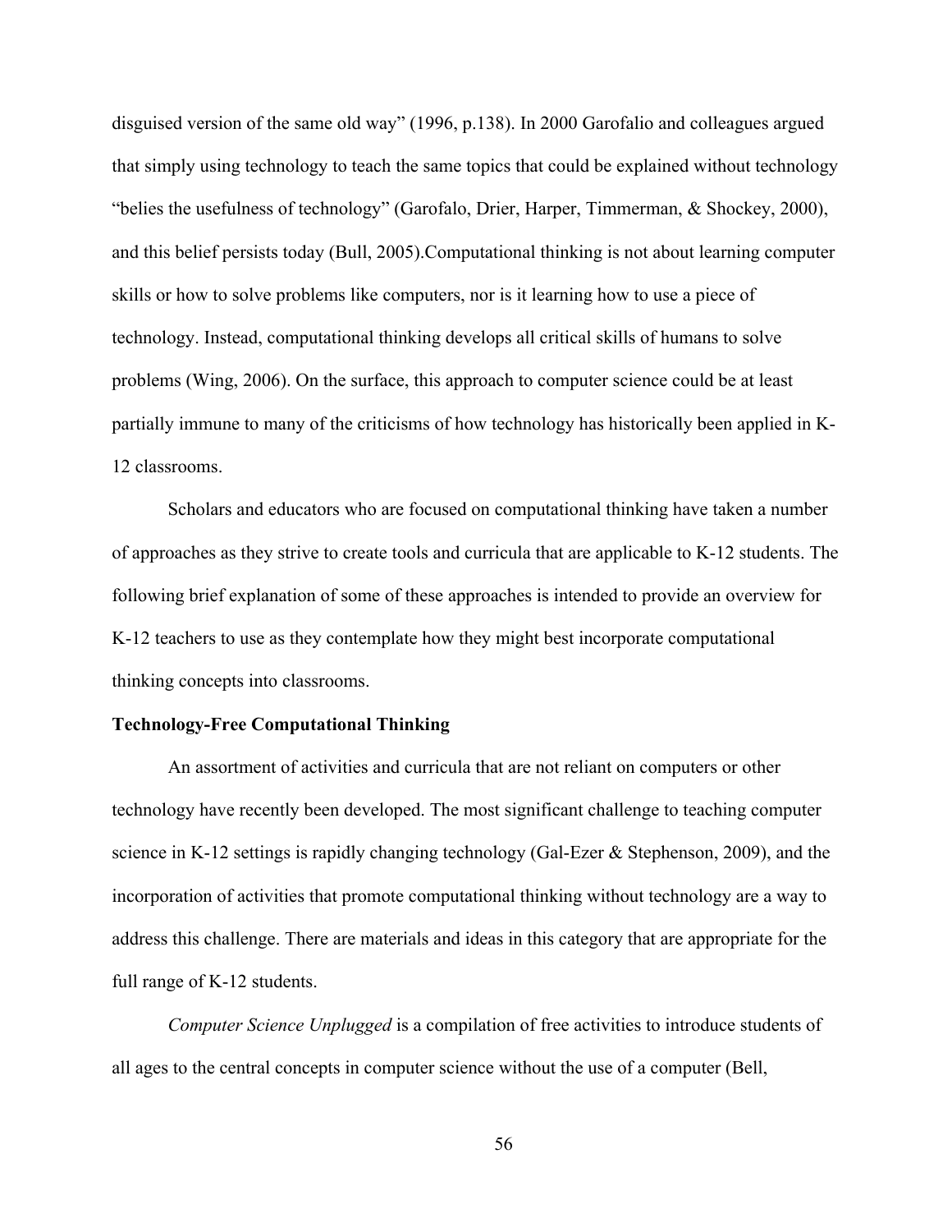disguised version of the same old way" (1996, p.138). In 2000 Garofalio and colleagues argued that simply using technology to teach the same topics that could be explained without technology "belies the usefulness of technology" (Garofalo, Drier, Harper, Timmerman, & Shockey, 2000), and this belief persists today (Bull, 2005).Computational thinking is not about learning computer skills or how to solve problems like computers, nor is it learning how to use a piece of technology. Instead, computational thinking develops all critical skills of humans to solve problems (Wing, 2006). On the surface, this approach to computer science could be at least partially immune to many of the criticisms of how technology has historically been applied in K-12 classrooms.

Scholars and educators who are focused on computational thinking have taken a number of approaches as they strive to create tools and curricula that are applicable to K-12 students. The following brief explanation of some of these approaches is intended to provide an overview for K-12 teachers to use as they contemplate how they might best incorporate computational thinking concepts into classrooms.

**Technology-Free Computational Thinking**

An assortment of activities and curricula that are not reliant on computers or other technology have recently been developed. The most significant challenge to teaching computer science in K-12 settings is rapidly changing technology (Gal-Ezer & Stephenson, 2009), and the incorporation of activities that promote computational thinking without technology are a way to address this challenge. There are materials and ideas in this category that are appropriate for the full range of K-12 students.

*Computer Science Unplugged* is a compilation of free activities to introduce students of all ages to the central concepts in computer science without the use of a computer (Bell,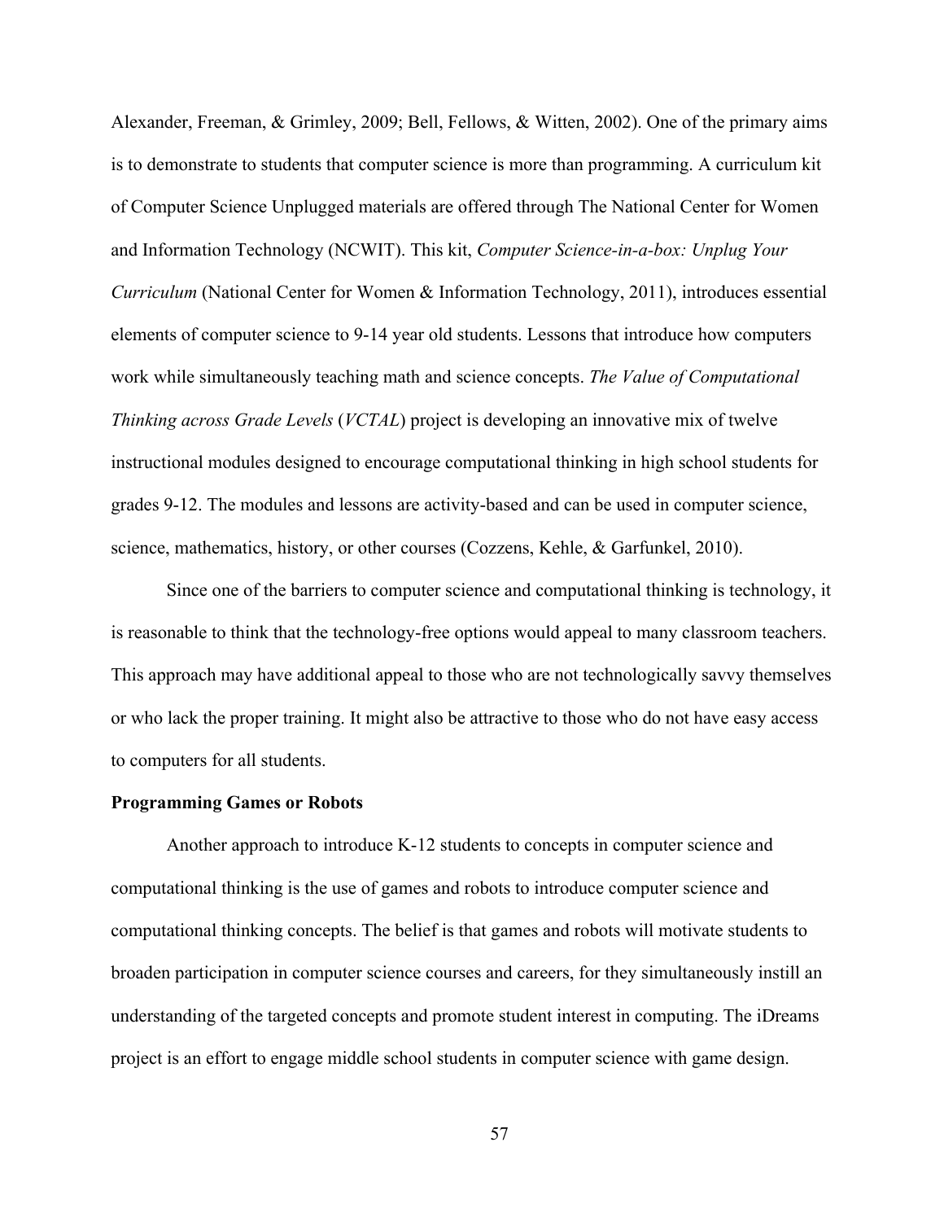Alexander, Freeman, & Grimley, 2009; Bell, Fellows, & Witten, 2002). One of the primary aims is to demonstrate to students that computer science is more than programming. A curriculum kit of Computer Science Unplugged materials are offered through The National Center for Women and Information Technology (NCWIT). This kit, *Computer Science-in-a-box: Unplug Your Curriculum* (National Center for Women & Information Technology, 2011), introduces essential elements of computer science to 9-14 year old students. Lessons that introduce how computers work while simultaneously teaching math and science concepts. *The Value of Computational Thinking across Grade Levels* (*VCTAL*) project is developing an innovative mix of twelve instructional modules designed to encourage computational thinking in high school students for grades 9-12. The modules and lessons are activity-based and can be used in computer science, science, mathematics, history, or other courses (Cozzens, Kehle, & Garfunkel, 2010).

Since one of the barriers to computer science and computational thinking is technology, it is reasonable to think that the technology-free options would appeal to many classroom teachers. This approach may have additional appeal to those who are not technologically savvy themselves or who lack the proper training. It might also be attractive to those who do not have easy access to computers for all students.

**Programming Games or Robots**

Another approach to introduce K-12 students to concepts in computer science and computational thinking is the use of games and robots to introduce computer science and computational thinking concepts. The belief is that games and robots will motivate students to broaden participation in computer science courses and careers, for they simultaneously instill an understanding of the targeted concepts and promote student interest in computing. The iDreams project is an effort to engage middle school students in computer science with game design.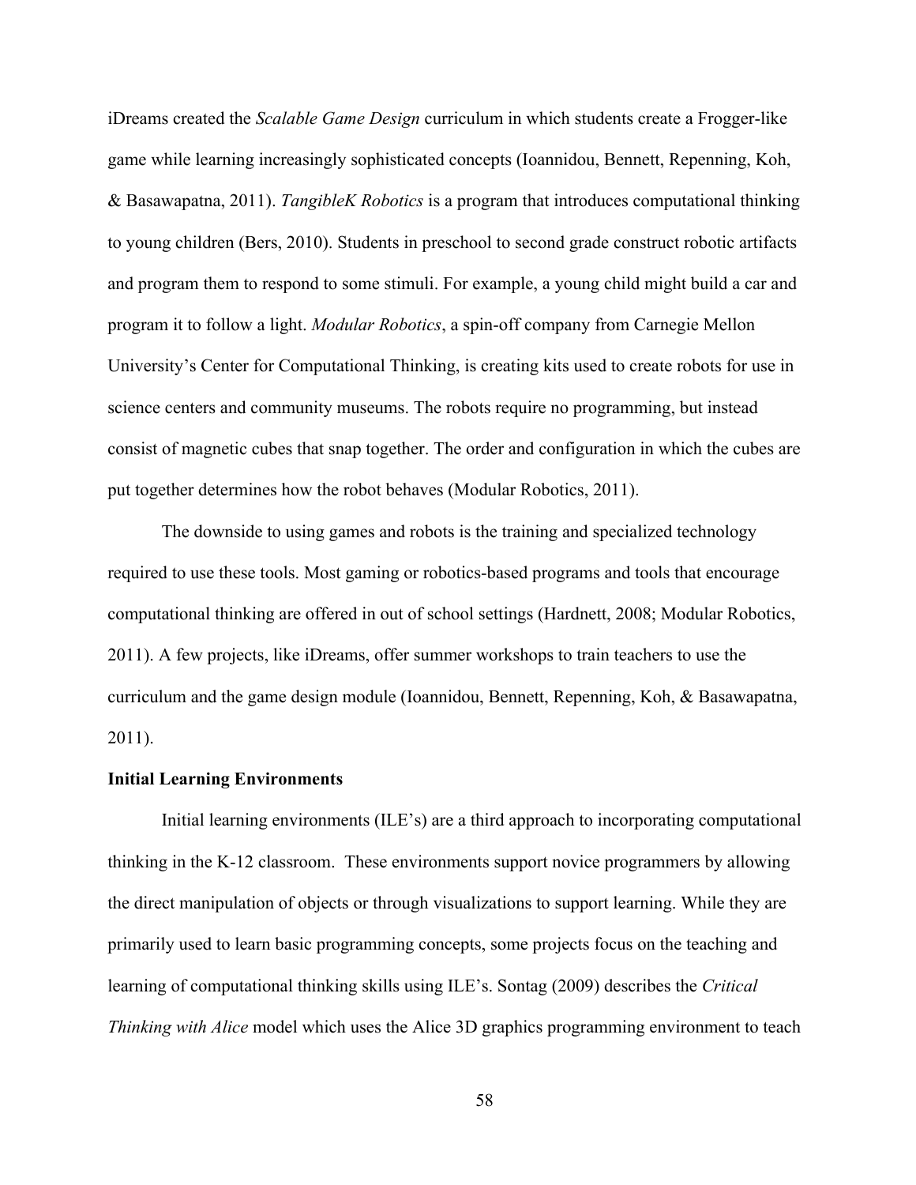iDreams created the *Scalable Game Design* curriculum in which students create a Frogger-like game while learning increasingly sophisticated concepts (Ioannidou, Bennett, Repenning, Koh, & Basawapatna, 2011). *TangibleK Robotics* is a program that introduces computational thinking to young children (Bers, 2010). Students in preschool to second grade construct robotic artifacts and program them to respond to some stimuli. For example, a young child might build a car and program it to follow a light. *Modular Robotics*, a spin-off company from Carnegie Mellon University's Center for Computational Thinking, is creating kits used to create robots for use in science centers and community museums. The robots require no programming, but instead consist of magnetic cubes that snap together. The order and configuration in which the cubes are put together determines how the robot behaves (Modular Robotics, 2011).

The downside to using games and robots is the training and specialized technology required to use these tools. Most gaming or robotics-based programs and tools that encourage computational thinking are offered in out of school settings (Hardnett, 2008; Modular Robotics, 2011). A few projects, like iDreams, offer summer workshops to train teachers to use the curriculum and the game design module (Ioannidou, Bennett, Repenning, Koh, & Basawapatna, 2011).

**Initial Learning Environments**

Initial learning environments (ILE's) are a third approach to incorporating computational thinking in the K-12 classroom. These environments support novice programmers by allowing the direct manipulation of objects or through visualizations to support learning. While they are primarily used to learn basic programming concepts, some projects focus on the teaching and learning of computational thinking skills using ILE's. Sontag (2009) describes the *Critical Thinking with Alice* model which uses the Alice 3D graphics programming environment to teach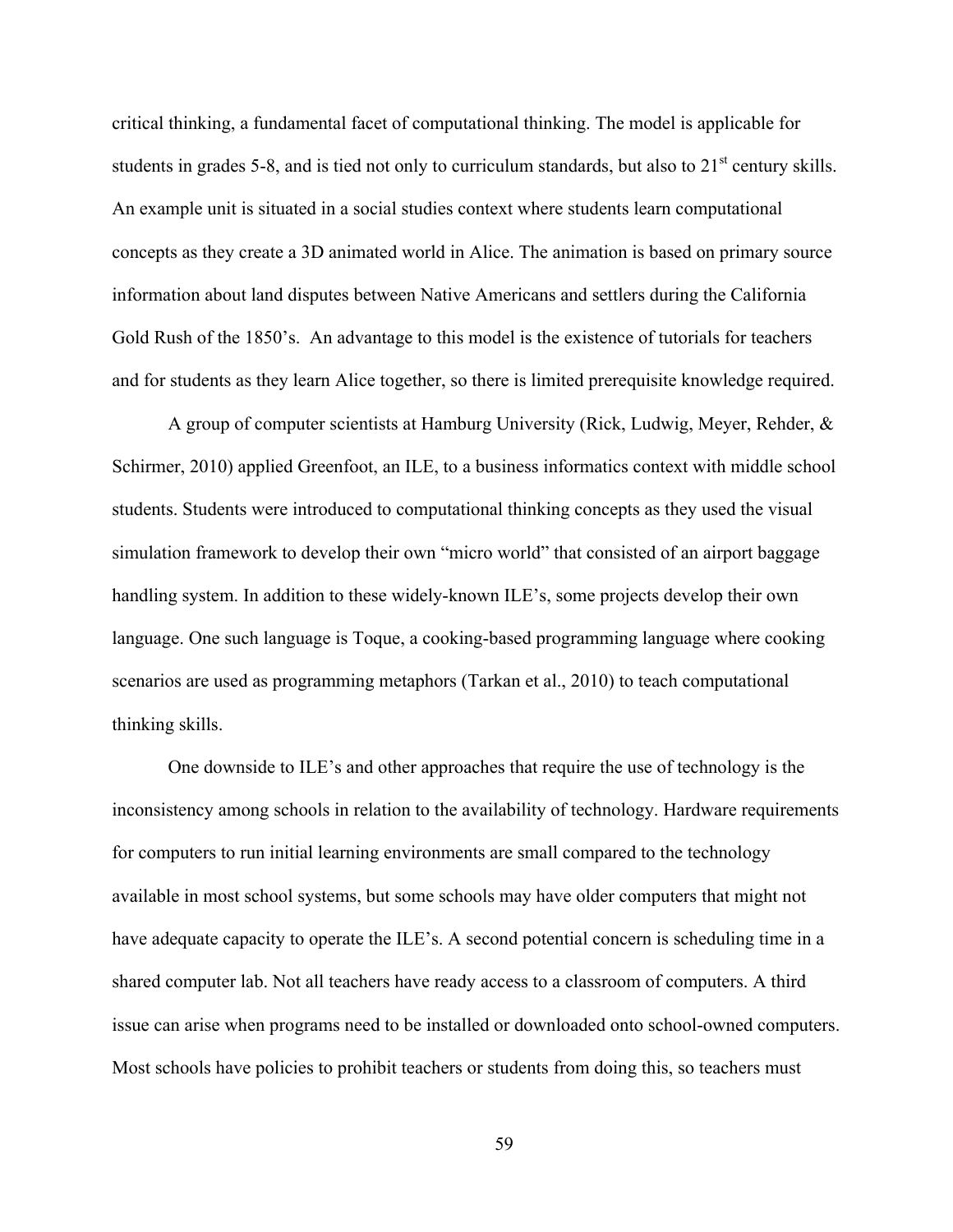critical thinking, a fundamental facet of computational thinking. The model is applicable for students in grades 5-8, and is tied not only to curriculum standards, but also to 21st century skills. An example unit is situated in a social studies context where students learn computational concepts as they create a 3D animated world in Alice. The animation is based on primary source information about land disputes between Native Americans and settlers during the California Gold Rush of the 1850's.  An advantage to this model is the existence of tutorials for teachers and for students as they learn Alice together, so there is limited prerequisite knowledge required.

A group of computer scientists at Hamburg University (Rick, Ludwig, Meyer, Rehder, & Schirmer, 2010) applied Greenfoot, an ILE, to a business informatics context with middle school students. Students were introduced to computational thinking concepts as they used the visual simulation framework to develop their own "micro world" that consisted of an airport baggage handling system. In addition to these widely-known ILE's, some projects develop their own language. One such language is Toque, a cooking-based programming language where cooking scenarios are used as programming metaphors (Tarkan et al., 2010) to teach computational thinking skills.

One downside to ILE's and other approaches that require the use of technology is the inconsistency among schools in relation to the availability of technology. Hardware requirements for computers to run initial learning environments are small compared to the technology available in most school systems, but some schools may have older computers that might not have adequate capacity to operate the ILE's. A second potential concern is scheduling time in a shared computer lab. Not all teachers have ready access to a classroom of computers. A third issue can arise when programs need to be installed or downloaded onto school-owned computers. Most schools have policies to prohibit teachers or students from doing this, so teachers must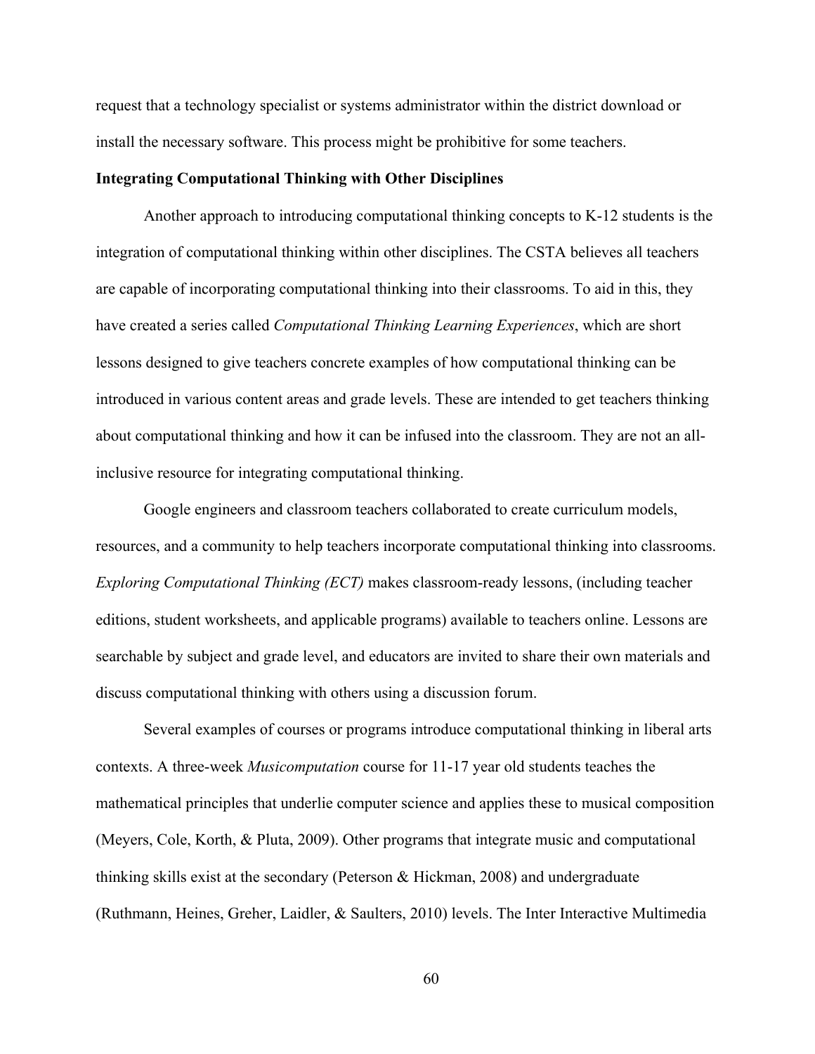request that a technology specialist or systems administrator within the district download or install the necessary software. This process might be prohibitive for some teachers.

**Integrating Computational Thinking with Other Disciplines**

Another approach to introducing computational thinking concepts to K-12 students is the integration of computational thinking within other disciplines. The CSTA believes all teachers are capable of incorporating computational thinking into their classrooms. To aid in this, they have created a series called *Computational Thinking Learning Experiences*, which are short lessons designed to give teachers concrete examples of how computational thinking can be introduced in various content areas and grade levels. These are intended to get teachers thinking about computational thinking and how it can be infused into the classroom. They are not an all-inclusive resource for integrating computational thinking.

Google engineers and classroom teachers collaborated to create curriculum models, resources, and a community to help teachers incorporate computational thinking into classrooms. *Exploring Computational Thinking (ECT)* makes classroom-ready lessons, (including teacher editions, student worksheets, and applicable programs) available to teachers online. Lessons are searchable by subject and grade level, and educators are invited to share their own materials and discuss computational thinking with others using a discussion forum.

Several examples of courses or programs introduce computational thinking in liberal arts contexts. A three-week *Musicomputation* course for 11-17 year old students teaches the mathematical principles that underlie computer science and applies these to musical composition (Meyers, Cole, Korth, & Pluta, 2009). Other programs that integrate music and computational thinking skills exist at the secondary (Peterson & Hickman, 2008) and undergraduate (Ruthmann, Heines, Greher, Laidler, & Saulters, 2010) levels. The Inter Interactive Multimedia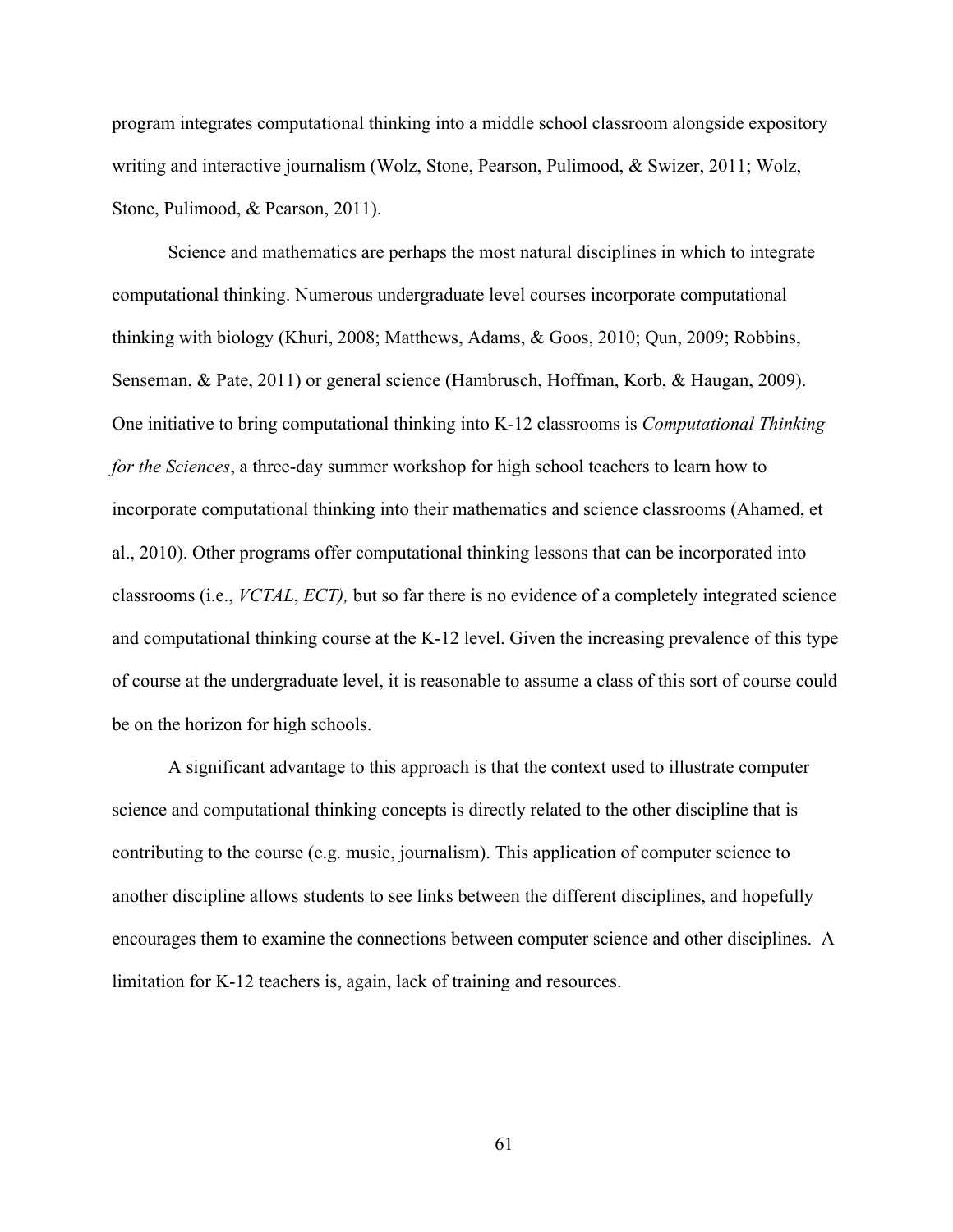program integrates computational thinking into a middle school classroom alongside expository writing and interactive journalism (Wolz, Stone, Pearson, Pulimood, & Swizer, 2011; Wolz, Stone, Pulimood, & Pearson, 2011).

Science and mathematics are perhaps the most natural disciplines in which to integrate computational thinking. Numerous undergraduate level courses incorporate computational thinking with biology (Khuri, 2008; Matthews, Adams, & Goos, 2010; Qun, 2009; Robbins, Senseman, & Pate, 2011) or general science (Hambrusch, Hoffman, Korb, & Haugan, 2009). One initiative to bring computational thinking into K-12 classrooms is *Computational Thinking for the Sciences*, a three-day summer workshop for high school teachers to learn how to incorporate computational thinking into their mathematics and science classrooms (Ahamed, et al., 2010). Other programs offer computational thinking lessons that can be incorporated into classrooms (i.e., *VCTAL*, *ECT),* but so far there is no evidence of a completely integrated science and computational thinking course at the K-12 level. Given the increasing prevalence of this type of course at the undergraduate level, it is reasonable to assume a class of this sort of course could be on the horizon for high schools.

A significant advantage to this approach is that the context used to illustrate computer science and computational thinking concepts is directly related to the other discipline that is contributing to the course (e.g. music, journalism). This application of computer science to another discipline allows students to see links between the different disciplines, and hopefully encourages them to examine the connections between computer science and other disciplines. A limitation for K-12 teachers is, again, lack of training and resources.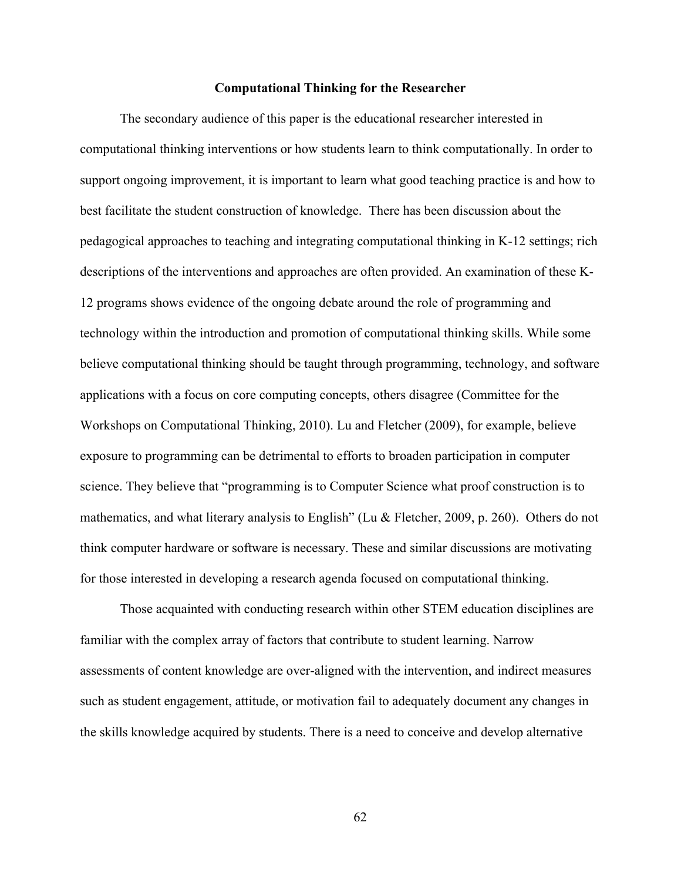## Computational Thinking for the Researcher

The secondary audience of this paper is the educational researcher interested in computational thinking interventions or how students learn to think computationally. In order to support ongoing improvement, it is important to learn what good teaching practice is and how to best facilitate the student construction of knowledge. There has been discussion about the pedagogical approaches to teaching and integrating computational thinking in K-12 settings; rich descriptions of the interventions and approaches are often provided. An examination of these K-12 programs shows evidence of the ongoing debate around the role of programming and technology within the introduction and promotion of computational thinking skills. While some believe computational thinking should be taught through programming, technology, and software applications with a focus on core computing concepts, others disagree (Committee for the Workshops on Computational Thinking, 2010). Lu and Fletcher (2009), for example, believe exposure to programming can be detrimental to efforts to broaden participation in computer science. They believe that "programming is to Computer Science what proof construction is to mathematics, and what literary analysis to English" (Lu & Fletcher, 2009, p. 260). Others do not think computer hardware or software is necessary. These and similar discussions are motivating for those interested in developing a research agenda focused on computational thinking.

Those acquainted with conducting research within other STEM education disciplines are familiar with the complex array of factors that contribute to student learning. Narrow assessments of content knowledge are over-aligned with the intervention, and indirect measures such as student engagement, attitude, or motivation fail to adequately document any changes in the skills knowledge acquired by students. There is a need to conceive and develop alternative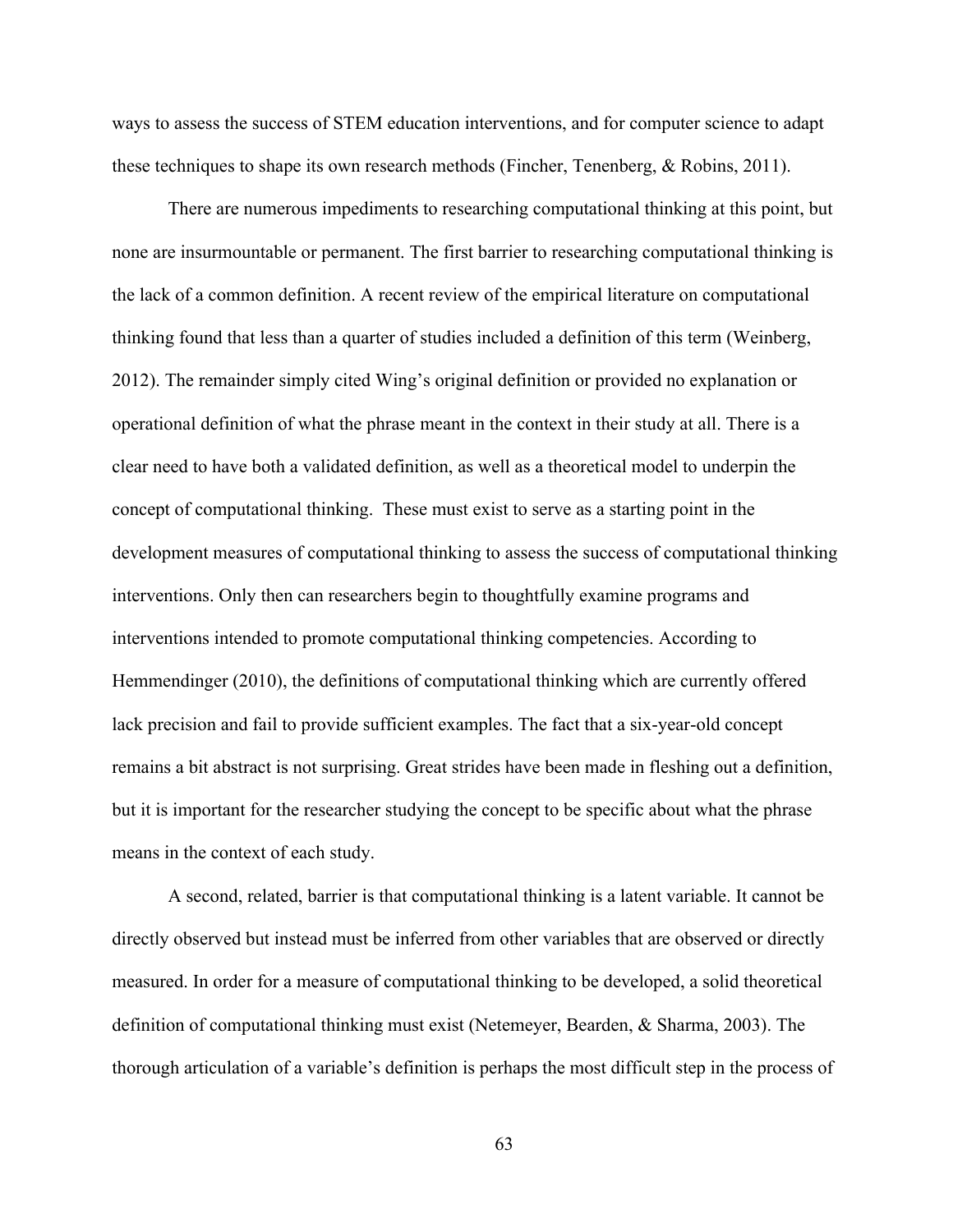ways to assess the success of STEM education interventions, and for computer science to adapt these techniques to shape its own research methods (Fincher, Tenenberg, & Robins, 2011).

There are numerous impediments to researching computational thinking at this point, but none are insurmountable or permanent. The first barrier to researching computational thinking is the lack of a common definition. A recent review of the empirical literature on computational thinking found that less than a quarter of studies included a definition of this term (Weinberg, 2012). The remainder simply cited Wing's original definition or provided no explanation or operational definition of what the phrase meant in the context in their study at all. There is a clear need to have both a validated definition, as well as a theoretical model to underpin the concept of computational thinking. These must exist to serve as a starting point in the development measures of computational thinking to assess the success of computational thinking interventions. Only then can researchers begin to thoughtfully examine programs and interventions intended to promote computational thinking competencies. According to Hemmendinger (2010), the definitions of computational thinking which are currently offered lack precision and fail to provide sufficient examples. The fact that a six-year-old concept remains a bit abstract is not surprising. Great strides have been made in fleshing out a definition, but it is important for the researcher studying the concept to be specific about what the phrase means in the context of each study.

A second, related, barrier is that computational thinking is a latent variable. It cannot be directly observed but instead must be inferred from other variables that are observed or directly measured. In order for a measure of computational thinking to be developed, a solid theoretical definition of computational thinking must exist (Netemeyer, Bearden, & Sharma, 2003). The thorough articulation of a variable's definition is perhaps the most difficult step in the process of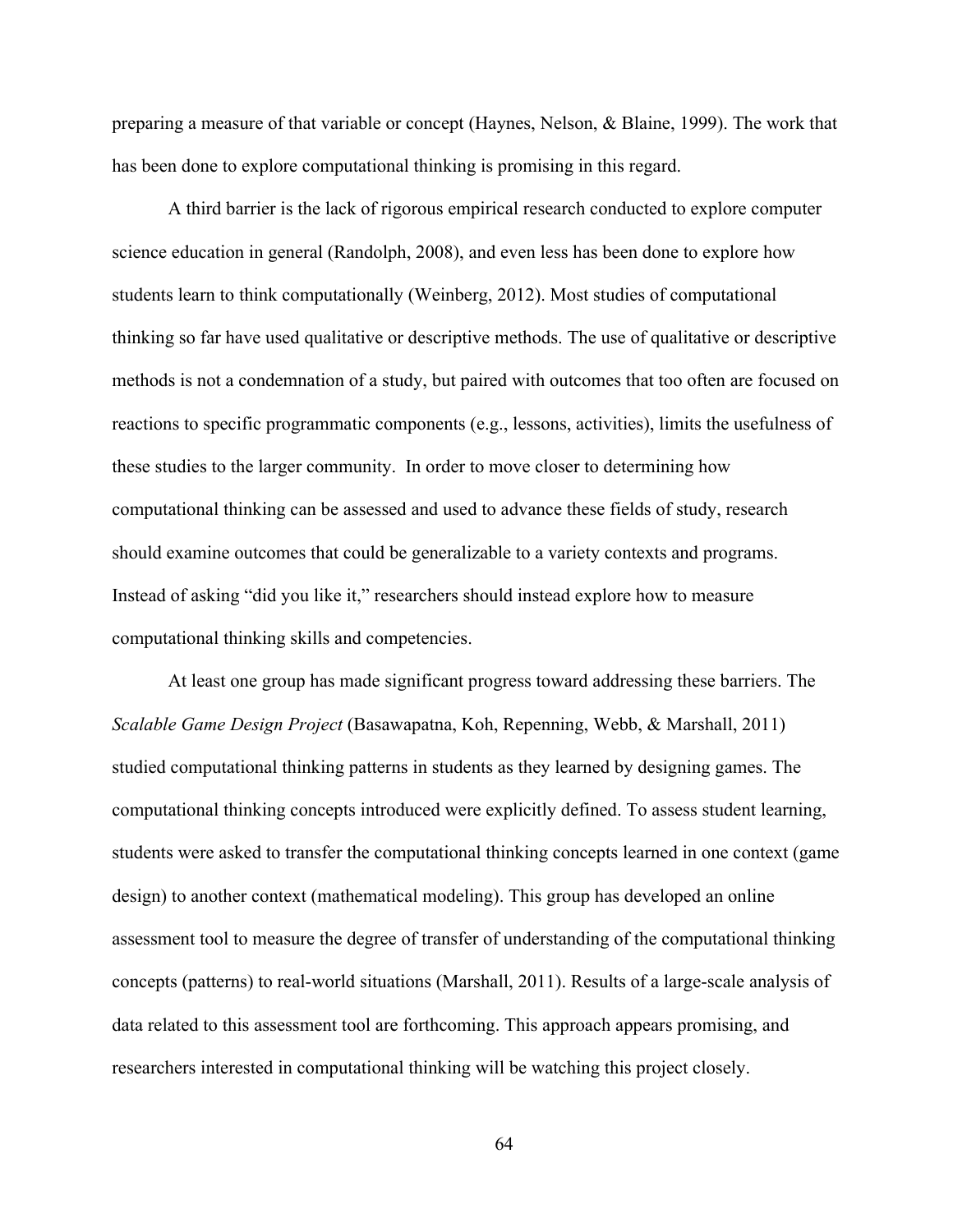preparing a measure of that variable or concept (Haynes, Nelson, & Blaine, 1999). The work that has been done to explore computational thinking is promising in this regard.

A third barrier is the lack of rigorous empirical research conducted to explore computer science education in general (Randolph, 2008), and even less has been done to explore how students learn to think computationally (Weinberg, 2012). Most studies of computational thinking so far have used qualitative or descriptive methods. The use of qualitative or descriptive methods is not a condemnation of a study, but paired with outcomes that too often are focused on reactions to specific programmatic components (e.g., lessons, activities), limits the usefulness of these studies to the larger community. In order to move closer to determining how computational thinking can be assessed and used to advance these fields of study, research should examine outcomes that could be generalizable to a variety contexts and programs. Instead of asking "did you like it," researchers should instead explore how to measure computational thinking skills and competencies.

At least one group has made significant progress toward addressing these barriers. The *Scalable Game Design Project* (Basawapatna, Koh, Repenning, Webb, & Marshall, 2011) studied computational thinking patterns in students as they learned by designing games. The computational thinking concepts introduced were explicitly defined. To assess student learning, students were asked to transfer the computational thinking concepts learned in one context (game design) to another context (mathematical modeling). This group has developed an online assessment tool to measure the degree of transfer of understanding of the computational thinking concepts (patterns) to real-world situations (Marshall, 2011). Results of a large-scale analysis of data related to this assessment tool are forthcoming. This approach appears promising, and researchers interested in computational thinking will be watching this project closely.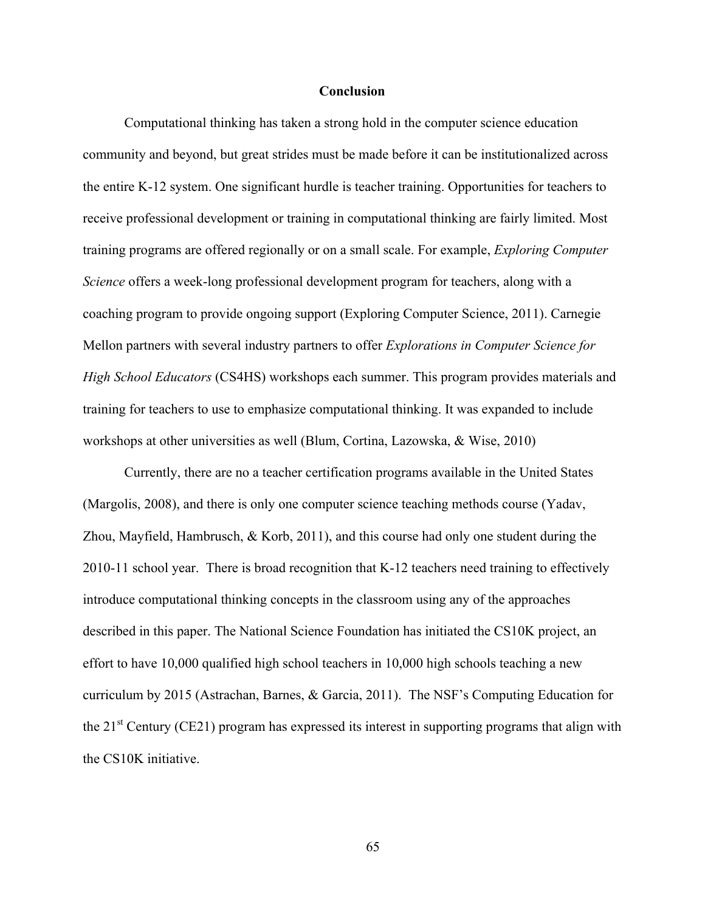## Conclusion

Computational thinking has taken a strong hold in the computer science education community and beyond, but great strides must be made before it can be institutionalized across the entire K-12 system. One significant hurdle is teacher training. Opportunities for teachers to receive professional development or training in computational thinking are fairly limited. Most training programs are offered regionally or on a small scale. For example, *Exploring Computer Science* offers a week-long professional development program for teachers, along with a coaching program to provide ongoing support (Exploring Computer Science, 2011). Carnegie Mellon partners with several industry partners to offer *Explorations in Computer Science for High School Educators* (CS4HS) workshops each summer. This program provides materials and training for teachers to use to emphasize computational thinking. It was expanded to include workshops at other universities as well (Blum, Cortina, Lazowska, & Wise, 2010)

Currently, there are no a teacher certification programs available in the United States (Margolis, 2008), and there is only one computer science teaching methods course (Yadav, Zhou, Mayfield, Hambrusch, & Korb, 2011), and this course had only one student during the 2010-11 school year. There is broad recognition that K-12 teachers need training to effectively introduce computational thinking concepts in the classroom using any of the approaches described in this paper. The National Science Foundation has initiated the CS10K project, an effort to have 10,000 qualified high school teachers in 10,000 high schools teaching a new curriculum by 2015 (Astrachan, Barnes, & Garcia, 2011). The NSF's Computing Education for the 21st Century (CE21) program has expressed its interest in supporting programs that align with the CS10K initiative.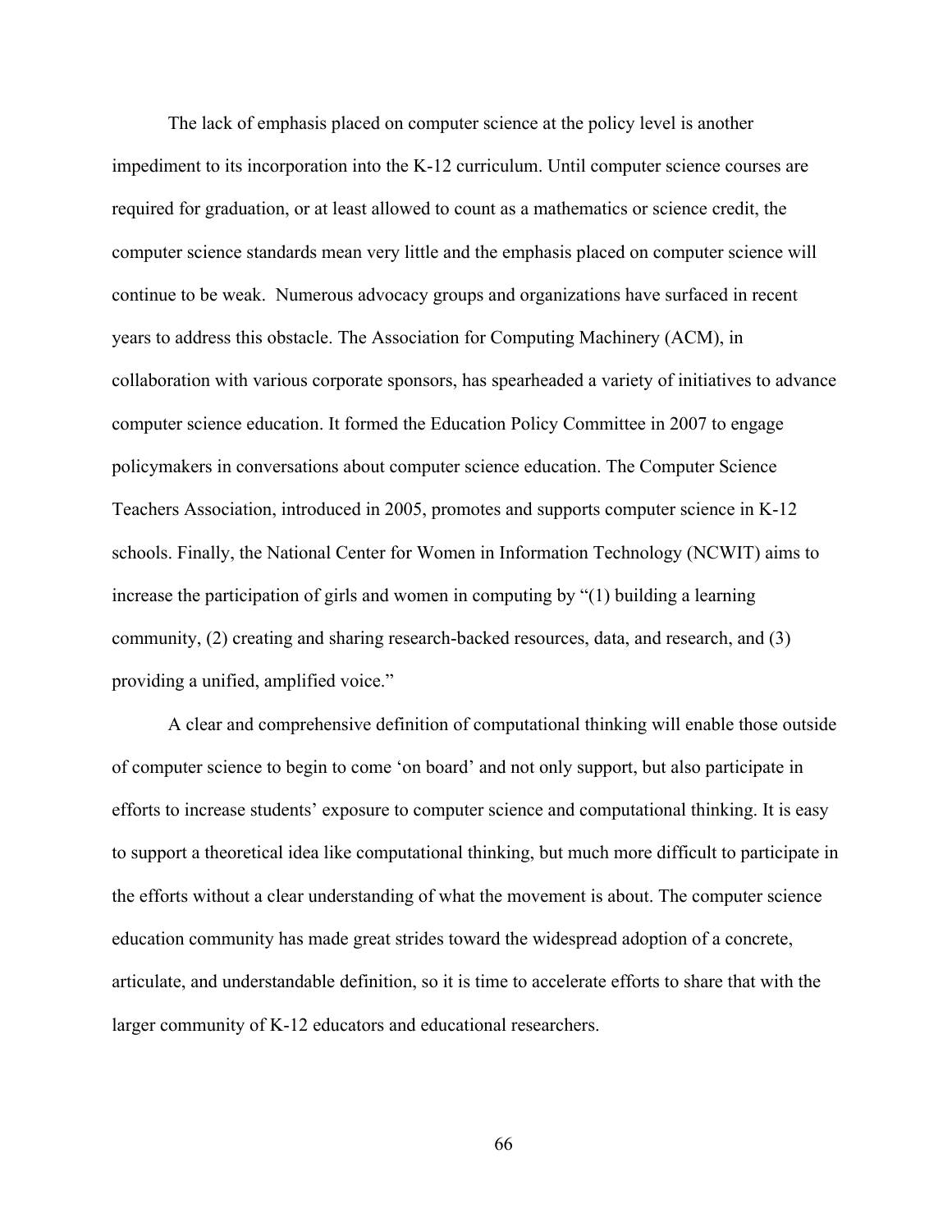The lack of emphasis placed on computer science at the policy level is another impediment to its incorporation into the K-12 curriculum. Until computer science courses are required for graduation, or at least allowed to count as a mathematics or science credit, the computer science standards mean very little and the emphasis placed on computer science will continue to be weak. Numerous advocacy groups and organizations have surfaced in recent years to address this obstacle. The Association for Computing Machinery (ACM), in collaboration with various corporate sponsors, has spearheaded a variety of initiatives to advance computer science education. It formed the Education Policy Committee in 2007 to engage policymakers in conversations about computer science education. The Computer Science Teachers Association, introduced in 2005, promotes and supports computer science in K-12 schools. Finally, the National Center for Women in Information Technology (NCWIT) aims to increase the participation of girls and women in computing by "(1) building a learning community, (2) creating and sharing research-backed resources, data, and research, and (3) providing a unified, amplified voice."

A clear and comprehensive definition of computational thinking will enable those outside of computer science to begin to come 'on board' and not only support, but also participate in efforts to increase students' exposure to computer science and computational thinking. It is easy to support a theoretical idea like computational thinking, but much more difficult to participate in the efforts without a clear understanding of what the movement is about. The computer science education community has made great strides toward the widespread adoption of a concrete, articulate, and understandable definition, so it is time to accelerate efforts to share that with the larger community of K-12 educators and educational researchers.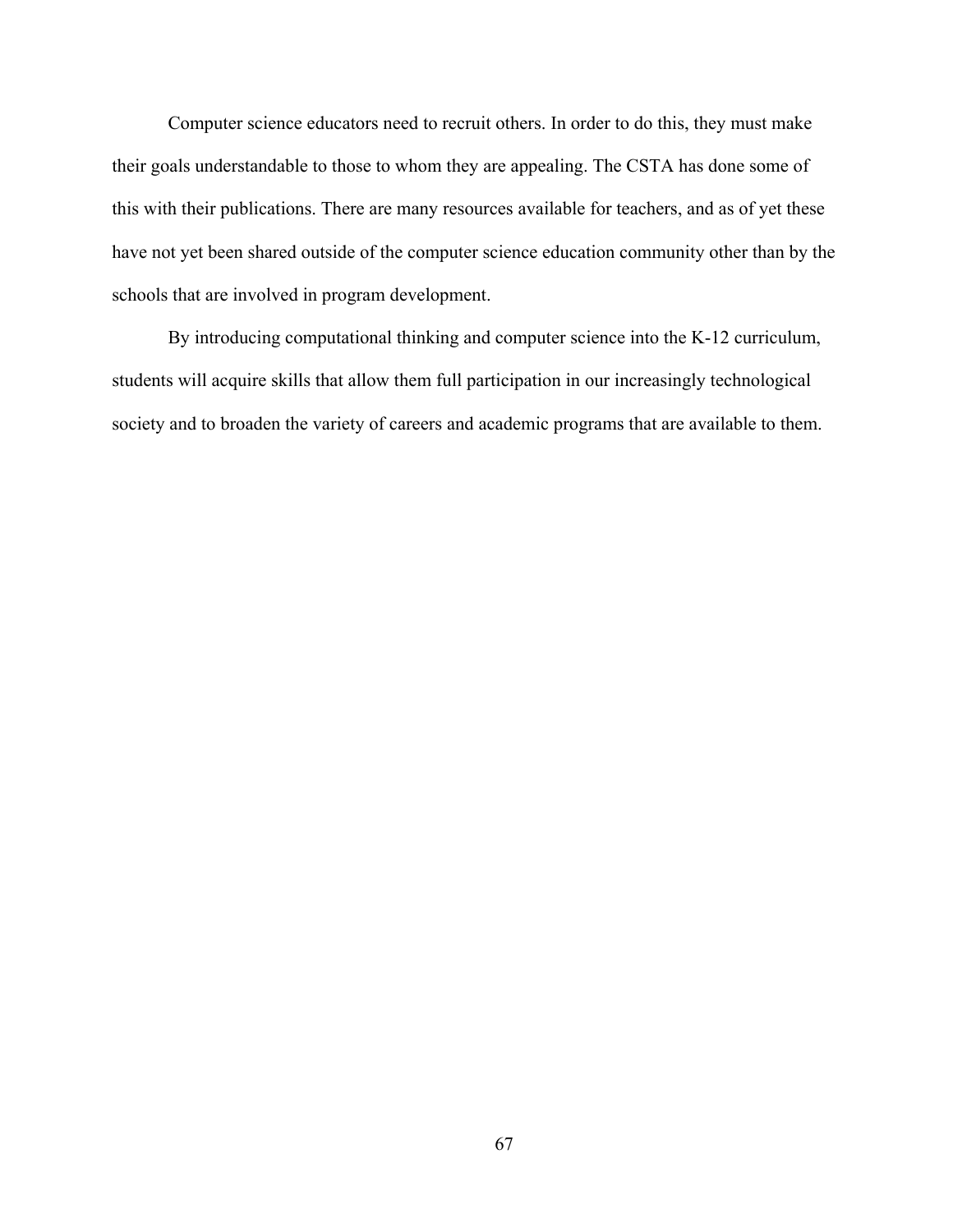Computer science educators need to recruit others. In order to do this, they must make their goals understandable to those to whom they are appealing. The CSTA has done some of this with their publications. There are many resources available for teachers, and as of yet these have not yet been shared outside of the computer science education community other than by the schools that are involved in program development.

By introducing computational thinking and computer science into the K-12 curriculum, students will acquire skills that allow them full participation in our increasingly technological society and to broaden the variety of careers and academic programs that are available to them.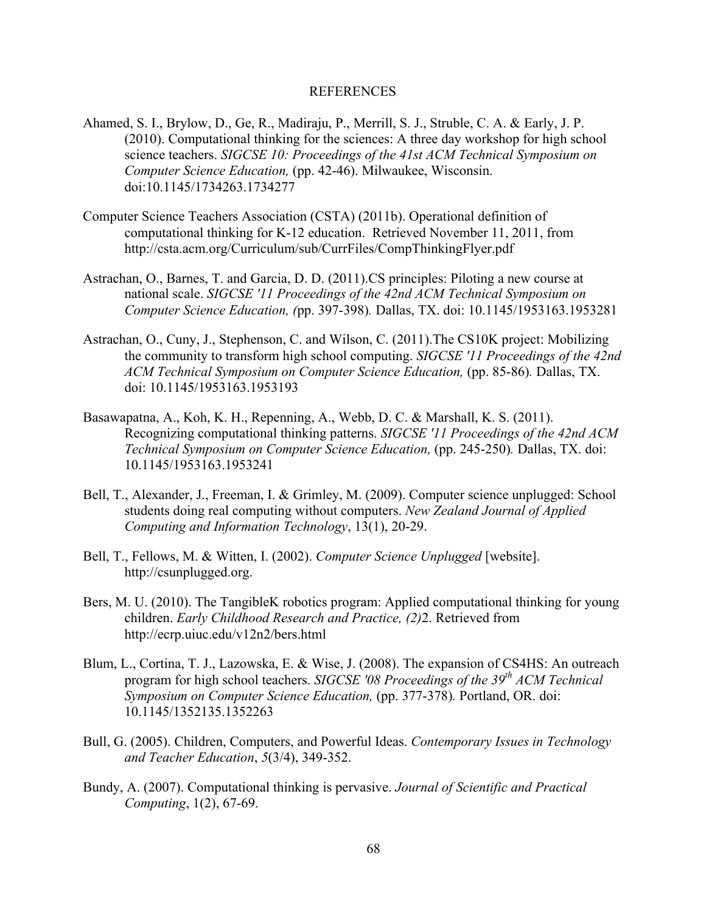# REFERENCES

Ahamed, S. I., Brylow, D., Ge, R., Madiraju, P., Merrill, S. J., Struble, C. A. & Early, J. P. (2010). Computational thinking for the sciences: A three day workshop for high school science teachers. *SIGCSE 10: Proceedings of the 41st ACM Technical Symposium on Computer Science Education,* (pp. 42-46). Milwaukee, Wisconsin. doi:10.1145/1734263.1734277

Computer Science Teachers Association (CSTA) (2011b). Operational definition of computational thinking for K-12 education. Retrieved November 11, 2011, from http://csta.acm.org/Curriculum/sub/CurrFiles/CompThinkingFlyer.pdf

Astrachan, O., Barnes, T. and Garcia, D. D. (2011).CS principles: Piloting a new course at national scale. *SIGCSE '11 Proceedings of the 42nd ACM Technical Symposium on Computer Science Education, (*pp. 397-398)*.* Dallas, TX. doi: 10.1145/1953163.1953281

Astrachan, O., Cuny, J., Stephenson, C. and Wilson, C. (2011).The CS10K project: Mobilizing the community to transform high school computing. *SIGCSE '11 Proceedings of the 42nd ACM Technical Symposium on Computer Science Education,* (pp. 85-86)*.* Dallas, TX. doi: 10.1145/1953163.1953193

Basawapatna, A., Koh, K. H., Repenning, A., Webb, D. C. & Marshall, K. S. (2011). Recognizing computational thinking patterns. *SIGCSE '11 Proceedings of the 42nd ACM Technical Symposium on Computer Science Education,* (pp. 245-250)*.* Dallas, TX. doi: 10.1145/1953163.1953241

Bell, T., Alexander, J., Freeman, I. & Grimley, M. (2009). Computer science unplugged: School students doing real computing without computers. *New Zealand Journal of Applied Computing and Information Technology*, 13(1), 20-29.

Bell, T., Fellows, M. & Witten, I. (2002). *Computer Science Unplugged* [website]. http://csunplugged.org.

Bers, M. U. (2010). The TangibleK robotics program: Applied computational thinking for young children. *Early Childhood Research and Practice, (2)*2. Retrieved from http://ecrp.uiuc.edu/v12n2/bers.html

Blum, L., Cortina, T. J., Lazowska, E. & Wise, J. (2008). The expansion of CS4HS: An outreach program for high school teachers. *SIGCSE '08 Proceedings of the 39th ACM Technical Symposium on Computer Science Education,* (pp. 377-378)*.* Portland, OR. doi: 10.1145/1352135.1352263

Bull, G. (2005). Children, Computers, and Powerful Ideas. *Contemporary Issues in Technology and Teacher Education*, *5*(3/4), 349-352.

Bundy, A. (2007). Computational thinking is pervasive. *Journal of Scientific and Practical Computing*, 1(2), 67-69.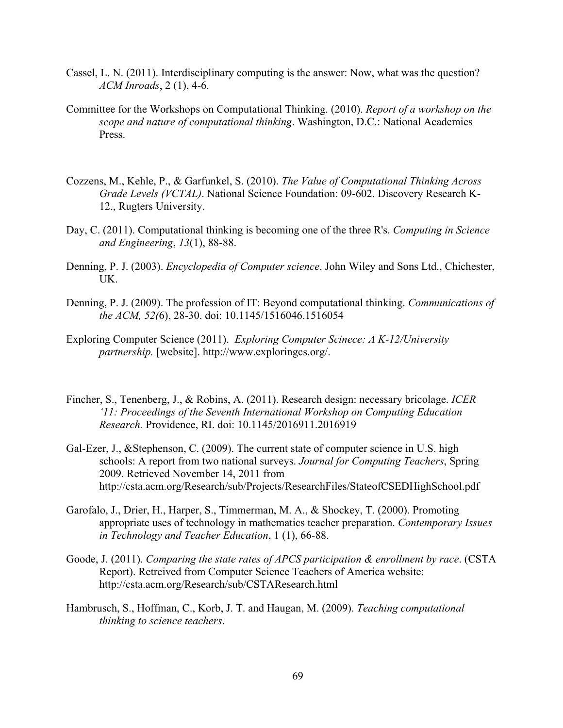Cassel, L. N. (2011). Interdisciplinary computing is the answer: Now, what was the question? *ACM Inroads*, 2 (1), 4-6.

Committee for the Workshops on Computational Thinking. (2010). *Report of a workshop on the scope and nature of computational thinking*. Washington, D.C.: National Academies Press.

Cozzens, M., Kehle, P., & Garfunkel, S. (2010). *The Value of Computational Thinking Across Grade Levels (VCTAL)*. National Science Foundation: 09-602. Discovery Research K-12., Rugters University.

Day, C. (2011). Computational thinking is becoming one of the three R's. *Computing in Science and Engineering*, *13*(1), 88-88.

Denning, P. J. (2003). *Encyclopedia of Computer science*. John Wiley and Sons Ltd., Chichester, UK.

Denning, P. J. (2009). The profession of IT: Beyond computational thinking. *Communications of the ACM, 52(*6), 28-30. doi: 10.1145/1516046.1516054

Exploring Computer Science (2011). *Exploring Computer Scinece: A K-12/University partnership.* [website]. http://www.exploringcs.org/.

Fincher, S., Tenenberg, J., & Robins, A. (2011). Research design: necessary bricolage. *ICER '11: Proceedings of the Seventh International Workshop on Computing Education Research.* Providence, RI. doi: 10.1145/2016911.2016919

Gal-Ezer, J., &Stephenson, C. (2009). The current state of computer science in U.S. high schools: A report from two national surveys. *Journal for Computing Teachers*, Spring 2009. Retrieved November 14, 2011 from http://csta.acm.org/Research/sub/Projects/ResearchFiles/StateofCSEDHighSchool.pdf

Garofalo, J., Drier, H., Harper, S., Timmerman, M. A., & Shockey, T. (2000). Promoting appropriate uses of technology in mathematics teacher preparation. *Contemporary Issues in Technology and Teacher Education*, 1 (1), 66-88.

Goode, J. (2011). *Comparing the state rates of APCS participation & enrollment by race*. (CSTA Report). Retreived from Computer Science Teachers of America website: http://csta.acm.org/Research/sub/CSTAResearch.html

Hambrusch, S., Hoffman, C., Korb, J. T. and Haugan, M. (2009). *Teaching computational thinking to science teachers*.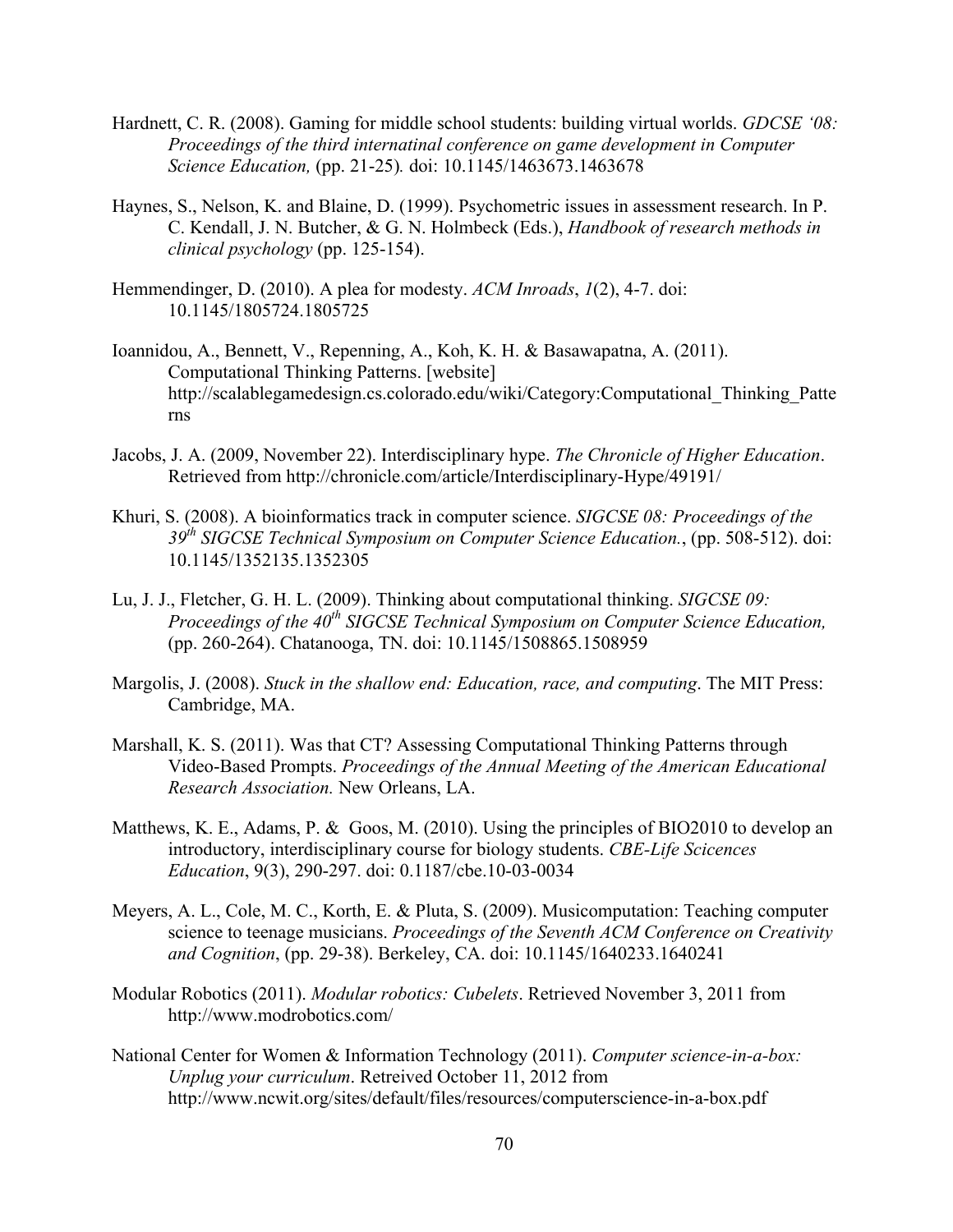Hardnett, C. R. (2008). Gaming for middle school students: building virtual worlds. *GDCSE '08: Proceedings of the third internatinal conference on game development in Computer Science Education,* (pp. 21-25)*.* doi: 10.1145/1463673.1463678

Haynes, S., Nelson, K. and Blaine, D. (1999). Psychometric issues in assessment research. In P. C. Kendall, J. N. Butcher, & G. N. Holmbeck (Eds.), *Handbook of research methods in clinical psychology* (pp. 125-154).

Hemmendinger, D. (2010). A plea for modesty. *ACM Inroads*, *1*(2), 4-7. doi: 10.1145/1805724.1805725

Ioannidou, A., Bennett, V., Repenning, A., Koh, K. H. & Basawapatna, A. (2011). Computational Thinking Patterns. [website] http://scalablegamedesign.cs.colorado.edu/wiki/Category:Computational_Thinking_Patterns

Jacobs, J. A. (2009, November 22). Interdisciplinary hype. *The Chronicle of Higher Education*. Retrieved from http://chronicle.com/article/Interdisciplinary-Hype/49191/

Khuri, S. (2008). A bioinformatics track in computer science. *SIGCSE 08: Proceedings of the 39th SIGCSE Technical Symposium on Computer Science Education.*, (pp. 508-512). doi: 10.1145/1352135.1352305

Lu, J. J., Fletcher, G. H. L. (2009). Thinking about computational thinking. *SIGCSE 09: Proceedings of the 40th SIGCSE Technical Symposium on Computer Science Education,* (pp. 260-264). Chatanooga, TN. doi: 10.1145/1508865.1508959

Margolis, J. (2008). *Stuck in the shallow end: Education, race, and computing*. The MIT Press: Cambridge, MA.

Marshall, K. S. (2011). Was that CT? Assessing Computational Thinking Patterns through Video-Based Prompts. *Proceedings of the Annual Meeting of the American Educational Research Association.* New Orleans, LA.

Matthews, K. E., Adams, P. & Goos, M. (2010). Using the principles of BIO2010 to develop an introductory, interdisciplinary course for biology students. *CBE-Life Scicences Education*, 9(3), 290-297. doi: 0.1187/cbe.10-03-0034

Meyers, A. L., Cole, M. C., Korth, E. & Pluta, S. (2009). Musicomputation: Teaching computer science to teenage musicians. *Proceedings of the Seventh ACM Conference on Creativity and Cognition*, (pp. 29-38). Berkeley, CA. doi: 10.1145/1640233.1640241

Modular Robotics (2011). *Modular robotics: Cubelets*. Retrieved November 3, 2011 from http://www.modrobotics.com/

National Center for Women & Information Technology (2011). *Computer science-in-a-box: Unplug your curriculum*. Retreived October 11, 2012 from http://www.ncwit.org/sites/default/files/resources/computerscience-in-a-box.pdf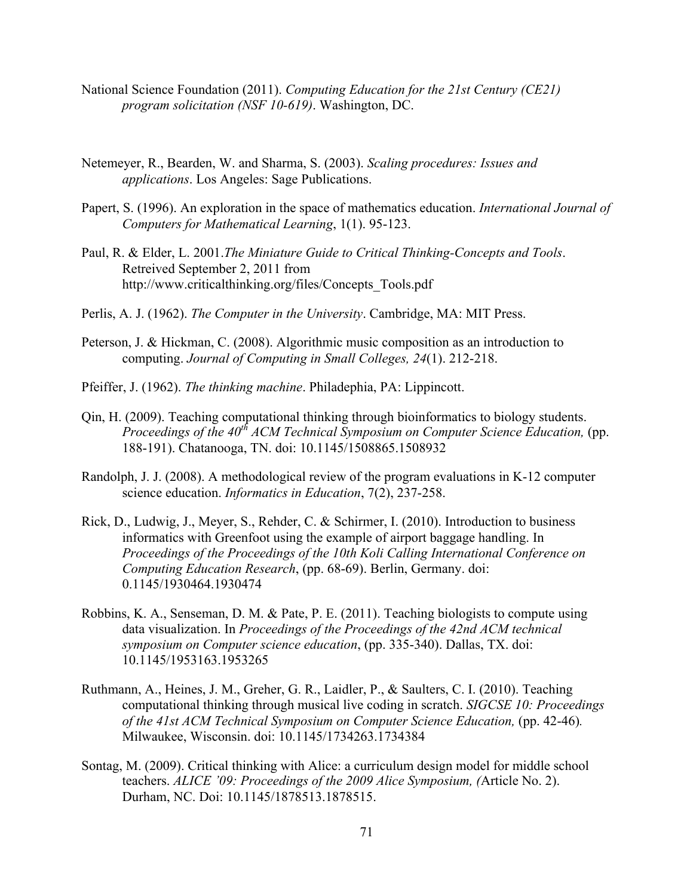National Science Foundation (2011). *Computing Education for the 21st Century (CE21) program solicitation (NSF 10-619)*. Washington, DC.

Netemeyer, R., Bearden, W. and Sharma, S. (2003). *Scaling procedures: Issues and applications*. Los Angeles: Sage Publications.

Papert, S. (1996). An exploration in the space of mathematics education. *International Journal of Computers for Mathematical Learning*, 1(1). 95-123.

Paul, R. & Elder, L. 2001.*The Miniature Guide to Critical Thinking-Concepts and Tools*. Retreived September 2, 2011 from http://www.criticalthinking.org/files/Concepts_Tools.pdf

Perlis, A. J. (1962). *The Computer in the University*. Cambridge, MA: MIT Press.

Peterson, J. & Hickman, C. (2008). Algorithmic music composition as an introduction to computing. *Journal of Computing in Small Colleges, 24*(1). 212-218.

Pfeiffer, J. (1962). *The thinking machine*. Philadephia, PA: Lippincott.

Qin, H. (2009). Teaching computational thinking through bioinformatics to biology students. *Proceedings of the 40th ACM Technical Symposium on Computer Science Education,* (pp. 188-191). Chatanooga, TN. doi: 10.1145/1508865.1508932

Randolph, J. J. (2008). A methodological review of the program evaluations in K-12 computer science education. *Informatics in Education*, 7(2), 237-258.

Rick, D., Ludwig, J., Meyer, S., Rehder, C. & Schirmer, I. (2010). Introduction to business informatics with Greenfoot using the example of airport baggage handling. In *Proceedings of the Proceedings of the 10th Koli Calling International Conference on Computing Education Research*, (pp. 68-69). Berlin, Germany. doi: 0.1145/1930464.1930474

Robbins, K. A., Senseman, D. M. & Pate, P. E. (2011). Teaching biologists to compute using data visualization. In *Proceedings of the Proceedings of the 42nd ACM technical symposium on Computer science education*, (pp. 335-340). Dallas, TX. doi: 10.1145/1953163.1953265

Ruthmann, A., Heines, J. M., Greher, G. R., Laidler, P., & Saulters, C. I. (2010). Teaching computational thinking through musical live coding in scratch. *SIGCSE 10: Proceedings of the 41st ACM Technical Symposium on Computer Science Education,* (pp. 42-46). Milwaukee, Wisconsin. doi: 10.1145/1734263.1734384

Sontag, M. (2009). Critical thinking with Alice: a curriculum design model for middle school teachers. *ALICE '09: Proceedings of the 2009 Alice Symposium, (*Article No. 2). Durham, NC. Doi: 10.1145/1878513.1878515.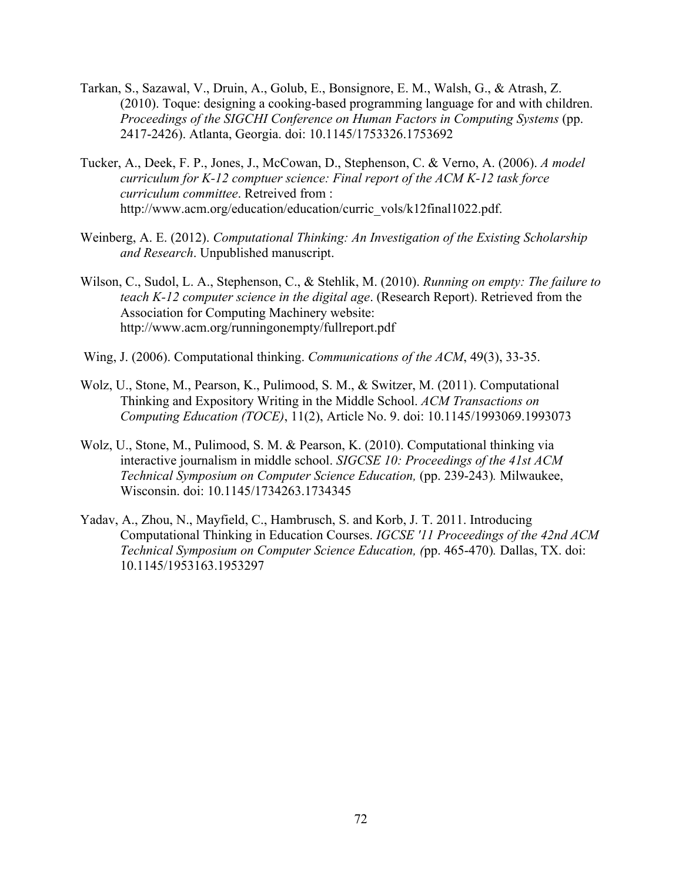Tarkan, S., Sazawal, V., Druin, A., Golub, E., Bonsignore, E. M., Walsh, G., & Atrash, Z. (2010). Toque: designing a cooking-based programming language for and with children. *Proceedings of the SIGCHI Conference on Human Factors in Computing Systems* (pp. 2417-2426). Atlanta, Georgia. doi: 10.1145/1753326.1753692

Tucker, A., Deek, F. P., Jones, J., McCowan, D., Stephenson, C. & Verno, A. (2006). *A model curriculum for K-12 comptuer science: Final report of the ACM K-12 task force curriculum committee*. Retreived from : http://www.acm.org/education/education/curric_vols/k12final1022.pdf.

Weinberg, A. E. (2012). *Computational Thinking: An Investigation of the Existing Scholarship and Research*. Unpublished manuscript.

Wilson, C., Sudol, L. A., Stephenson, C., & Stehlik, M. (2010). *Running on empty: The failure to teach K-12 computer science in the digital age*. (Research Report). Retrieved from the Association for Computing Machinery website: http://www.acm.org/runningonempty/fullreport.pdf

Wing, J. (2006). Computational thinking. *Communications of the ACM*, 49(3), 33-35.

Wolz, U., Stone, M., Pearson, K., Pulimood, S. M., & Switzer, M. (2011). Computational Thinking and Expository Writing in the Middle School. *ACM Transactions on Computing Education (TOCE)*, 11(2), Article No. 9. doi: 10.1145/1993069.1993073

Wolz, U., Stone, M., Pulimood, S. M. & Pearson, K. (2010). Computational thinking via interactive journalism in middle school. *SIGCSE 10: Proceedings of the 41st ACM Technical Symposium on Computer Science Education,* (pp. 239-243)*.* Milwaukee, Wisconsin. doi: 10.1145/1734263.1734345

Yadav, A., Zhou, N., Mayfield, C., Hambrusch, S. and Korb, J. T. 2011. Introducing Computational Thinking in Education Courses. *IGCSE '11 Proceedings of the 42nd ACM Technical Symposium on Computer Science Education, (*pp. 465-470)*.* Dallas, TX. doi: 10.1145/1953163.1953297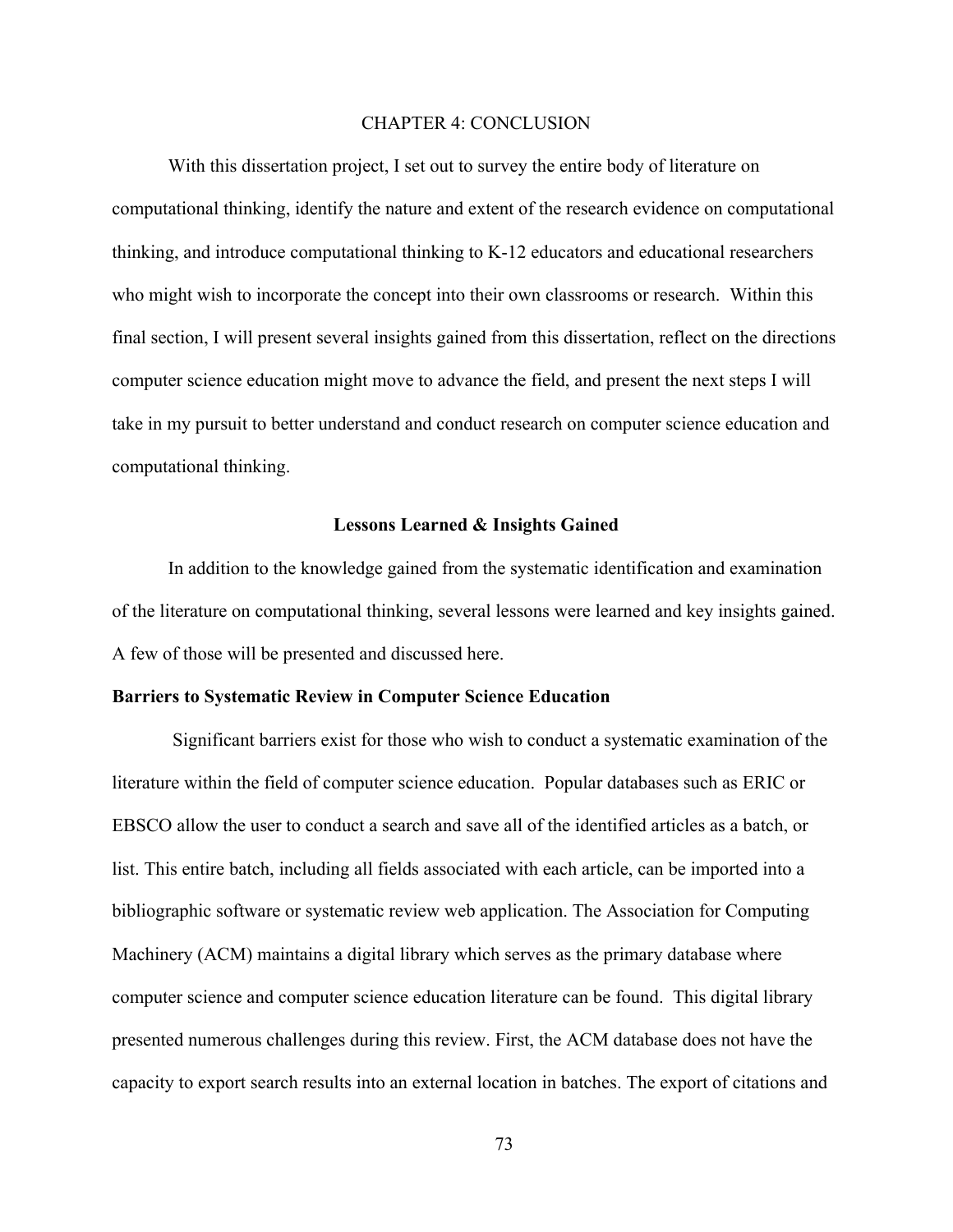# CHAPTER 4: CONCLUSION

With this dissertation project, I set out to survey the entire body of literature on computational thinking, identify the nature and extent of the research evidence on computational thinking, and introduce computational thinking to K-12 educators and educational researchers who might wish to incorporate the concept into their own classrooms or research. Within this final section, I will present several insights gained from this dissertation, reflect on the directions computer science education might move to advance the field, and present the next steps I will take in my pursuit to better understand and conduct research on computer science education and computational thinking.

## Lessons Learned & Insights Gained

In addition to the knowledge gained from the systematic identification and examination of the literature on computational thinking, several lessons were learned and key insights gained. A few of those will be presented and discussed here.

### Barriers to Systematic Review in Computer Science Education

Significant barriers exist for those who wish to conduct a systematic examination of the literature within the field of computer science education. Popular databases such as ERIC or EBSCO allow the user to conduct a search and save all of the identified articles as a batch, or list. This entire batch, including all fields associated with each article, can be imported into a bibliographic software or systematic review web application. The Association for Computing Machinery (ACM) maintains a digital library which serves as the primary database where computer science and computer science education literature can be found. This digital library presented numerous challenges during this review. First, the ACM database does not have the capacity to export search results into an external location in batches. The export of citations and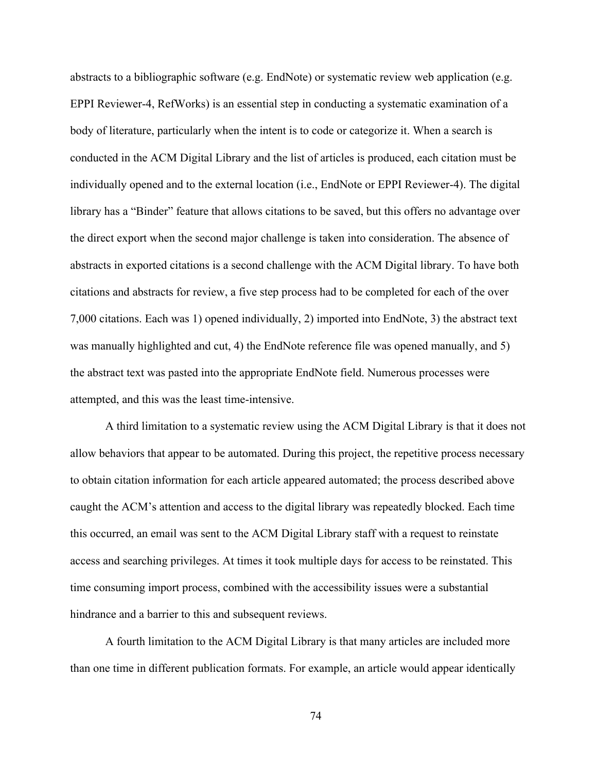abstracts to a bibliographic software (e.g. EndNote) or systematic review web application (e.g. EPPI Reviewer-4, RefWorks) is an essential step in conducting a systematic examination of a body of literature, particularly when the intent is to code or categorize it. When a search is conducted in the ACM Digital Library and the list of articles is produced, each citation must be individually opened and to the external location (i.e., EndNote or EPPI Reviewer-4). The digital library has a "Binder" feature that allows citations to be saved, but this offers no advantage over the direct export when the second major challenge is taken into consideration. The absence of abstracts in exported citations is a second challenge with the ACM Digital library. To have both citations and abstracts for review, a five step process had to be completed for each of the over 7,000 citations. Each was 1) opened individually, 2) imported into EndNote, 3) the abstract text was manually highlighted and cut, 4) the EndNote reference file was opened manually, and 5) the abstract text was pasted into the appropriate EndNote field. Numerous processes were attempted, and this was the least time-intensive.

A third limitation to a systematic review using the ACM Digital Library is that it does not allow behaviors that appear to be automated. During this project, the repetitive process necessary to obtain citation information for each article appeared automated; the process described above caught the ACM's attention and access to the digital library was repeatedly blocked. Each time this occurred, an email was sent to the ACM Digital Library staff with a request to reinstate access and searching privileges. At times it took multiple days for access to be reinstated. This time consuming import process, combined with the accessibility issues were a substantial hindrance and a barrier to this and subsequent reviews.

A fourth limitation to the ACM Digital Library is that many articles are included more than one time in different publication formats. For example, an article would appear identically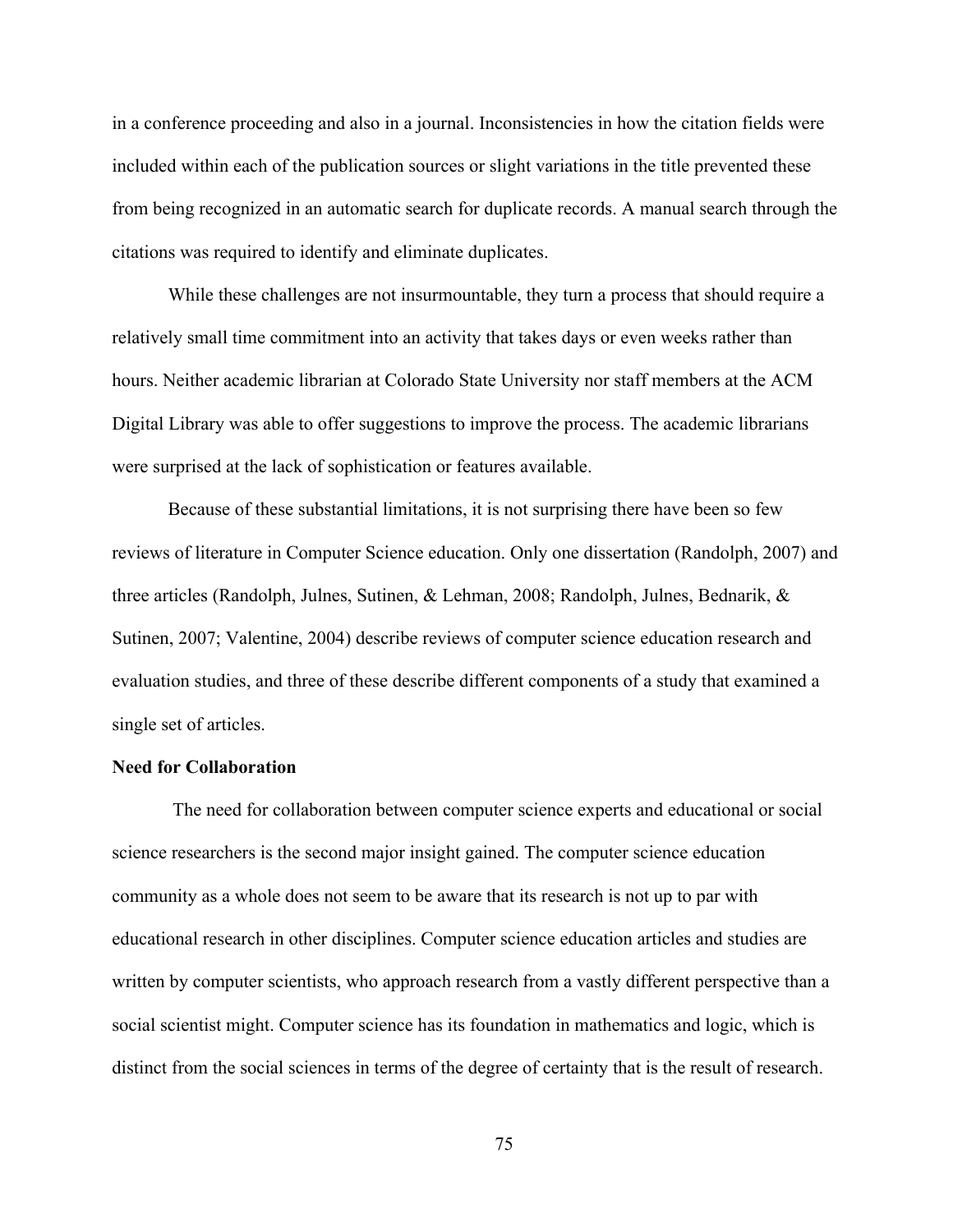in a conference proceeding and also in a journal. Inconsistencies in how the citation fields were included within each of the publication sources or slight variations in the title prevented these from being recognized in an automatic search for duplicate records. A manual search through the citations was required to identify and eliminate duplicates.

While these challenges are not insurmountable, they turn a process that should require a relatively small time commitment into an activity that takes days or even weeks rather than hours. Neither academic librarian at Colorado State University nor staff members at the ACM Digital Library was able to offer suggestions to improve the process. The academic librarians were surprised at the lack of sophistication or features available.

Because of these substantial limitations, it is not surprising there have been so few reviews of literature in Computer Science education. Only one dissertation (Randolph, 2007) and three articles (Randolph, Julnes, Sutinen, & Lehman, 2008; Randolph, Julnes, Bednarik, & Sutinen, 2007; Valentine, 2004) describe reviews of computer science education research and evaluation studies, and three of these describe different components of a study that examined a single set of articles.

**Need for Collaboration**

The need for collaboration between computer science experts and educational or social science researchers is the second major insight gained. The computer science education community as a whole does not seem to be aware that its research is not up to par with educational research in other disciplines. Computer science education articles and studies are written by computer scientists, who approach research from a vastly different perspective than a social scientist might. Computer science has its foundation in mathematics and logic, which is distinct from the social sciences in terms of the degree of certainty that is the result of research.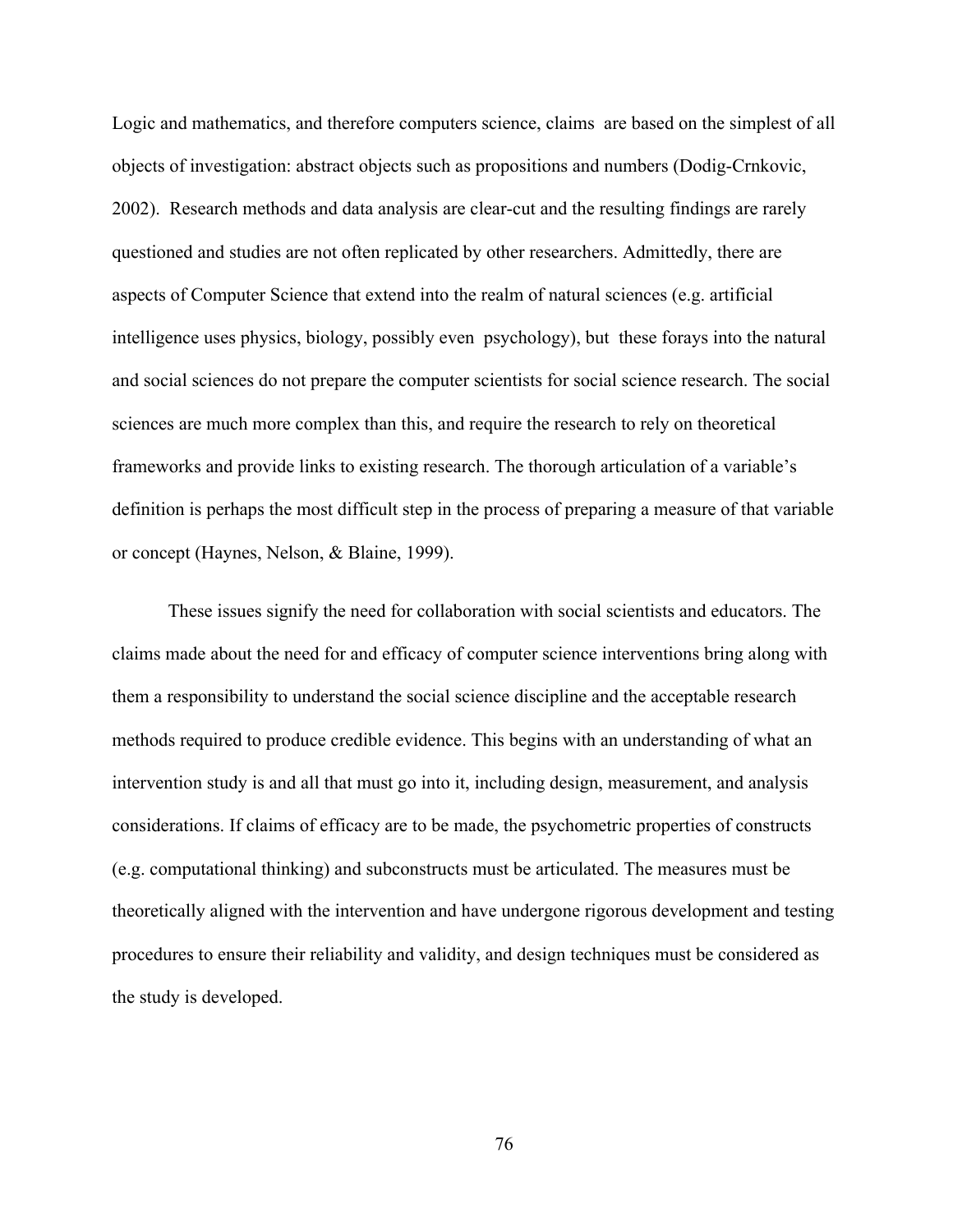Logic and mathematics, and therefore computers science, claims are based on the simplest of all objects of investigation: abstract objects such as propositions and numbers (Dodig-Crnkovic, 2002). Research methods and data analysis are clear-cut and the resulting findings are rarely questioned and studies are not often replicated by other researchers. Admittedly, there are aspects of Computer Science that extend into the realm of natural sciences (e.g. artificial intelligence uses physics, biology, possibly even psychology), but these forays into the natural and social sciences do not prepare the computer scientists for social science research. The social sciences are much more complex than this, and require the research to rely on theoretical frameworks and provide links to existing research. The thorough articulation of a variable's definition is perhaps the most difficult step in the process of preparing a measure of that variable or concept (Haynes, Nelson, & Blaine, 1999).

These issues signify the need for collaboration with social scientists and educators. The claims made about the need for and efficacy of computer science interventions bring along with them a responsibility to understand the social science discipline and the acceptable research methods required to produce credible evidence. This begins with an understanding of what an intervention study is and all that must go into it, including design, measurement, and analysis considerations. If claims of efficacy are to be made, the psychometric properties of constructs (e.g. computational thinking) and subconstructs must be articulated. The measures must be theoretically aligned with the intervention and have undergone rigorous development and testing procedures to ensure their reliability and validity, and design techniques must be considered as the study is developed.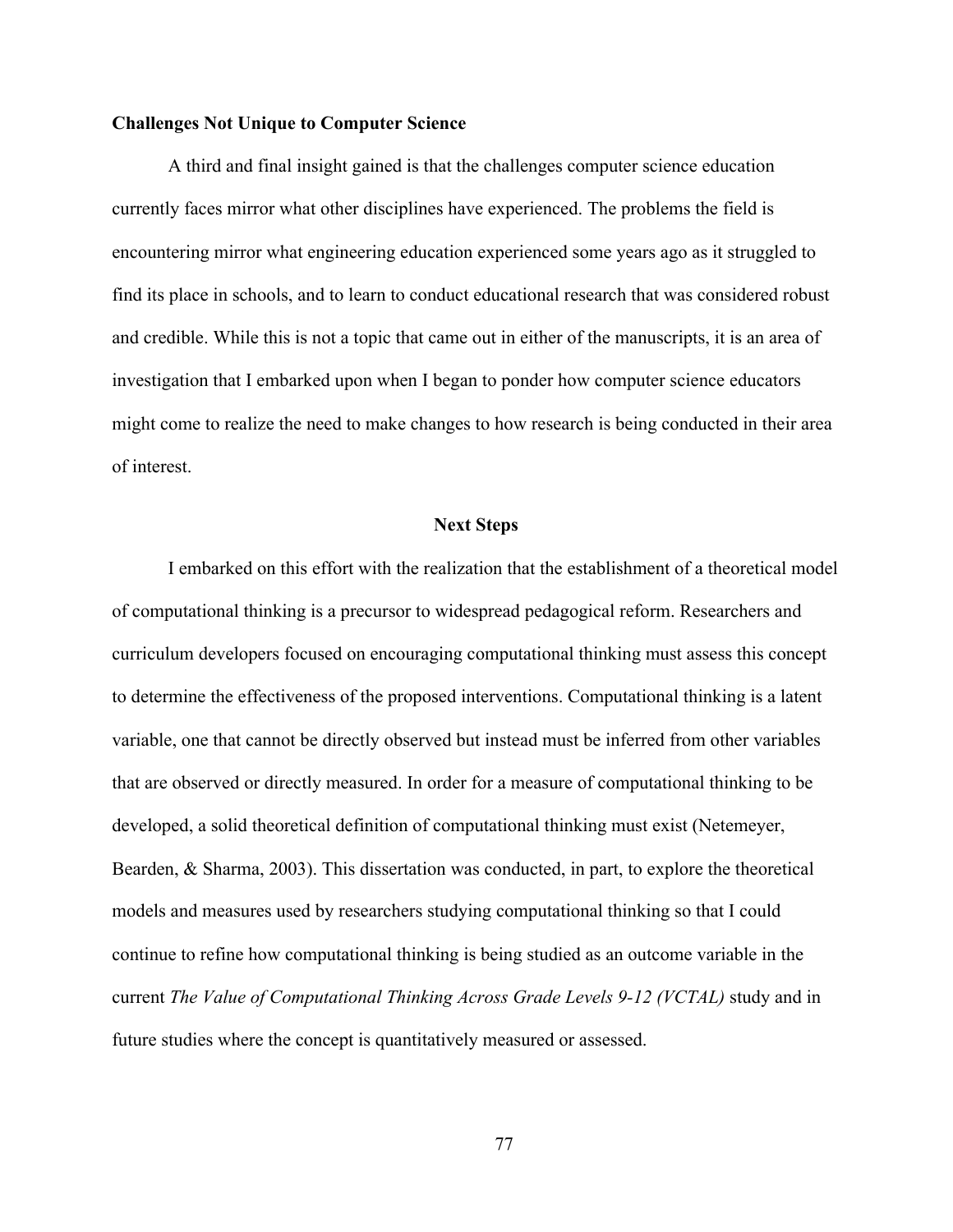### Challenges Not Unique to Computer Science

A third and final insight gained is that the challenges computer science education currently faces mirror what other disciplines have experienced. The problems the field is encountering mirror what engineering education experienced some years ago as it struggled to find its place in schools, and to learn to conduct educational research that was considered robust and credible. While this is not a topic that came out in either of the manuscripts, it is an area of investigation that I embarked upon when I began to ponder how computer science educators might come to realize the need to make changes to how research is being conducted in their area of interest.

## Next Steps

I embarked on this effort with the realization that the establishment of a theoretical model of computational thinking is a precursor to widespread pedagogical reform. Researchers and curriculum developers focused on encouraging computational thinking must assess this concept to determine the effectiveness of the proposed interventions. Computational thinking is a latent variable, one that cannot be directly observed but instead must be inferred from other variables that are observed or directly measured. In order for a measure of computational thinking to be developed, a solid theoretical definition of computational thinking must exist (Netemeyer, Bearden, & Sharma, 2003). This dissertation was conducted, in part, to explore the theoretical models and measures used by researchers studying computational thinking so that I could continue to refine how computational thinking is being studied as an outcome variable in the current *The Value of Computational Thinking Across Grade Levels 9-12 (VCTAL)* study and in future studies where the concept is quantitatively measured or assessed.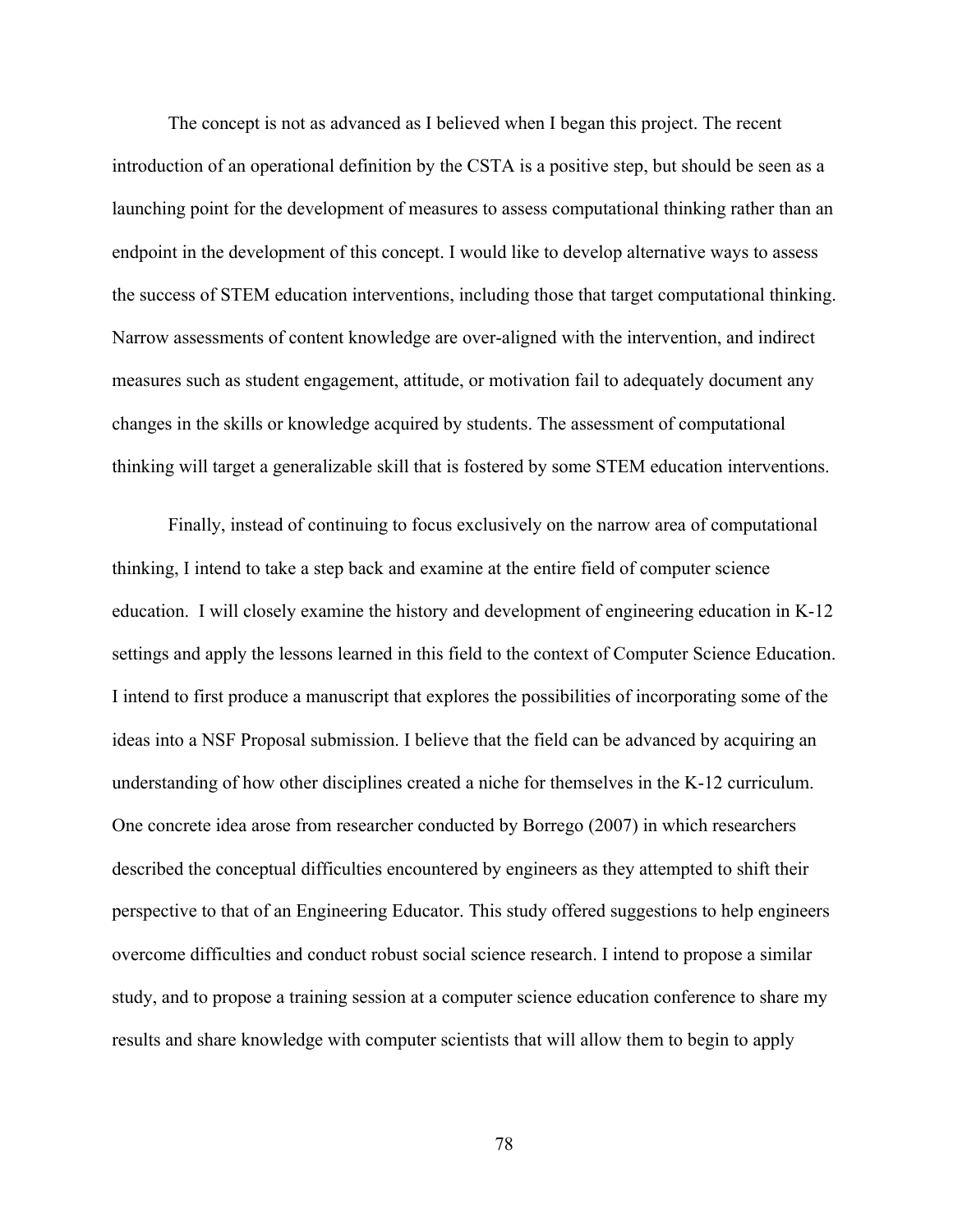The concept is not as advanced as I believed when I began this project. The recent introduction of an operational definition by the CSTA is a positive step, but should be seen as a launching point for the development of measures to assess computational thinking rather than an endpoint in the development of this concept. I would like to develop alternative ways to assess the success of STEM education interventions, including those that target computational thinking. Narrow assessments of content knowledge are over-aligned with the intervention, and indirect measures such as student engagement, attitude, or motivation fail to adequately document any changes in the skills or knowledge acquired by students. The assessment of computational thinking will target a generalizable skill that is fostered by some STEM education interventions.

Finally, instead of continuing to focus exclusively on the narrow area of computational thinking, I intend to take a step back and examine at the entire field of computer science education. I will closely examine the history and development of engineering education in K-12 settings and apply the lessons learned in this field to the context of Computer Science Education. I intend to first produce a manuscript that explores the possibilities of incorporating some of the ideas into a NSF Proposal submission. I believe that the field can be advanced by acquiring an understanding of how other disciplines created a niche for themselves in the K-12 curriculum. One concrete idea arose from researcher conducted by Borrego (2007) in which researchers described the conceptual difficulties encountered by engineers as they attempted to shift their perspective to that of an Engineering Educator. This study offered suggestions to help engineers overcome difficulties and conduct robust social science research. I intend to propose a similar study, and to propose a training session at a computer science education conference to share my results and share knowledge with computer scientists that will allow them to begin to apply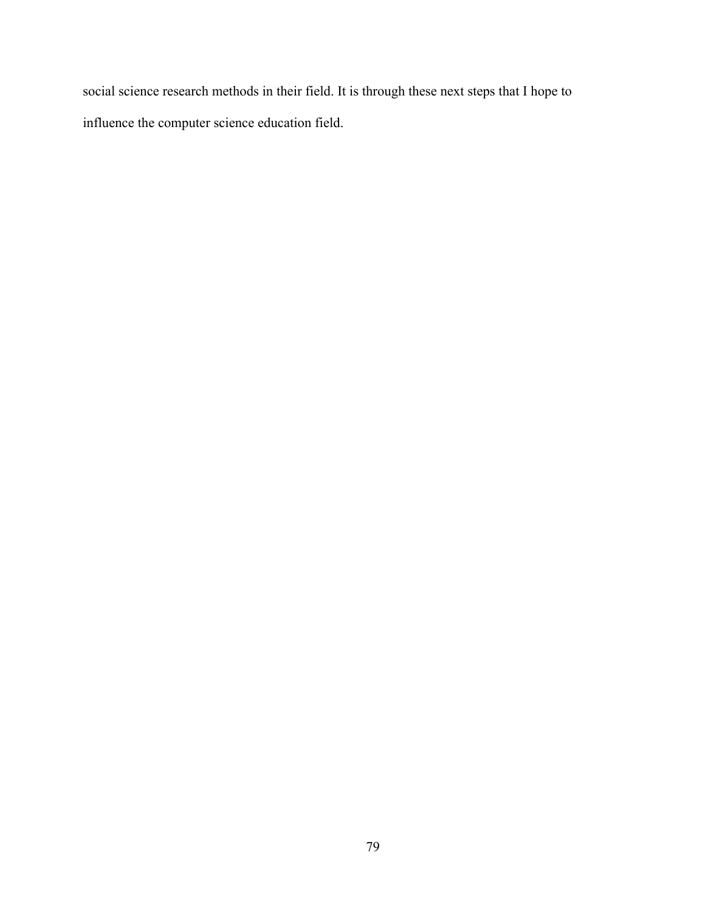social science research methods in their field. It is through these next steps that I hope to influence the computer science education field.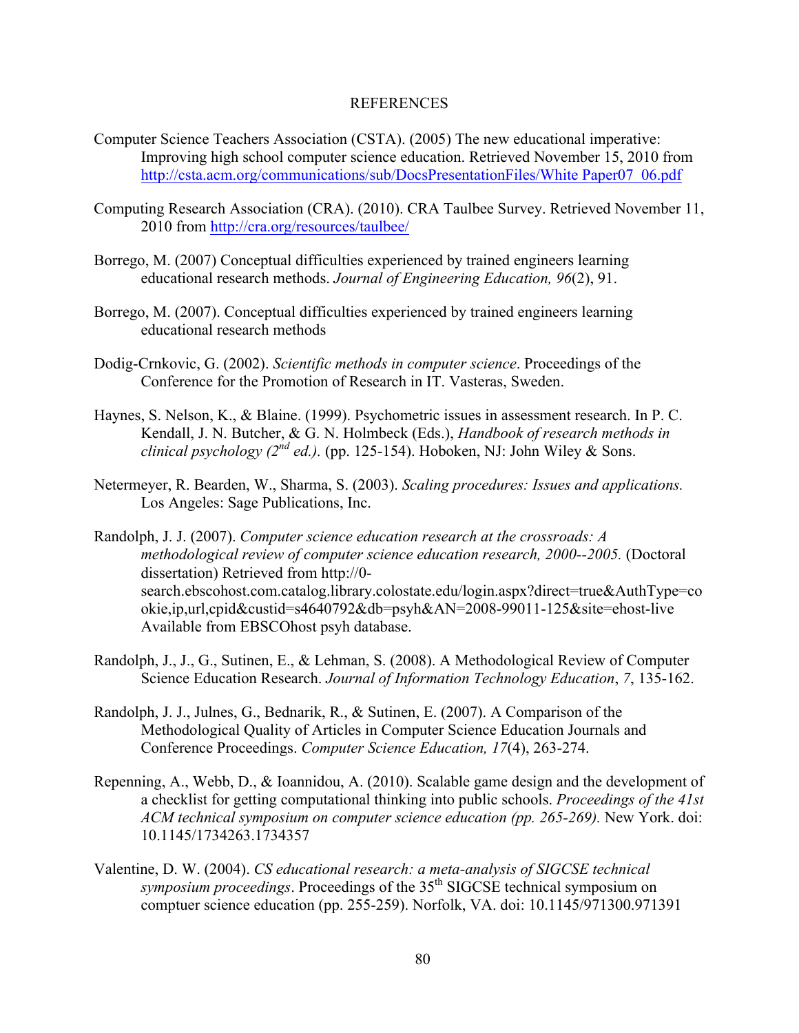# REFERENCES

Computer Science Teachers Association (CSTA). (2005) The new educational imperative: Improving high school computer science education. Retrieved November 15, 2010 from http://csta.acm.org/communications/sub/DocsPresentationFiles/White Paper07_06.pdf

Computing Research Association (CRA). (2010). CRA Taulbee Survey. Retrieved November 11, 2010 from http://cra.org/resources/taulbee/

Borrego, M. (2007) Conceptual difficulties experienced by trained engineers learning educational research methods. *Journal of Engineering Education, 96*(2), 91.

Borrego, M. (2007). Conceptual difficulties experienced by trained engineers learning educational research methods

Dodig-Crnkovic, G. (2002). *Scientific methods in computer science*. Proceedings of the Conference for the Promotion of Research in IT. Vasteras, Sweden.

Haynes, S. Nelson, K., & Blaine. (1999). Psychometric issues in assessment research. In P. C. Kendall, J. N. Butcher, & G. N. Holmbeck (Eds.), *Handbook of research methods in clinical psychology (2nd ed.).* (pp. 125-154). Hoboken, NJ: John Wiley & Sons.

Netermeyer, R. Bearden, W., Sharma, S. (2003). *Scaling procedures: Issues and applications.* Los Angeles: Sage Publications, Inc.

Randolph, J. J. (2007). *Computer science education research at the crossroads: A methodological review of computer science education research, 2000--2005.* (Doctoral dissertation) Retrieved from http://0-search.ebscohost.com.catalog.library.colostate.edu/login.aspx?direct=true&AuthType=cookie,ip,url,cpid&custid=s4640792&db=psyh&AN=2008-99011-125&site=ehost-live Available from EBSCOhost psyh database.

Randolph, J., J., G., Sutinen, E., & Lehman, S. (2008). A Methodological Review of Computer Science Education Research. *Journal of Information Technology Education*, *7*, 135-162.

Randolph, J. J., Julnes, G., Bednarik, R., & Sutinen, E. (2007). A Comparison of the Methodological Quality of Articles in Computer Science Education Journals and Conference Proceedings. *Computer Science Education, 17*(4), 263-274.

Repenning, A., Webb, D., & Ioannidou, A. (2010). Scalable game design and the development of a checklist for getting computational thinking into public schools. *Proceedings of the 41st ACM technical symposium on computer science education (pp. 265-269).* New York. doi: 10.1145/1734263.1734357

Valentine, D. W. (2004). *CS educational research: a meta-analysis of SIGCSE technical symposium proceedings*. Proceedings of the 35th SIGCSE technical symposium on comptuer science education (pp. 255-259). Norfolk, VA. doi: 10.1145/971300.971391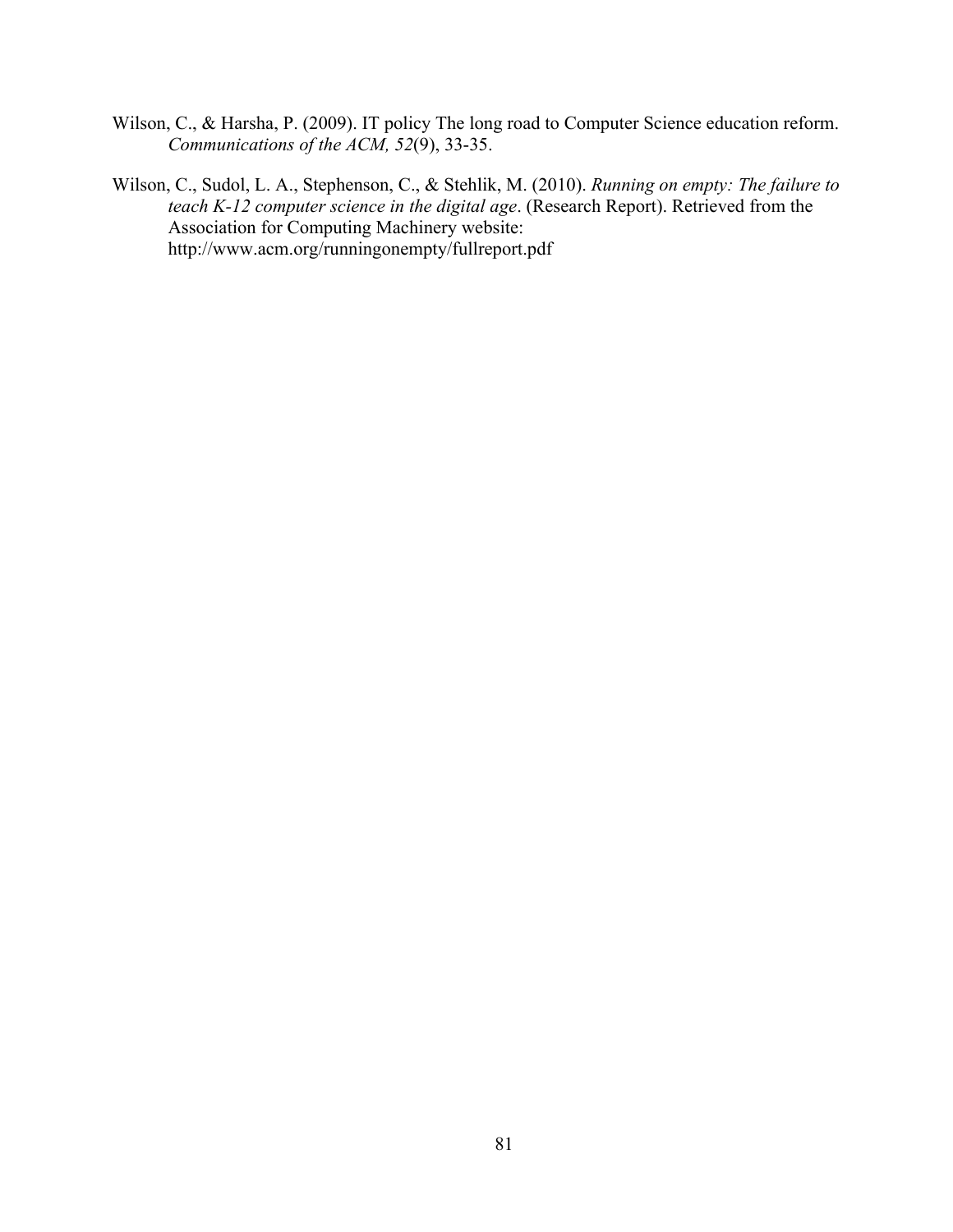Wilson, C., & Harsha, P. (2009). IT policy The long road to Computer Science education reform. *Communications of the ACM, 52*(9), 33-35.

Wilson, C., Sudol, L. A., Stephenson, C., & Stehlik, M. (2010). *Running on empty: The failure to teach K-12 computer science in the digital age*. (Research Report). Retrieved from the Association for Computing Machinery website: http://www.acm.org/runningonempty/fullreport.pdf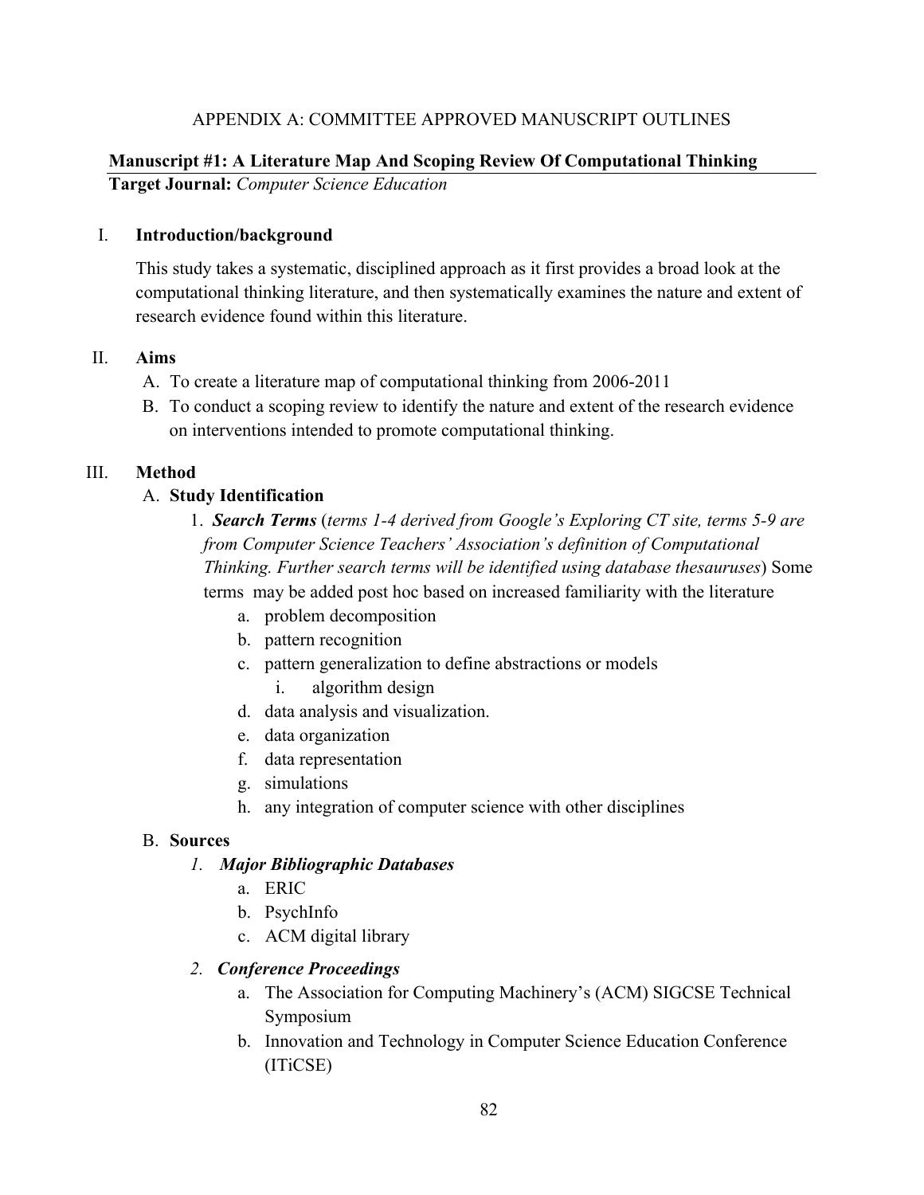# APPENDIX A: COMMITTEE APPROVED MANUSCRIPT OUTLINES

## Manuscript #1: A Literature Map And Scoping Review Of Computational Thinking

**Target Journal:** *Computer Science Education*

I. **Introduction/background**

This study takes a systematic, disciplined approach as it first provides a broad look at the computational thinking literature, and then systematically examines the nature and extent of research evidence found within this literature.

II. **Aims**

- A. To create a literature map of computational thinking from 2006-2011
- B. To conduct a scoping review to identify the nature and extent of the research evidence on interventions intended to promote computational thinking.

III. **Method**

- A. **Study Identification**
    1. ***Search Terms*** (*terms 1-4 derived from Google's Exploring CT site, terms 5-9 are from Computer Science Teachers' Association's definition of Computational Thinking. Further search terms will be identified using database thesauruses*) Some terms may be added post hoc based on increased familiarity with the literature
        - a. problem decomposition
        - b. pattern recognition
        - c. pattern generalization to define abstractions or models
            - i. algorithm design
        - d. data analysis and visualization.
        - e. data organization
        - f. data representation
        - g. simulations
        - h. any integration of computer science with other disciplines
- B. **Sources**
    1. ***Major Bibliographic Databases***
        - a. ERIC
        - b. PsychInfo
        - c. ACM digital library
    2. ***Conference Proceedings***
        - a. The Association for Computing Machinery's (ACM) SIGCSE Technical Symposium
        - b. Innovation and Technology in Computer Science Education Conference (ITiCSE)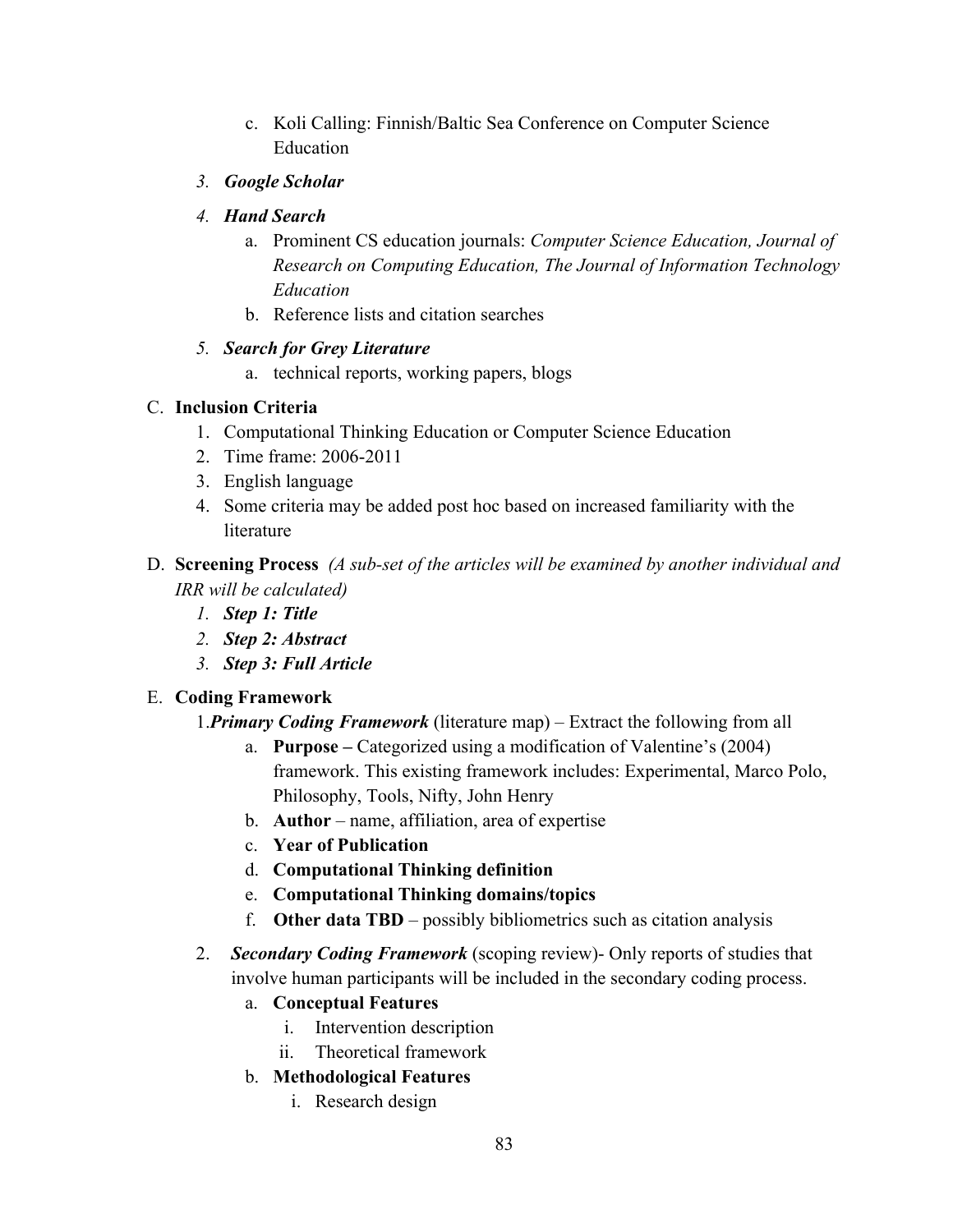c. Koli Calling: Finnish/Baltic Sea Conference on Computer Science Education

3. ***Google Scholar***

4. ***Hand Search***
   a. Prominent CS education journals: *Computer Science Education, Journal of Research on Computing Education, The Journal of Information Technology Education*
   b. Reference lists and citation searches

5. ***Search for Grey Literature***
   a. technical reports, working papers, blogs

C. **Inclusion Criteria**
   1. Computational Thinking Education or Computer Science Education
   2. Time frame: 2006-2011
   3. English language
   4. Some criteria may be added post hoc based on increased familiarity with the literature

D. **Screening Process** *(A sub-set of the articles will be examined by another individual and IRR will be calculated)*
   1. ***Step 1: Title***
   2. ***Step 2: Abstract***
   3. ***Step 3: Full Article***

E. **Coding Framework**

   1. ***Primary Coding Framework*** (literature map) – Extract the following from all
      a. **Purpose –** Categorized using a modification of Valentine's (2004) framework. This existing framework includes: Experimental, Marco Polo, Philosophy, Tools, Nifty, John Henry
      b. **Author** – name, affiliation, area of expertise
      c. **Year of Publication**
      d. **Computational Thinking definition**
      e. **Computational Thinking domains/topics**
      f. **Other data TBD** – possibly bibliometrics such as citation analysis

   2. ***Secondary Coding Framework*** (scoping review)- Only reports of studies that involve human participants will be included in the secondary coding process.
      a. **Conceptual Features**
         i. Intervention description
         ii. Theoretical framework
      b. **Methodological Features**
         i. Research design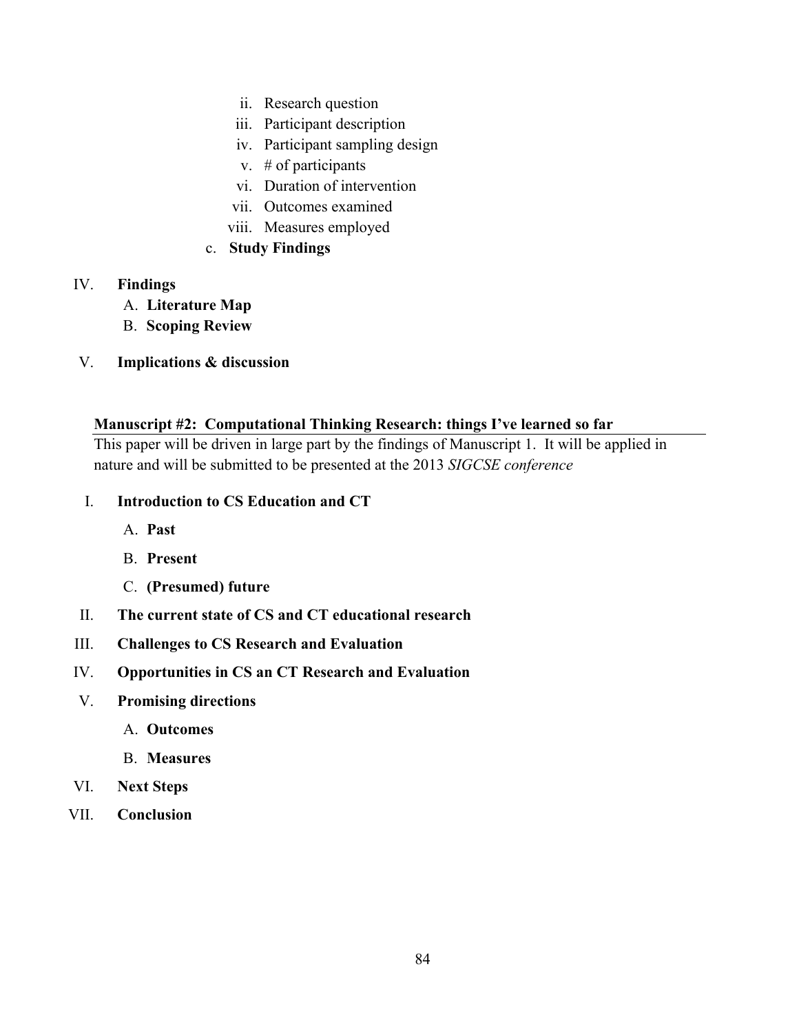ii. Research question
iii. Participant description
iv. Participant sampling design
v. # of participants
vi. Duration of intervention
vii. Outcomes examined
viii. Measures employed

c. **Study Findings**

IV. **Findings**

A. **Literature Map**

B. **Scoping Review**

V. **Implications & discussion**

**Manuscript #2: Computational Thinking Research: things I've learned so far**

This paper will be driven in large part by the findings of Manuscript 1. It will be applied in nature and will be submitted to be presented at the 2013 *SIGCSE conference*

I. **Introduction to CS Education and CT**

A. **Past**

B. **Present**

C. **(Presumed) future**

II. **The current state of CS and CT educational research**

III. **Challenges to CS Research and Evaluation**

IV. **Opportunities in CS an CT Research and Evaluation**

V. **Promising directions**

A. **Outcomes**

B. **Measures**

VI. **Next Steps**

VII. **Conclusion**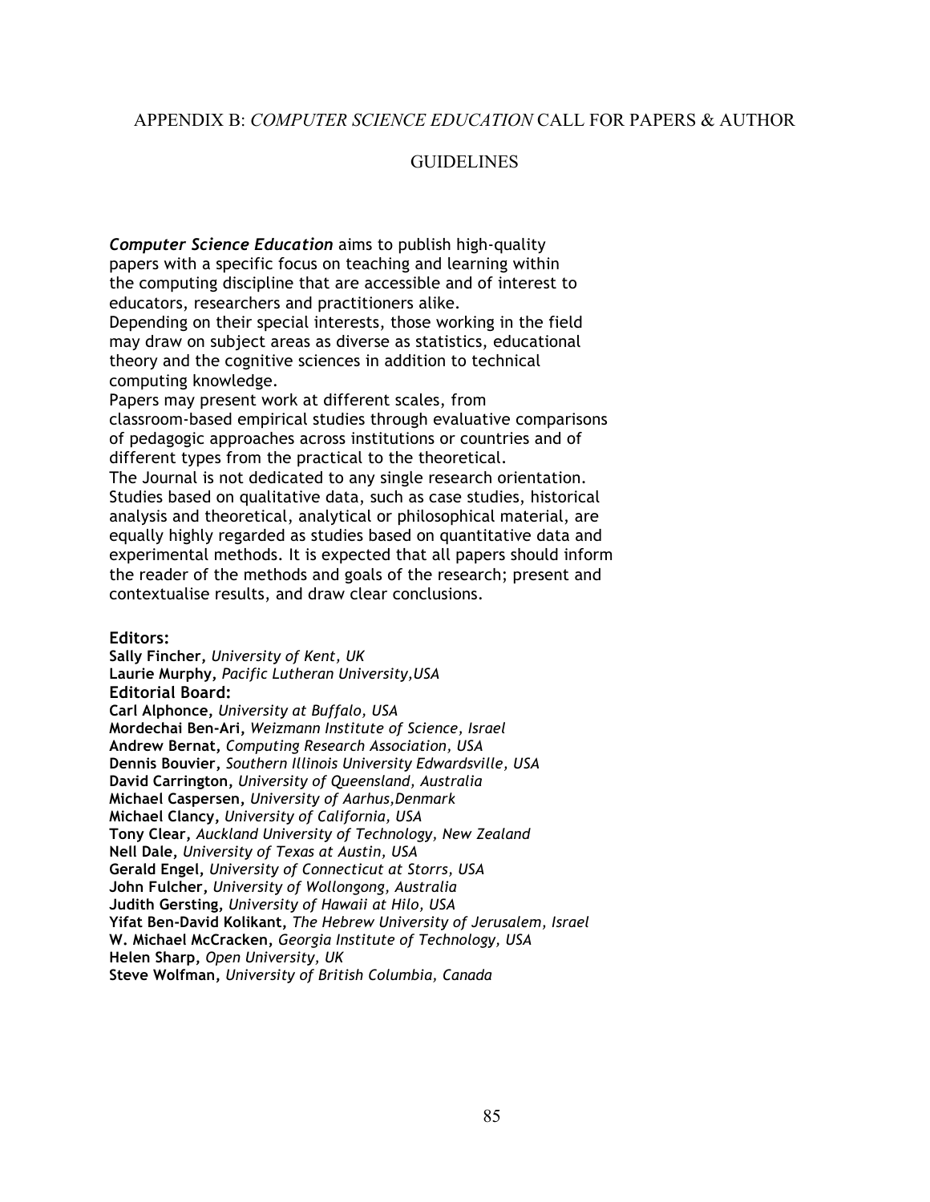# APPENDIX B: *COMPUTER SCIENCE EDUCATION* CALL FOR PAPERS & AUTHOR GUIDELINES

***Computer Science Education*** aims to publish high-quality papers with a specific focus on teaching and learning within the computing discipline that are accessible and of interest to educators, researchers and practitioners alike.
Depending on their special interests, those working in the field may draw on subject areas as diverse as statistics, educational theory and the cognitive sciences in addition to technical computing knowledge.
Papers may present work at different scales, from classroom-based empirical studies through evaluative comparisons of pedagogic approaches across institutions or countries and of different types from the practical to the theoretical.
The Journal is not dedicated to any single research orientation. Studies based on qualitative data, such as case studies, historical analysis and theoretical, analytical or philosophical material, are equally highly regarded as studies based on quantitative data and experimental methods. It is expected that all papers should inform the reader of the methods and goals of the research; present and contextualise results, and draw clear conclusions.

**Editors:**
**Sally Fincher,** *University of Kent, UK*
**Laurie Murphy,** *Pacific Lutheran University,USA*
**Editorial Board:**
**Carl Alphonce,** *University at Buffalo, USA*
**Mordechai Ben-Ari,** *Weizmann Institute of Science, Israel*
**Andrew Bernat,** *Computing Research Association, USA*
**Dennis Bouvier,** *Southern Illinois University Edwardsville, USA*
**David Carrington,** *University of Queensland, Australia*
**Michael Caspersen,** *University of Aarhus,Denmark*
**Michael Clancy,** *University of California, USA*
**Tony Clear,** *Auckland University of Technology, New Zealand*
**Nell Dale,** *University of Texas at Austin, USA*
**Gerald Engel,** *University of Connecticut at Storrs, USA*
**John Fulcher,** *University of Wollongong, Australia*
**Judith Gersting,** *University of Hawaii at Hilo, USA*
**Yifat Ben-David Kolikant,** *The Hebrew University of Jerusalem, Israel*
**W. Michael McCracken,** *Georgia Institute of Technology, USA*
**Helen Sharp,** *Open University, UK*
**Steve Wolfman,** *University of British Columbia, Canada*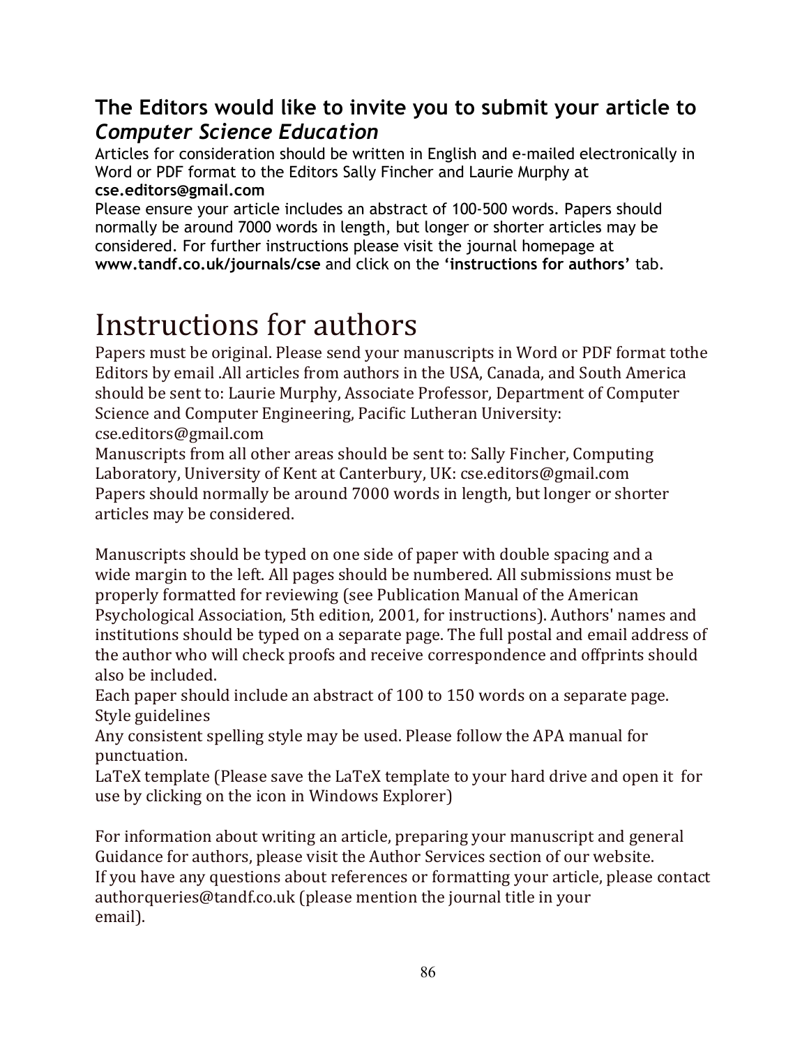**The Editors would like to invite you to submit your article to *Computer Science Education***

Articles for consideration should be written in English and e-mailed electronically in Word or PDF format to the Editors Sally Fincher and Laurie Murphy at **cse.editors@gmail.com**

Please ensure your article includes an abstract of 100-500 words. Papers should normally be around 7000 words in length, but longer or shorter articles may be considered. For further instructions please visit the journal homepage at **www.tandf.co.uk/journals/cse** and click on the **'instructions for authors'** tab.

# Instructions for authors

Papers must be original. Please send your manuscripts in Word or PDF format tothe Editors by email .All articles from authors in the USA, Canada, and South America should be sent to: Laurie Murphy, Associate Professor, Department of Computer Science and Computer Engineering, Pacific Lutheran University: cse.editors@gmail.com

Manuscripts from all other areas should be sent to: Sally Fincher, Computing Laboratory, University of Kent at Canterbury, UK: cse.editors@gmail.com

Papers should normally be around 7000 words in length, but longer or shorter articles may be considered.

Manuscripts should be typed on one side of paper with double spacing and a wide margin to the left. All pages should be numbered. All submissions must be properly formatted for reviewing (see Publication Manual of the American Psychological Association, 5th edition, 2001, for instructions). Authors' names and institutions should be typed on a separate page. The full postal and email address of the author who will check proofs and receive correspondence and offprints should also be included.

Each paper should include an abstract of 100 to 150 words on a separate page.

Style guidelines

Any consistent spelling style may be used. Please follow the APA manual for punctuation.

LaTeX template (Please save the LaTeX template to your hard drive and open it for use by clicking on the icon in Windows Explorer)

For information about writing an article, preparing your manuscript and general Guidance for authors, please visit the Author Services section of our website.

If you have any questions about references or formatting your article, please contact authorqueries@tandf.co.uk (please mention the journal title in your email).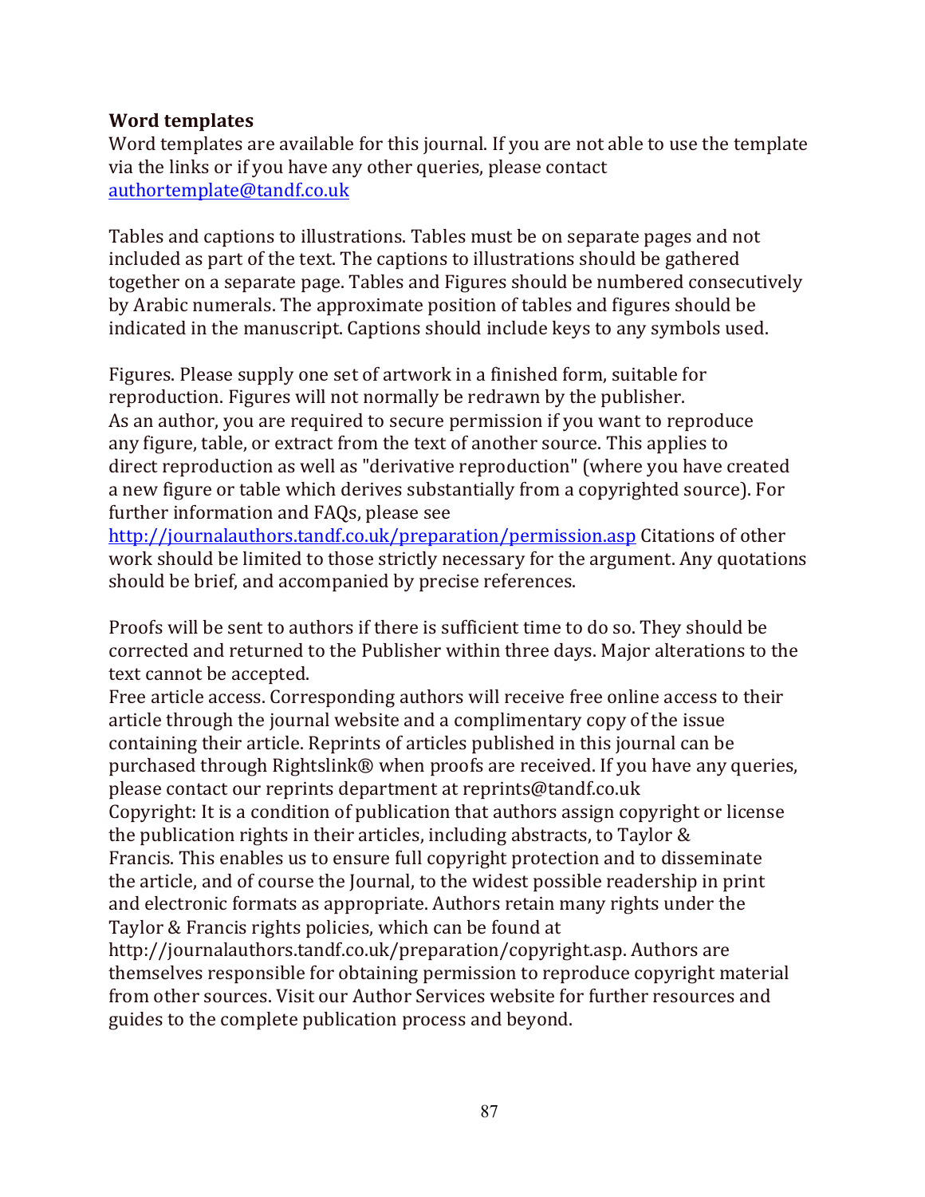**Word templates**

Word templates are available for this journal. If you are not able to use the template via the links or if you have any other queries, please contact authortemplate@tandf.co.uk

Tables and captions to illustrations. Tables must be on separate pages and not included as part of the text. The captions to illustrations should be gathered together on a separate page. Tables and Figures should be numbered consecutively by Arabic numerals. The approximate position of tables and figures should be indicated in the manuscript. Captions should include keys to any symbols used.

Figures. Please supply one set of artwork in a finished form, suitable for reproduction. Figures will not normally be redrawn by the publisher.
As an author, you are required to secure permission if you want to reproduce any figure, table, or extract from the text of another source. This applies to direct reproduction as well as "derivative reproduction" (where you have created a new figure or table which derives substantially from a copyrighted source). For further information and FAQs, please see http://journalauthors.tandf.co.uk/preparation/permission.asp Citations of other work should be limited to those strictly necessary for the argument. Any quotations should be brief, and accompanied by precise references.

Proofs will be sent to authors if there is sufficient time to do so. They should be corrected and returned to the Publisher within three days. Major alterations to the text cannot be accepted.
Free article access. Corresponding authors will receive free online access to their article through the journal website and a complimentary copy of the issue containing their article. Reprints of articles published in this journal can be purchased through Rightslink® when proofs are received. If you have any queries, please contact our reprints department at reprints@tandf.co.uk
Copyright: It is a condition of publication that authors assign copyright or license the publication rights in their articles, including abstracts, to Taylor & Francis. This enables us to ensure full copyright protection and to disseminate the article, and of course the Journal, to the widest possible readership in print and electronic formats as appropriate. Authors retain many rights under the Taylor & Francis rights policies, which can be found at http://journalauthors.tandf.co.uk/preparation/copyright.asp. Authors are themselves responsible for obtaining permission to reproduce copyright material from other sources. Visit our Author Services website for further resources and guides to the complete publication process and beyond.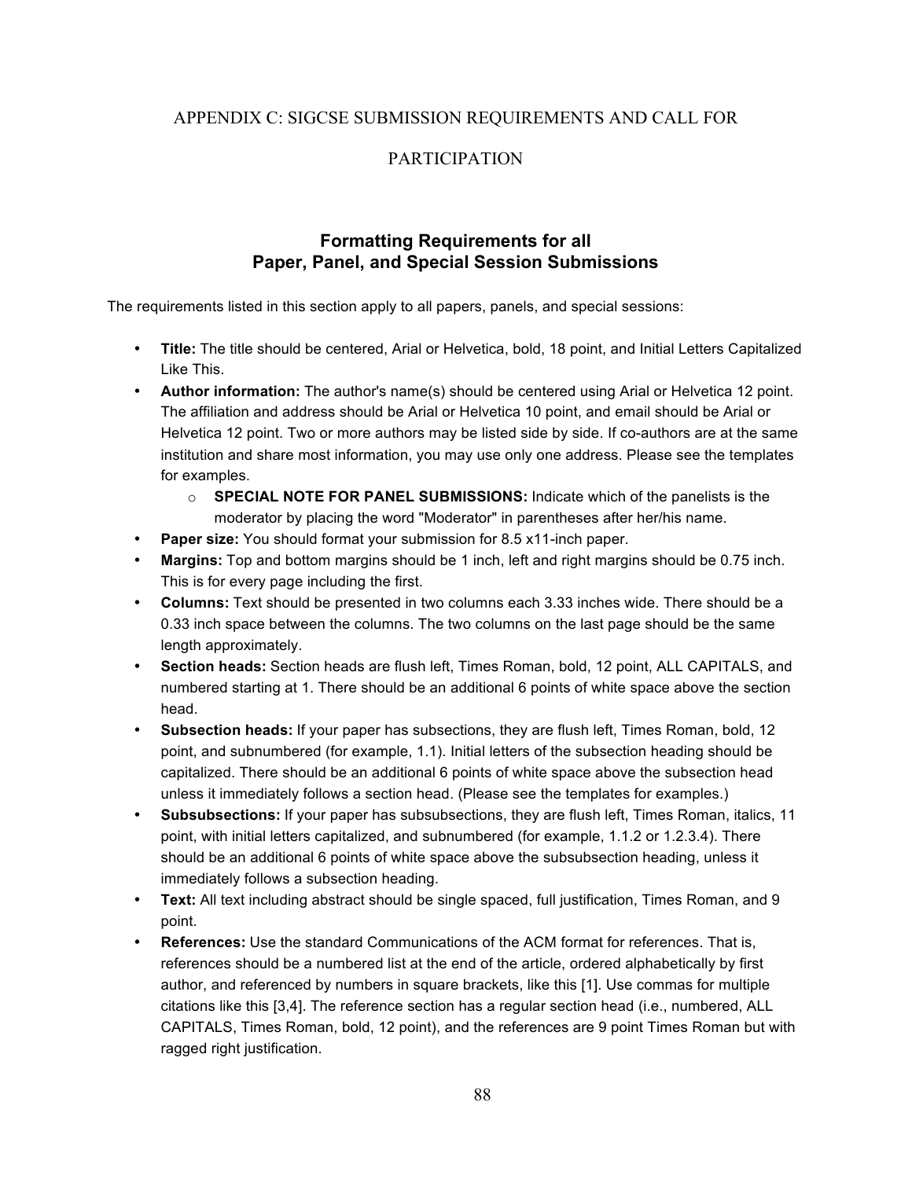# APPENDIX C: SIGCSE SUBMISSION REQUIREMENTS AND CALL FOR PARTICIPATION

## Formatting Requirements for all Paper, Panel, and Special Session Submissions

The requirements listed in this section apply to all papers, panels, and special sessions:

- **Title:** The title should be centered, Arial or Helvetica, bold, 18 point, and Initial Letters Capitalized Like This.
- **Author information:** The author's name(s) should be centered using Arial or Helvetica 12 point. The affiliation and address should be Arial or Helvetica 10 point, and email should be Arial or Helvetica 12 point. Two or more authors may be listed side by side. If co-authors are at the same institution and share most information, you may use only one address. Please see the templates for examples.
    - **SPECIAL NOTE FOR PANEL SUBMISSIONS:** Indicate which of the panelists is the moderator by placing the word "Moderator" in parentheses after her/his name.
- **Paper size:** You should format your submission for 8.5 x11-inch paper.
- **Margins:** Top and bottom margins should be 1 inch, left and right margins should be 0.75 inch. This is for every page including the first.
- **Columns:** Text should be presented in two columns each 3.33 inches wide. There should be a 0.33 inch space between the columns. The two columns on the last page should be the same length approximately.
- **Section heads:** Section heads are flush left, Times Roman, bold, 12 point, ALL CAPITALS, and numbered starting at 1. There should be an additional 6 points of white space above the section head.
- **Subsection heads:** If your paper has subsections, they are flush left, Times Roman, bold, 12 point, and subnumbered (for example, 1.1). Initial letters of the subsection heading should be capitalized. There should be an additional 6 points of white space above the subsection head unless it immediately follows a section head. (Please see the templates for examples.)
- **Subsubsections:** If your paper has subsubsections, they are flush left, Times Roman, italics, 11 point, with initial letters capitalized, and subnumbered (for example, 1.1.2 or 1.2.3.4). There should be an additional 6 points of white space above the subsubsection heading, unless it immediately follows a subsection heading.
- **Text:** All text including abstract should be single spaced, full justification, Times Roman, and 9 point.
- **References:** Use the standard Communications of the ACM format for references. That is, references should be a numbered list at the end of the article, ordered alphabetically by first author, and referenced by numbers in square brackets, like this [1]. Use commas for multiple citations like this [3,4]. The reference section has a regular section head (i.e., numbered, ALL CAPITALS, Times Roman, bold, 12 point), and the references are 9 point Times Roman but with ragged right justification.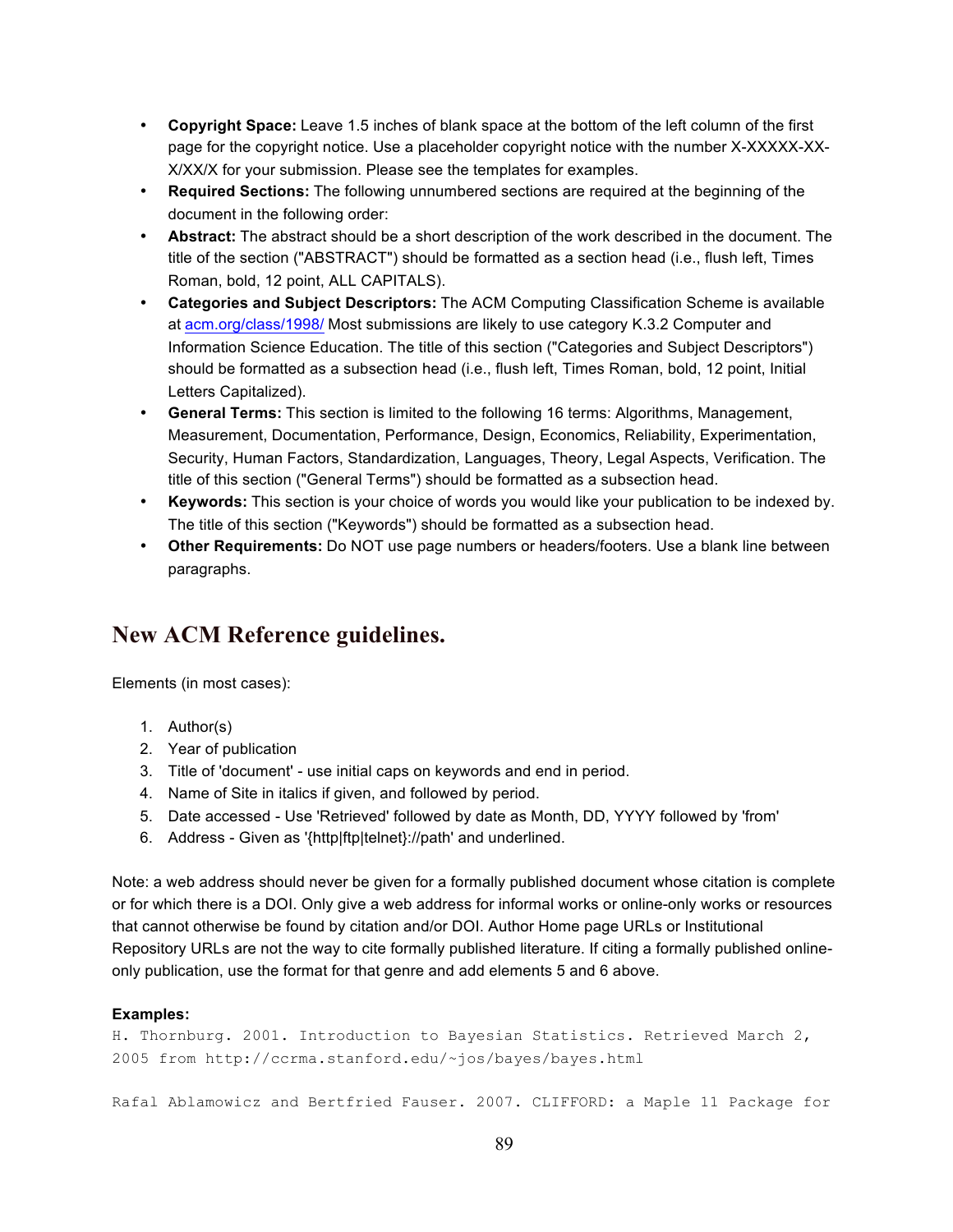- **Copyright Space:** Leave 1.5 inches of blank space at the bottom of the left column of the first page for the copyright notice. Use a placeholder copyright notice with the number X-XXXXX-XX-X/XX/X for your submission. Please see the templates for examples.
- **Required Sections:** The following unnumbered sections are required at the beginning of the document in the following order:
- **Abstract:** The abstract should be a short description of the work described in the document. The title of the section ("ABSTRACT") should be formatted as a section head (i.e., flush left, Times Roman, bold, 12 point, ALL CAPITALS).
- **Categories and Subject Descriptors:** The ACM Computing Classification Scheme is available at acm.org/class/1998/ Most submissions are likely to use category K.3.2 Computer and Information Science Education. The title of this section ("Categories and Subject Descriptors") should be formatted as a subsection head (i.e., flush left, Times Roman, bold, 12 point, Initial Letters Capitalized).
- **General Terms:** This section is limited to the following 16 terms: Algorithms, Management, Measurement, Documentation, Performance, Design, Economics, Reliability, Experimentation, Security, Human Factors, Standardization, Languages, Theory, Legal Aspects, Verification. The title of this section ("General Terms") should be formatted as a subsection head.
- **Keywords:** This section is your choice of words you would like your publication to be indexed by. The title of this section ("Keywords") should be formatted as a subsection head.
- **Other Requirements:** Do NOT use page numbers or headers/footers. Use a blank line between paragraphs.

## New ACM Reference guidelines.

Elements (in most cases):

1. Author(s)
2. Year of publication
3. Title of 'document' - use initial caps on keywords and end in period.
4. Name of Site in italics if given, and followed by period.
5. Date accessed - Use 'Retrieved' followed by date as Month, DD, YYYY followed by 'from'
6. Address - Given as '{http|ftp|telnet}://path' and underlined.

Note: a web address should never be given for a formally published document whose citation is complete or for which there is a DOI. Only give a web address for informal works or online-only works or resources that cannot otherwise be found by citation and/or DOI. Author Home page URLs or Institutional Repository URLs are not the way to cite formally published literature. If citing a formally published online-only publication, use the format for that genre and add elements 5 and 6 above.

**Examples:**

```
H. Thornburg. 2001. Introduction to Bayesian Statistics. Retrieved March 2,
2005 from http://ccrma.stanford.edu/~jos/bayes/bayes.html

Rafal Ablamowicz and Bertfried Fauser. 2007. CLIFFORD: a Maple 11 Package for
```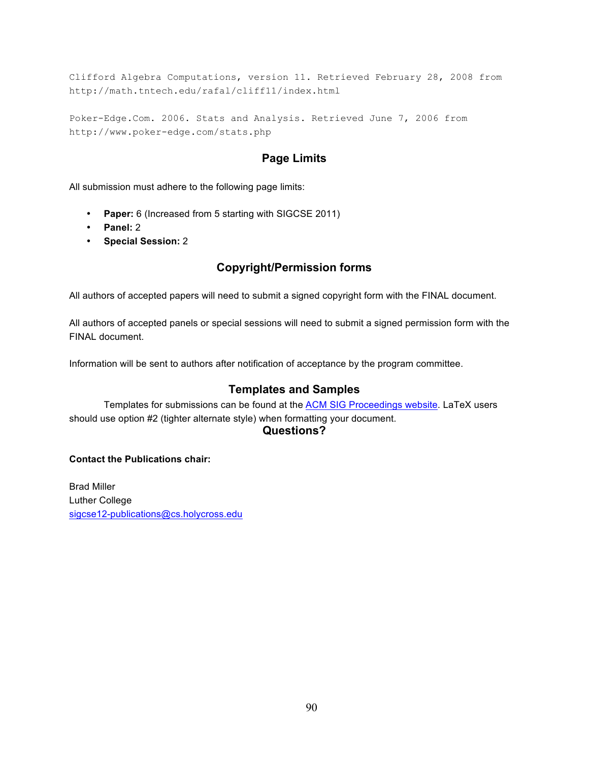```
Clifford Algebra Computations, version 11. Retrieved February 28, 2008 from
http://math.tntech.edu/rafal/cliff11/index.html

Poker-Edge.Com. 2006. Stats and Analysis. Retrieved June 7, 2006 from
http://www.poker-edge.com/stats.php
```

## Page Limits

All submission must adhere to the following page limits:

- **Paper:** 6 (Increased from 5 starting with SIGCSE 2011)
- **Panel:** 2
- **Special Session:** 2

## Copyright/Permission forms

All authors of accepted papers will need to submit a signed copyright form with the FINAL document.

All authors of accepted panels or special sessions will need to submit a signed permission form with the FINAL document.

Information will be sent to authors after notification of acceptance by the program committee.

## Templates and Samples

Templates for submissions can be found at the ACM SIG Proceedings website. LaTeX users should use option #2 (tighter alternate style) when formatting your document.

## Questions?

**Contact the Publications chair:**

Brad Miller
Luther College
sigcse12-publications@cs.holycross.edu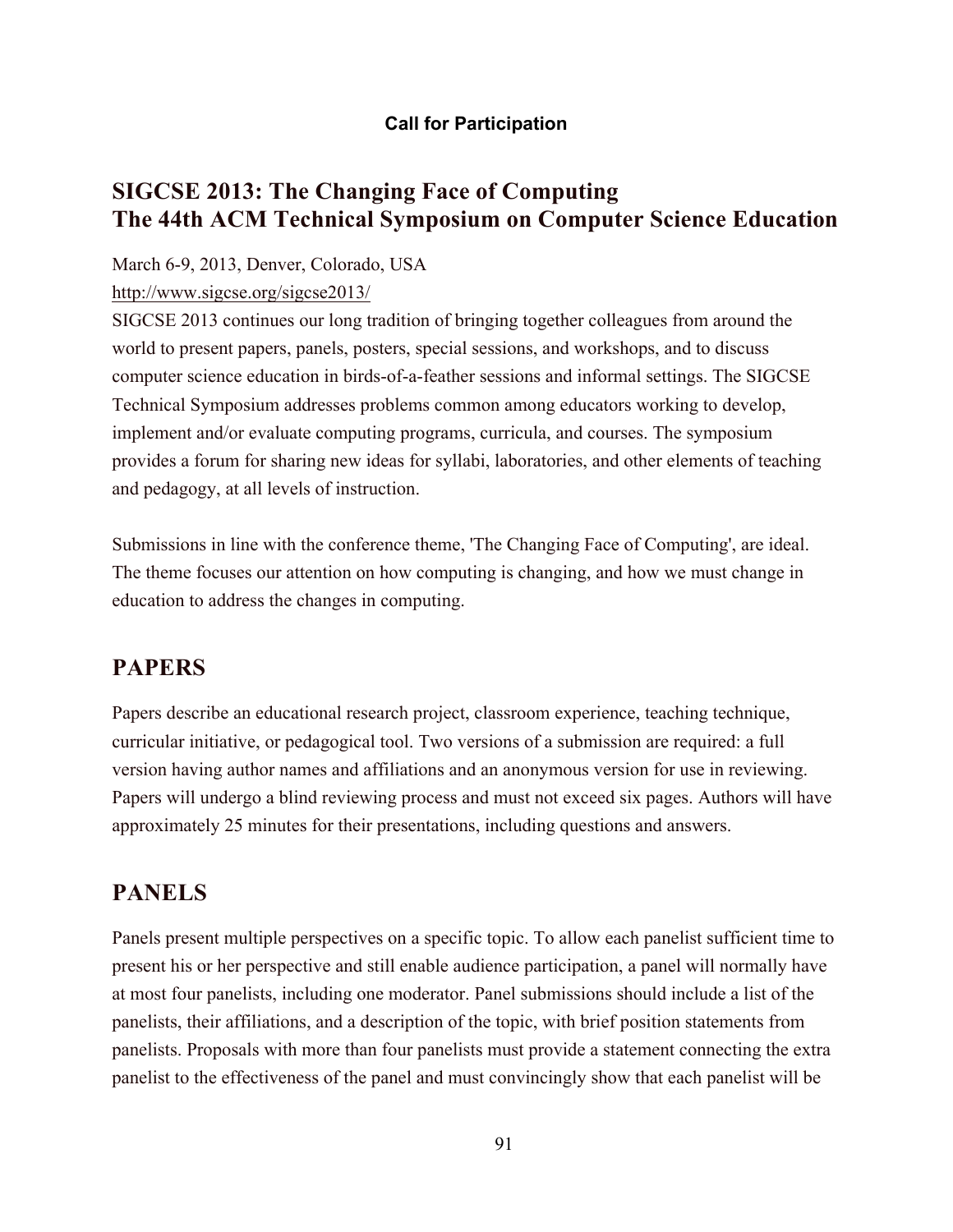**Call for Participation**

# SIGCSE 2013: The Changing Face of Computing
# The 44th ACM Technical Symposium on Computer Science Education

March 6-9, 2013, Denver, Colorado, USA
http://www.sigcse.org/sigcse2013/

SIGCSE 2013 continues our long tradition of bringing together colleagues from around the world to present papers, panels, posters, special sessions, and workshops, and to discuss computer science education in birds-of-a-feather sessions and informal settings. The SIGCSE Technical Symposium addresses problems common among educators working to develop, implement and/or evaluate computing programs, curricula, and courses. The symposium provides a forum for sharing new ideas for syllabi, laboratories, and other elements of teaching and pedagogy, at all levels of instruction.

Submissions in line with the conference theme, 'The Changing Face of Computing', are ideal. The theme focuses our attention on how computing is changing, and how we must change in education to address the changes in computing.

## PAPERS

Papers describe an educational research project, classroom experience, teaching technique, curricular initiative, or pedagogical tool. Two versions of a submission are required: a full version having author names and affiliations and an anonymous version for use in reviewing. Papers will undergo a blind reviewing process and must not exceed six pages. Authors will have approximately 25 minutes for their presentations, including questions and answers.

## PANELS

Panels present multiple perspectives on a specific topic. To allow each panelist sufficient time to present his or her perspective and still enable audience participation, a panel will normally have at most four panelists, including one moderator. Panel submissions should include a list of the panelists, their affiliations, and a description of the topic, with brief position statements from panelists. Proposals with more than four panelists must provide a statement connecting the extra panelist to the effectiveness of the panel and must convincingly show that each panelist will be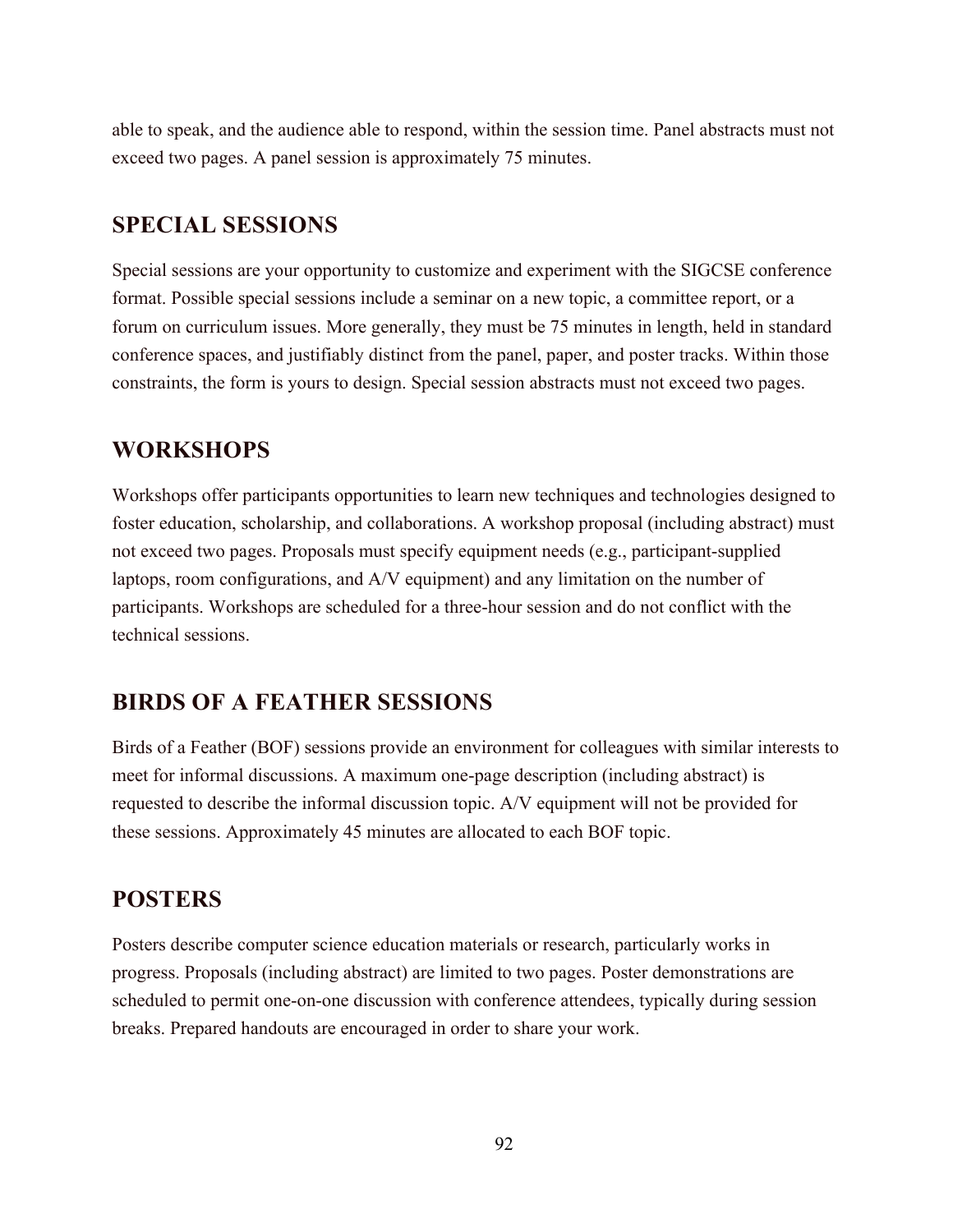able to speak, and the audience able to respond, within the session time. Panel abstracts must not exceed two pages. A panel session is approximately 75 minutes.

## SPECIAL SESSIONS

Special sessions are your opportunity to customize and experiment with the SIGCSE conference format. Possible special sessions include a seminar on a new topic, a committee report, or a forum on curriculum issues. More generally, they must be 75 minutes in length, held in standard conference spaces, and justifiably distinct from the panel, paper, and poster tracks. Within those constraints, the form is yours to design. Special session abstracts must not exceed two pages.

## WORKSHOPS

Workshops offer participants opportunities to learn new techniques and technologies designed to foster education, scholarship, and collaborations. A workshop proposal (including abstract) must not exceed two pages. Proposals must specify equipment needs (e.g., participant-supplied laptops, room configurations, and A/V equipment) and any limitation on the number of participants. Workshops are scheduled for a three-hour session and do not conflict with the technical sessions.

## BIRDS OF A FEATHER SESSIONS

Birds of a Feather (BOF) sessions provide an environment for colleagues with similar interests to meet for informal discussions. A maximum one-page description (including abstract) is requested to describe the informal discussion topic. A/V equipment will not be provided for these sessions. Approximately 45 minutes are allocated to each BOF topic.

## POSTERS

Posters describe computer science education materials or research, particularly works in progress. Proposals (including abstract) are limited to two pages. Poster demonstrations are scheduled to permit one-on-one discussion with conference attendees, typically during session breaks. Prepared handouts are encouraged in order to share your work.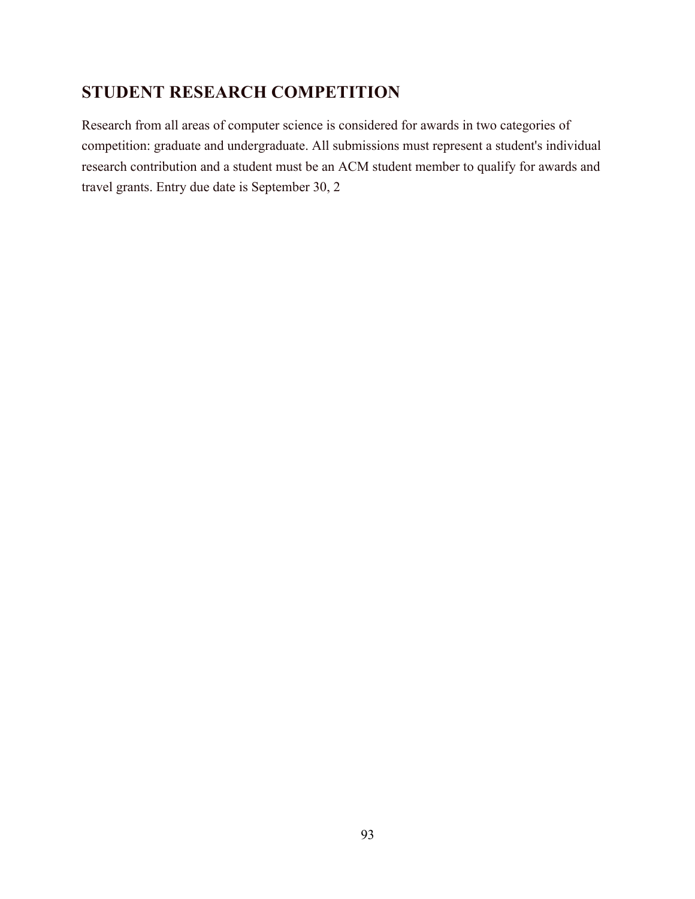## STUDENT RESEARCH COMPETITION

Research from all areas of computer science is considered for awards in two categories of competition: graduate and undergraduate. All submissions must represent a student's individual research contribution and a student must be an ACM student member to qualify for awards and travel grants. Entry due date is September 30, 2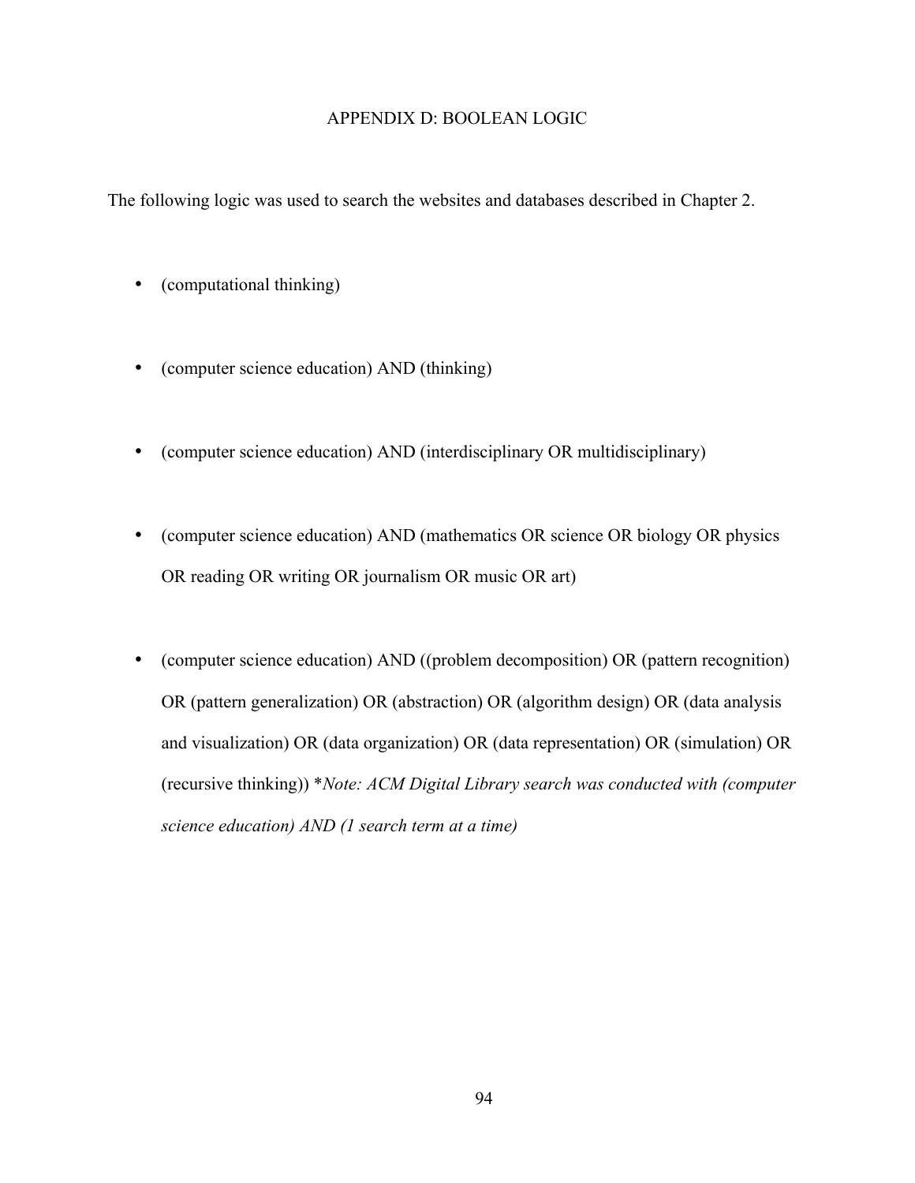# APPENDIX D: BOOLEAN LOGIC

The following logic was used to search the websites and databases described in Chapter 2.

- (computational thinking)
- (computer science education) AND (thinking)
- (computer science education) AND (interdisciplinary OR multidisciplinary)
- (computer science education) AND (mathematics OR science OR biology OR physics OR reading OR writing OR journalism OR music OR art)
- (computer science education) AND ((problem decomposition) OR (pattern recognition) OR (pattern generalization) OR (abstraction) OR (algorithm design) OR (data analysis and visualization) OR (data organization) OR (data representation) OR (simulation) OR (recursive thinking)) **Note: ACM Digital Library search was conducted with (computer science education) AND (1 search term at a time)*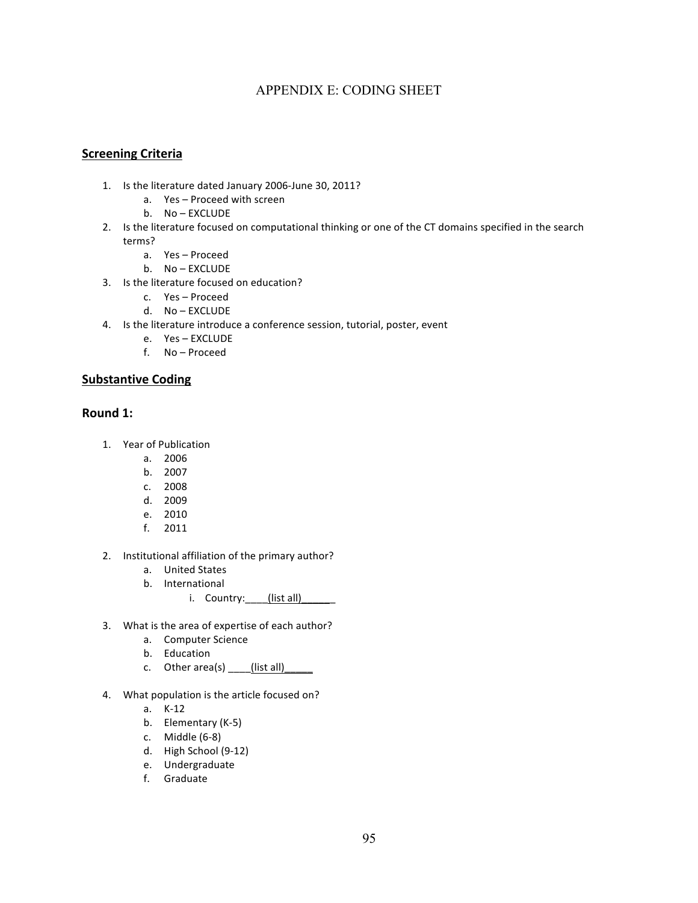# APPENDIX E: CODING SHEET

## Screening Criteria

1. Is the literature dated January 2006-June 30, 2011?
    a. Yes – Proceed with screen
    b. No – EXCLUDE
2. Is the literature focused on computational thinking or one of the CT domains specified in the search terms?
    a. Yes – Proceed
    b. No – EXCLUDE
3. Is the literature focused on education?
    c. Yes – Proceed
    d. No – EXCLUDE
4. Is the literature introduce a conference session, tutorial, poster, event
    e. Yes – EXCLUDE
    f. No – Proceed

## Substantive Coding

### Round 1:

1. Year of Publication
    a. 2006
    b. 2007
    c. 2008
    d. 2009
    e. 2010
    f. 2011

2. Institutional affiliation of the primary author?
    a. United States
    b. International
        i. Country:____(list all)______

3. What is the area of expertise of each author?
    a. Computer Science
    b. Education
    c. Other area(s) ____(list all)_____

4. What population is the article focused on?
    a. K-12
    b. Elementary (K-5)
    c. Middle (6-8)
    d. High School (9-12)
    e. Undergraduate
    f. Graduate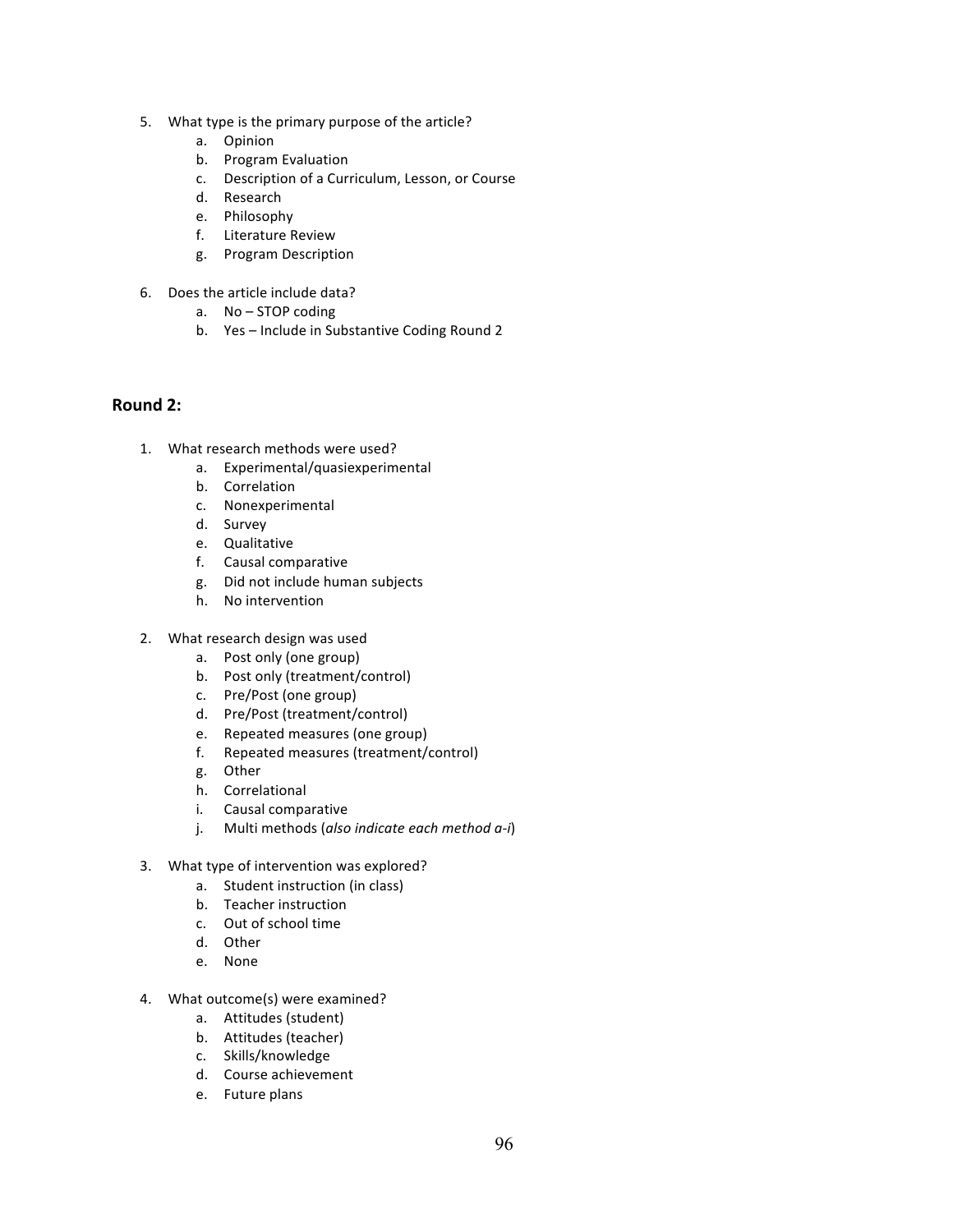5. What type is the primary purpose of the article?
    a. Opinion
    b. Program Evaluation
    c. Description of a Curriculum, Lesson, or Course
    d. Research
    e. Philosophy
    f. Literature Review
    g. Program Description

6. Does the article include data?
    a. No – STOP coding
    b. Yes – Include in Substantive Coding Round 2

## Round 2:

1. What research methods were used?
    a. Experimental/quasiexperimental
    b. Correlation
    c. Nonexperimental
    d. Survey
    e. Qualitative
    f. Causal comparative
    g. Did not include human subjects
    h. No intervention

2. What research design was used
    a. Post only (one group)
    b. Post only (treatment/control)
    c. Pre/Post (one group)
    d. Pre/Post (treatment/control)
    e. Repeated measures (one group)
    f. Repeated measures (treatment/control)
    g. Other
    h. Correlational
    i. Causal comparative
    j. Multi methods (*also indicate each method a-i*)

3. What type of intervention was explored?
    a. Student instruction (in class)
    b. Teacher instruction
    c. Out of school time
    d. Other
    e. None

4. What outcome(s) were examined?
    a. Attitudes (student)
    b. Attitudes (teacher)
    c. Skills/knowledge
    d. Course achievement
    e. Future plans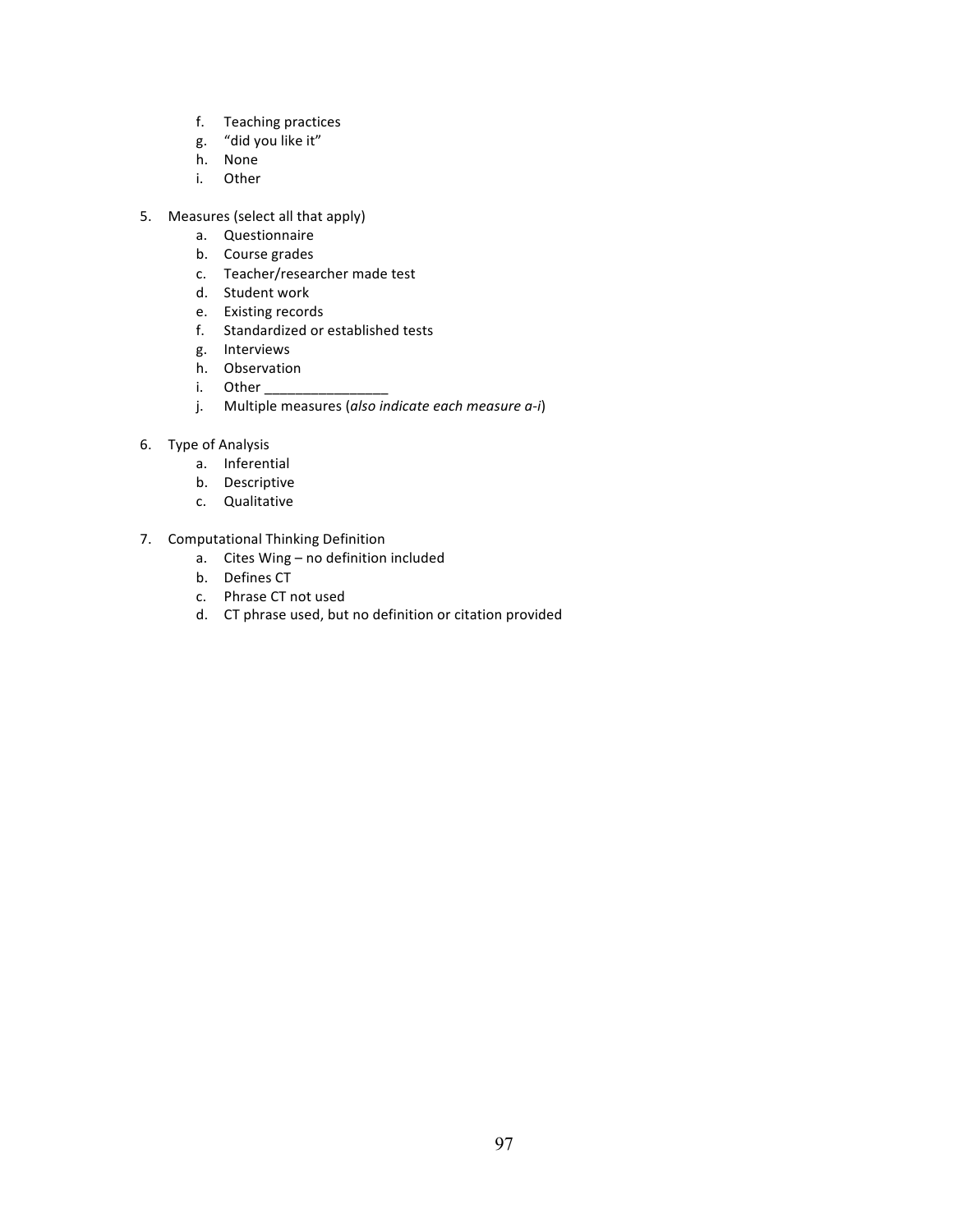f. Teaching practices
   g. “did you like it”
   h. None
   i. Other

5. Measures (select all that apply)
   a. Questionnaire
   b. Course grades
   c. Teacher/researcher made test
   d. Student work
   e. Existing records
   f. Standardized or established tests
   g. Interviews
   h. Observation
   i. Other ________________
   j. Multiple measures (*also indicate each measure a-i*)

6. Type of Analysis
   a. Inferential
   b. Descriptive
   c. Qualitative

7. Computational Thinking Definition
   a. Cites Wing – no definition included
   b. Defines CT
   c. Phrase CT not used
   d. CT phrase used, but no definition or citation provided